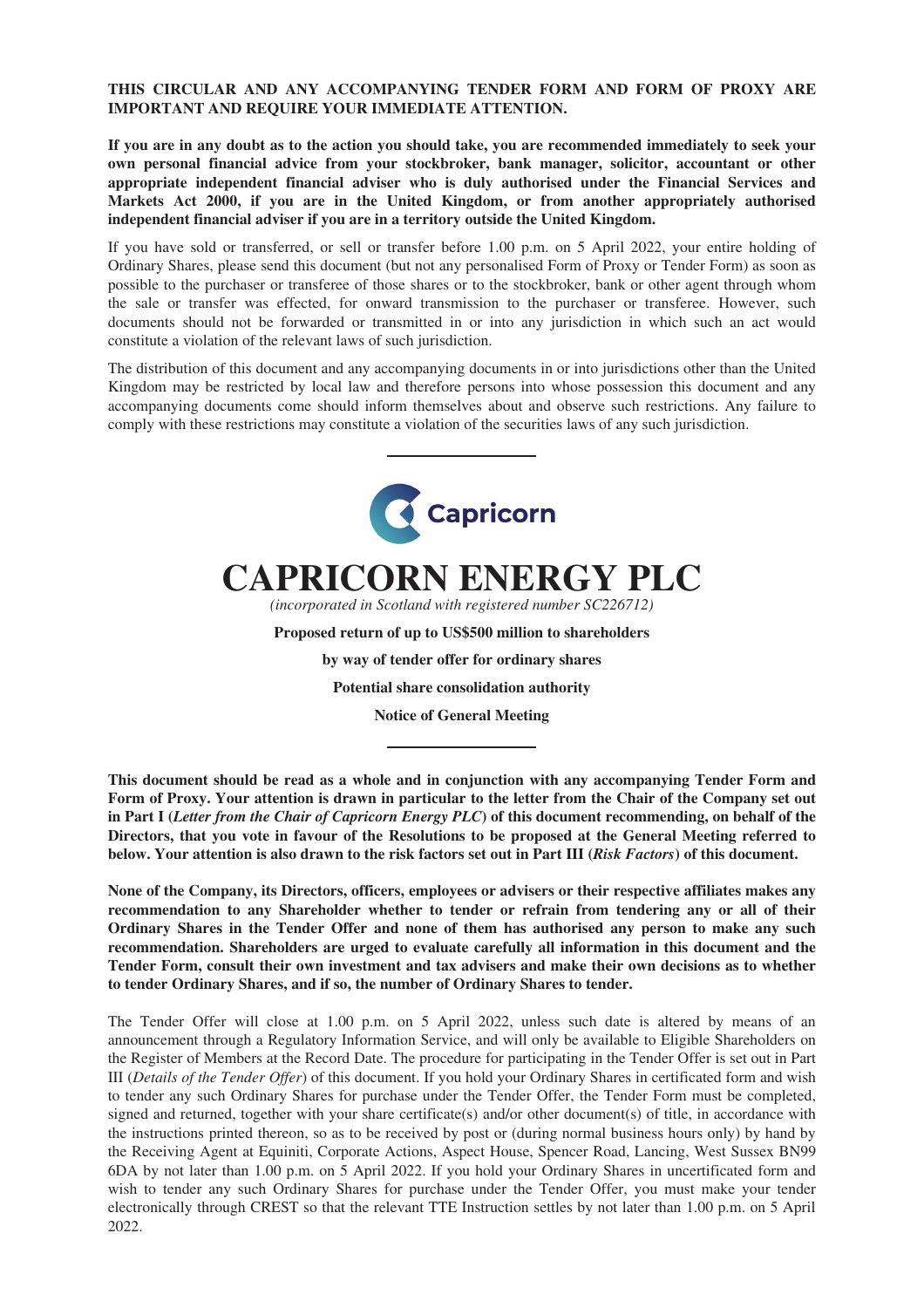**THIS CIRCULAR AND ANY ACCOMPANYING TENDER FORM AND FORM OF PROXY ARE IMPORTANT AND REQUIRE YOUR IMMEDIATE ATTENTION.**

**If you are in any doubt as to the action you should take, you are recommended immediately to seek your own personal financial advice from your stockbroker, bank manager, solicitor, accountant or other appropriate independent financial adviser who is duly authorised under the Financial Services and Markets Act 2000, if you are in the United Kingdom, or from another appropriately authorised independent financial adviser if you are in a territory outside the United Kingdom.**

If you have sold or transferred, or sell or transfer before 1.00 p.m. on 5 April 2022, your entire holding of Ordinary Shares, please send this document (but not any personalised Form of Proxy or Tender Form) as soon as possible to the purchaser or transferee of those shares or to the stockbroker, bank or other agent through whom the sale or transfer was effected, for onward transmission to the purchaser or transferee. However, such documents should not be forwarded or transmitted in or into any jurisdiction in which such an act would constitute a violation of the relevant laws of such jurisdiction.

The distribution of this document and any accompanying documents in or into jurisdictions other than the United Kingdom may be restricted by local law and therefore persons into whose possession this document and any accompanying documents come should inform themselves about and observe such restrictions. Any failure to comply with these restrictions may constitute a violation of the securities laws of any such jurisdiction.

---

Capricorn

# CAPRICORN ENERGY PLC

*(incorporated in Scotland with registered number SC226712)*

**Proposed return of up to US$500 million to shareholders**

**by way of tender offer for ordinary shares**

**Potential share consolidation authority**

**Notice of General Meeting**

---

**This document should be read as a whole and in conjunction with any accompanying Tender Form and Form of Proxy. Your attention is drawn in particular to the letter from the Chair of the Company set out in Part I (*Letter from the Chair of Capricorn Energy PLC*) of this document recommending, on behalf of the Directors, that you vote in favour of the Resolutions to be proposed at the General Meeting referred to below. Your attention is also drawn to the risk factors set out in Part III (*Risk Factors*) of this document.**

**None of the Company, its Directors, officers, employees or advisers or their respective affiliates makes any recommendation to any Shareholder whether to tender or refrain from tendering any or all of their Ordinary Shares in the Tender Offer and none of them has authorised any person to make any such recommendation. Shareholders are urged to evaluate carefully all information in this document and the Tender Form, consult their own investment and tax advisers and make their own decisions as to whether to tender Ordinary Shares, and if so, the number of Ordinary Shares to tender.**

The Tender Offer will close at 1.00 p.m. on 5 April 2022, unless such date is altered by means of an announcement through a Regulatory Information Service, and will only be available to Eligible Shareholders on the Register of Members at the Record Date. The procedure for participating in the Tender Offer is set out in Part III (*Details of the Tender Offer*) of this document. If you hold your Ordinary Shares in certificated form and wish to tender any such Ordinary Shares for purchase under the Tender Offer, the Tender Form must be completed, signed and returned, together with your share certificate(s) and/or other document(s) of title, in accordance with the instructions printed thereon, so as to be received by post or (during normal business hours only) by hand by the Receiving Agent at Equiniti, Corporate Actions, Aspect House, Spencer Road, Lancing, West Sussex BN99 6DA by not later than 1.00 p.m. on 5 April 2022. If you hold your Ordinary Shares in uncertificated form and wish to tender any such Ordinary Shares for purchase under the Tender Offer, you must make your tender electronically through CREST so that the relevant TTE Instruction settles by not later than 1.00 p.m. on 5 April 2022.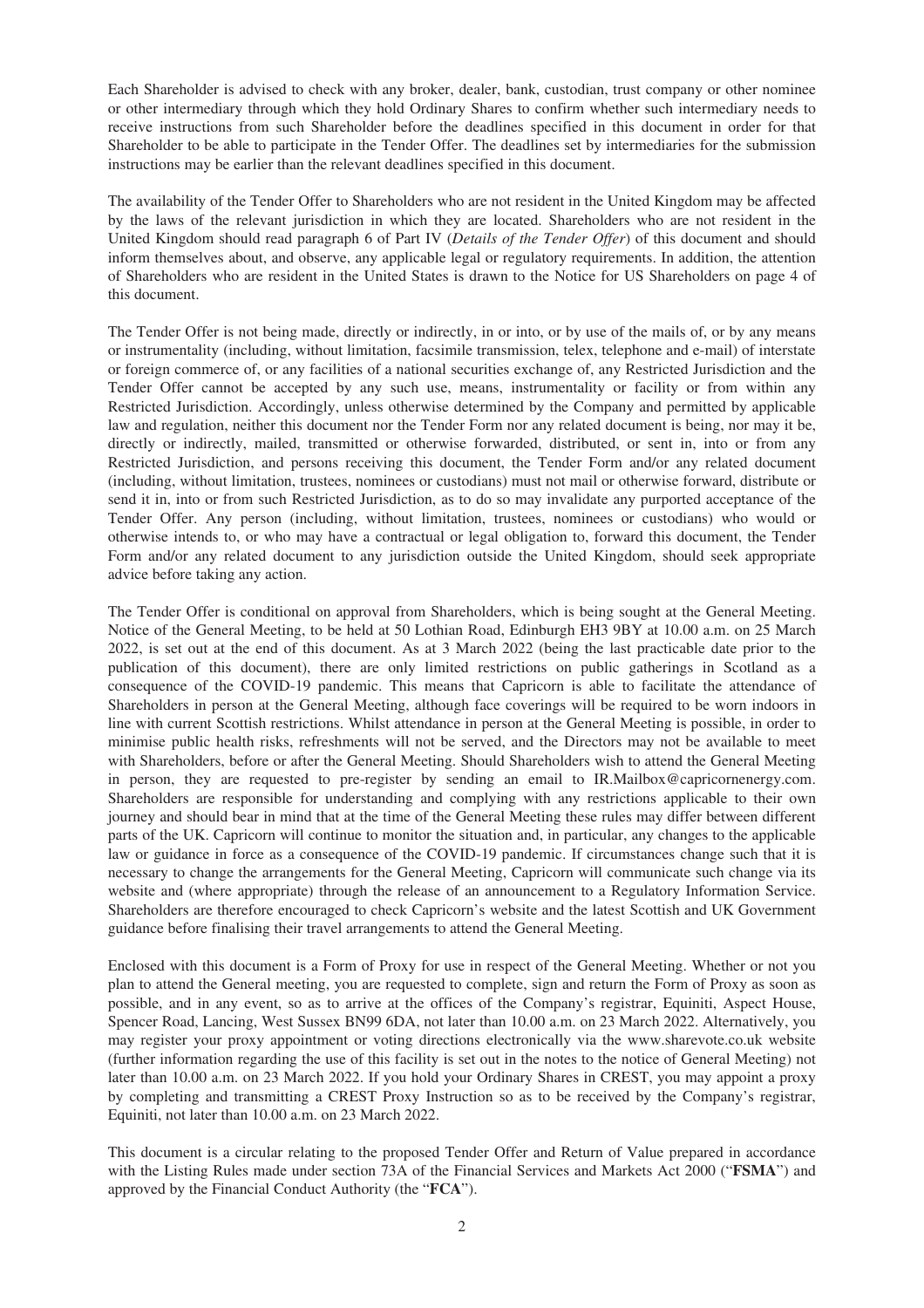Each Shareholder is advised to check with any broker, dealer, bank, custodian, trust company or other nominee or other intermediary through which they hold Ordinary Shares to confirm whether such intermediary needs to receive instructions from such Shareholder before the deadlines specified in this document in order for that Shareholder to be able to participate in the Tender Offer. The deadlines set by intermediaries for the submission instructions may be earlier than the relevant deadlines specified in this document.

The availability of the Tender Offer to Shareholders who are not resident in the United Kingdom may be affected by the laws of the relevant jurisdiction in which they are located. Shareholders who are not resident in the United Kingdom should read paragraph 6 of Part IV (*Details of the Tender Offer*) of this document and should inform themselves about, and observe, any applicable legal or regulatory requirements. In addition, the attention of Shareholders who are resident in the United States is drawn to the Notice for US Shareholders on page 4 of this document.

The Tender Offer is not being made, directly or indirectly, in or into, or by use of the mails of, or by any means or instrumentality (including, without limitation, facsimile transmission, telex, telephone and e-mail) of interstate or foreign commerce of, or any facilities of a national securities exchange of, any Restricted Jurisdiction and the Tender Offer cannot be accepted by any such use, means, instrumentality or facility or from within any Restricted Jurisdiction. Accordingly, unless otherwise determined by the Company and permitted by applicable law and regulation, neither this document nor the Tender Form nor any related document is being, nor may it be, directly or indirectly, mailed, transmitted or otherwise forwarded, distributed, or sent in, into or from any Restricted Jurisdiction, and persons receiving this document, the Tender Form and/or any related document (including, without limitation, trustees, nominees or custodians) must not mail or otherwise forward, distribute or send it in, into or from such Restricted Jurisdiction, as to do so may invalidate any purported acceptance of the Tender Offer. Any person (including, without limitation, trustees, nominees or custodians) who would or otherwise intends to, or who may have a contractual or legal obligation to, forward this document, the Tender Form and/or any related document to any jurisdiction outside the United Kingdom, should seek appropriate advice before taking any action.

The Tender Offer is conditional on approval from Shareholders, which is being sought at the General Meeting. Notice of the General Meeting, to be held at 50 Lothian Road, Edinburgh EH3 9BY at 10.00 a.m. on 25 March 2022, is set out at the end of this document. As at 3 March 2022 (being the last practicable date prior to the publication of this document), there are only limited restrictions on public gatherings in Scotland as a consequence of the COVID-19 pandemic. This means that Capricorn is able to facilitate the attendance of Shareholders in person at the General Meeting, although face coverings will be required to be worn indoors in line with current Scottish restrictions. Whilst attendance in person at the General Meeting is possible, in order to minimise public health risks, refreshments will not be served, and the Directors may not be available to meet with Shareholders, before or after the General Meeting. Should Shareholders wish to attend the General Meeting in person, they are requested to pre-register by sending an email to IR.Mailbox@capricornenergy.com. Shareholders are responsible for understanding and complying with any restrictions applicable to their own journey and should bear in mind that at the time of the General Meeting these rules may differ between different parts of the UK. Capricorn will continue to monitor the situation and, in particular, any changes to the applicable law or guidance in force as a consequence of the COVID-19 pandemic. If circumstances change such that it is necessary to change the arrangements for the General Meeting, Capricorn will communicate such change via its website and (where appropriate) through the release of an announcement to a Regulatory Information Service. Shareholders are therefore encouraged to check Capricorn's website and the latest Scottish and UK Government guidance before finalising their travel arrangements to attend the General Meeting.

Enclosed with this document is a Form of Proxy for use in respect of the General Meeting. Whether or not you plan to attend the General meeting, you are requested to complete, sign and return the Form of Proxy as soon as possible, and in any event, so as to arrive at the offices of the Company's registrar, Equiniti, Aspect House, Spencer Road, Lancing, West Sussex BN99 6DA, not later than 10.00 a.m. on 23 March 2022. Alternatively, you may register your proxy appointment or voting directions electronically via the www.sharevote.co.uk website (further information regarding the use of this facility is set out in the notes to the notice of General Meeting) not later than 10.00 a.m. on 23 March 2022. If you hold your Ordinary Shares in CREST, you may appoint a proxy by completing and transmitting a CREST Proxy Instruction so as to be received by the Company's registrar, Equiniti, not later than 10.00 a.m. on 23 March 2022.

This document is a circular relating to the proposed Tender Offer and Return of Value prepared in accordance with the Listing Rules made under section 73A of the Financial Services and Markets Act 2000 ("**FSMA**") and approved by the Financial Conduct Authority (the "**FCA**").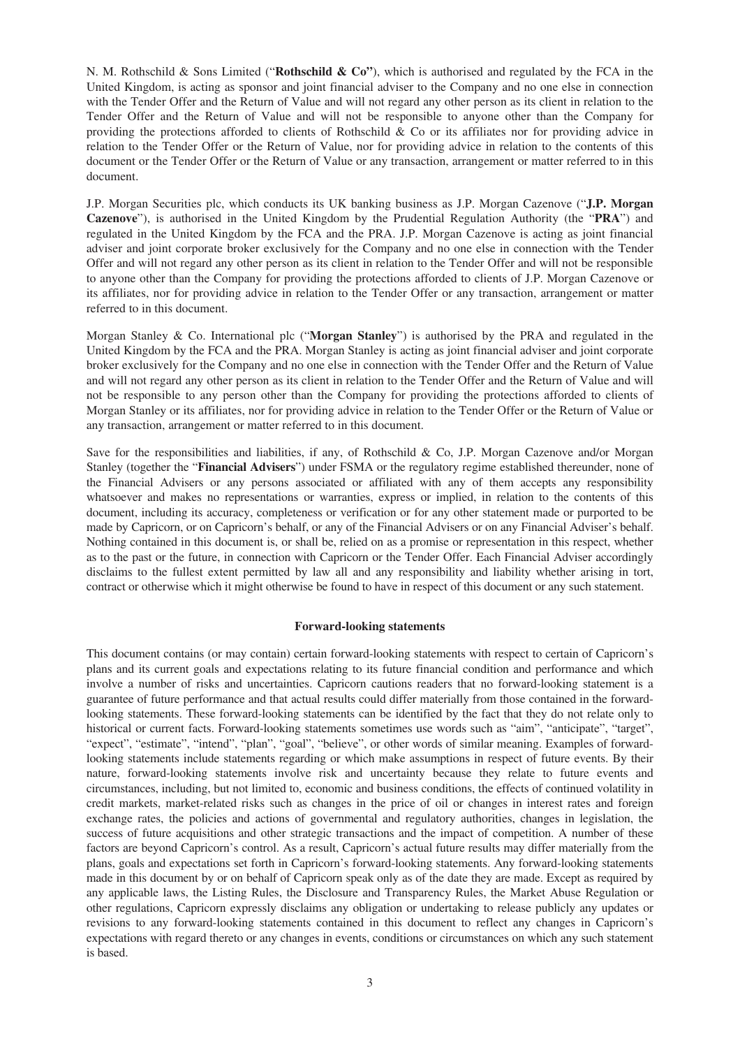N. M. Rothschild & Sons Limited ("**Rothschild & Co"**), which is authorised and regulated by the FCA in the United Kingdom, is acting as sponsor and joint financial adviser to the Company and no one else in connection with the Tender Offer and the Return of Value and will not regard any other person as its client in relation to the Tender Offer and the Return of Value and will not be responsible to anyone other than the Company for providing the protections afforded to clients of Rothschild & Co or its affiliates nor for providing advice in relation to the Tender Offer or the Return of Value, nor for providing advice in relation to the contents of this document or the Tender Offer or the Return of Value or any transaction, arrangement or matter referred to in this document.

J.P. Morgan Securities plc, which conducts its UK banking business as J.P. Morgan Cazenove ("**J.P. Morgan Cazenove**"), is authorised in the United Kingdom by the Prudential Regulation Authority (the "**PRA**") and regulated in the United Kingdom by the FCA and the PRA. J.P. Morgan Cazenove is acting as joint financial adviser and joint corporate broker exclusively for the Company and no one else in connection with the Tender Offer and will not regard any other person as its client in relation to the Tender Offer and will not be responsible to anyone other than the Company for providing the protections afforded to clients of J.P. Morgan Cazenove or its affiliates, nor for providing advice in relation to the Tender Offer or any transaction, arrangement or matter referred to in this document.

Morgan Stanley & Co. International plc ("**Morgan Stanley**") is authorised by the PRA and regulated in the United Kingdom by the FCA and the PRA. Morgan Stanley is acting as joint financial adviser and joint corporate broker exclusively for the Company and no one else in connection with the Tender Offer and the Return of Value and will not regard any other person as its client in relation to the Tender Offer and the Return of Value and will not be responsible to any person other than the Company for providing the protections afforded to clients of Morgan Stanley or its affiliates, nor for providing advice in relation to the Tender Offer or the Return of Value or any transaction, arrangement or matter referred to in this document.

Save for the responsibilities and liabilities, if any, of Rothschild & Co, J.P. Morgan Cazenove and/or Morgan Stanley (together the "**Financial Advisers**") under FSMA or the regulatory regime established thereunder, none of the Financial Advisers or any persons associated or affiliated with any of them accepts any responsibility whatsoever and makes no representations or warranties, express or implied, in relation to the contents of this document, including its accuracy, completeness or verification or for any other statement made or purported to be made by Capricorn, or on Capricorn's behalf, or any of the Financial Advisers or on any Financial Adviser's behalf. Nothing contained in this document is, or shall be, relied on as a promise or representation in this respect, whether as to the past or the future, in connection with Capricorn or the Tender Offer. Each Financial Adviser accordingly disclaims to the fullest extent permitted by law all and any responsibility and liability whether arising in tort, contract or otherwise which it might otherwise be found to have in respect of this document or any such statement.

## Forward-looking statements

This document contains (or may contain) certain forward-looking statements with respect to certain of Capricorn's plans and its current goals and expectations relating to its future financial condition and performance and which involve a number of risks and uncertainties. Capricorn cautions readers that no forward-looking statement is a guarantee of future performance and that actual results could differ materially from those contained in the forward-looking statements. These forward-looking statements can be identified by the fact that they do not relate only to historical or current facts. Forward-looking statements sometimes use words such as "aim", "anticipate", "target", "expect", "estimate", "intend", "plan", "goal", "believe", or other words of similar meaning. Examples of forward-looking statements include statements regarding or which make assumptions in respect of future events. By their nature, forward-looking statements involve risk and uncertainty because they relate to future events and circumstances, including, but not limited to, economic and business conditions, the effects of continued volatility in credit markets, market-related risks such as changes in the price of oil or changes in interest rates and foreign exchange rates, the policies and actions of governmental and regulatory authorities, changes in legislation, the success of future acquisitions and other strategic transactions and the impact of competition. A number of these factors are beyond Capricorn's control. As a result, Capricorn's actual future results may differ materially from the plans, goals and expectations set forth in Capricorn's forward-looking statements. Any forward-looking statements made in this document by or on behalf of Capricorn speak only as of the date they are made. Except as required by any applicable laws, the Listing Rules, the Disclosure and Transparency Rules, the Market Abuse Regulation or other regulations, Capricorn expressly disclaims any obligation or undertaking to release publicly any updates or revisions to any forward-looking statements contained in this document to reflect any changes in Capricorn's expectations with regard thereto or any changes in events, conditions or circumstances on which any such statement is based.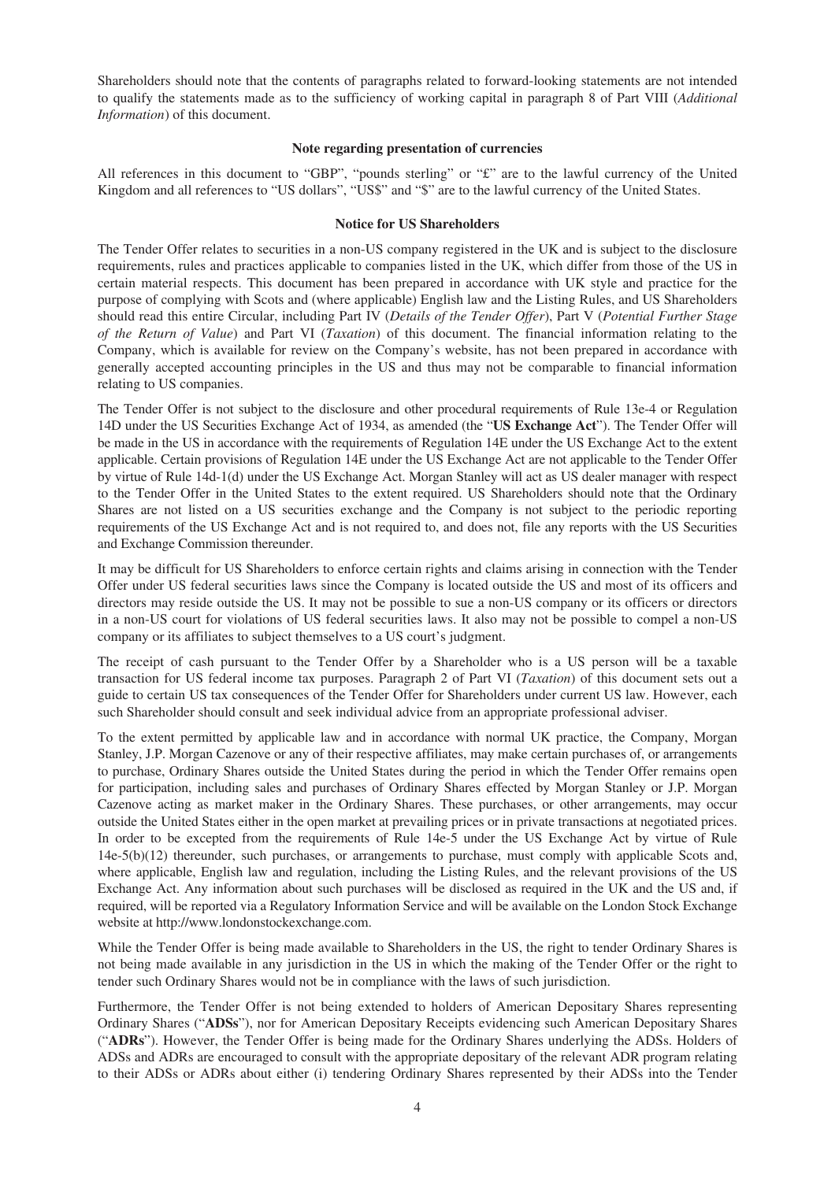Shareholders should note that the contents of paragraphs related to forward-looking statements are not intended to qualify the statements made as to the sufficiency of working capital in paragraph 8 of Part VIII (*Additional Information*) of this document.

**Note regarding presentation of currencies**

All references in this document to "GBP", "pounds sterling" or "£" are to the lawful currency of the United Kingdom and all references to "US dollars", "US$" and "$" are to the lawful currency of the United States.

**Notice for US Shareholders**

The Tender Offer relates to securities in a non-US company registered in the UK and is subject to the disclosure requirements, rules and practices applicable to companies listed in the UK, which differ from those of the US in certain material respects. This document has been prepared in accordance with UK style and practice for the purpose of complying with Scots and (where applicable) English law and the Listing Rules, and US Shareholders should read this entire Circular, including Part IV (*Details of the Tender Offer*), Part V (*Potential Further Stage of the Return of Value*) and Part VI (*Taxation*) of this document. The financial information relating to the Company, which is available for review on the Company's website, has not been prepared in accordance with generally accepted accounting principles in the US and thus may not be comparable to financial information relating to US companies.

The Tender Offer is not subject to the disclosure and other procedural requirements of Rule 13e-4 or Regulation 14D under the US Securities Exchange Act of 1934, as amended (the "**US Exchange Act**"). The Tender Offer will be made in the US in accordance with the requirements of Regulation 14E under the US Exchange Act to the extent applicable. Certain provisions of Regulation 14E under the US Exchange Act are not applicable to the Tender Offer by virtue of Rule 14d-1(d) under the US Exchange Act. Morgan Stanley will act as US dealer manager with respect to the Tender Offer in the United States to the extent required. US Shareholders should note that the Ordinary Shares are not listed on a US securities exchange and the Company is not subject to the periodic reporting requirements of the US Exchange Act and is not required to, and does not, file any reports with the US Securities and Exchange Commission thereunder.

It may be difficult for US Shareholders to enforce certain rights and claims arising in connection with the Tender Offer under US federal securities laws since the Company is located outside the US and most of its officers and directors may reside outside the US. It may not be possible to sue a non-US company or its officers or directors in a non-US court for violations of US federal securities laws. It also may not be possible to compel a non-US company or its affiliates to subject themselves to a US court's judgment.

The receipt of cash pursuant to the Tender Offer by a Shareholder who is a US person will be a taxable transaction for US federal income tax purposes. Paragraph 2 of Part VI (*Taxation*) of this document sets out a guide to certain US tax consequences of the Tender Offer for Shareholders under current US law. However, each such Shareholder should consult and seek individual advice from an appropriate professional adviser.

To the extent permitted by applicable law and in accordance with normal UK practice, the Company, Morgan Stanley, J.P. Morgan Cazenove or any of their respective affiliates, may make certain purchases of, or arrangements to purchase, Ordinary Shares outside the United States during the period in which the Tender Offer remains open for participation, including sales and purchases of Ordinary Shares effected by Morgan Stanley or J.P. Morgan Cazenove acting as market maker in the Ordinary Shares. These purchases, or other arrangements, may occur outside the United States either in the open market at prevailing prices or in private transactions at negotiated prices. In order to be excepted from the requirements of Rule 14e-5 under the US Exchange Act by virtue of Rule 14e-5(b)(12) thereunder, such purchases, or arrangements to purchase, must comply with applicable Scots and, where applicable, English law and regulation, including the Listing Rules, and the relevant provisions of the US Exchange Act. Any information about such purchases will be disclosed as required in the UK and the US and, if required, will be reported via a Regulatory Information Service and will be available on the London Stock Exchange website at http://www.londonstockexchange.com.

While the Tender Offer is being made available to Shareholders in the US, the right to tender Ordinary Shares is not being made available in any jurisdiction in the US in which the making of the Tender Offer or the right to tender such Ordinary Shares would not be in compliance with the laws of such jurisdiction.

Furthermore, the Tender Offer is not being extended to holders of American Depositary Shares representing Ordinary Shares ("**ADSs**"), nor for American Depositary Receipts evidencing such American Depositary Shares ("**ADRs**"). However, the Tender Offer is being made for the Ordinary Shares underlying the ADSs. Holders of ADSs and ADRs are encouraged to consult with the appropriate depositary of the relevant ADR program relating to their ADSs or ADRs about either (i) tendering Ordinary Shares represented by their ADSs into the Tender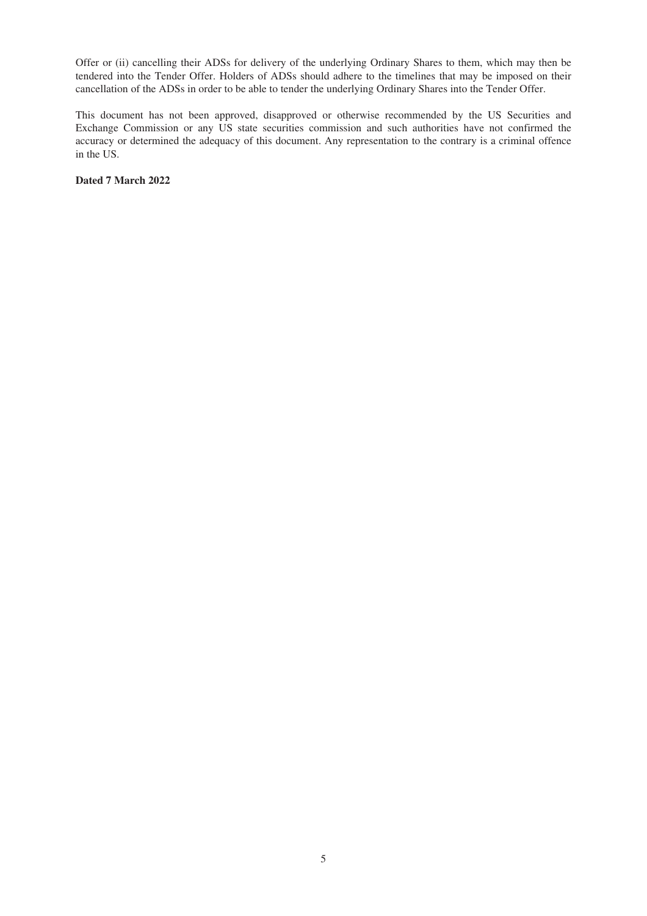Offer or (ii) cancelling their ADSs for delivery of the underlying Ordinary Shares to them, which may then be tendered into the Tender Offer. Holders of ADSs should adhere to the timelines that may be imposed on their cancellation of the ADSs in order to be able to tender the underlying Ordinary Shares into the Tender Offer.

This document has not been approved, disapproved or otherwise recommended by the US Securities and Exchange Commission or any US state securities commission and such authorities have not confirmed the accuracy or determined the adequacy of this document. Any representation to the contrary is a criminal offence in the US.

**Dated 7 March 2022**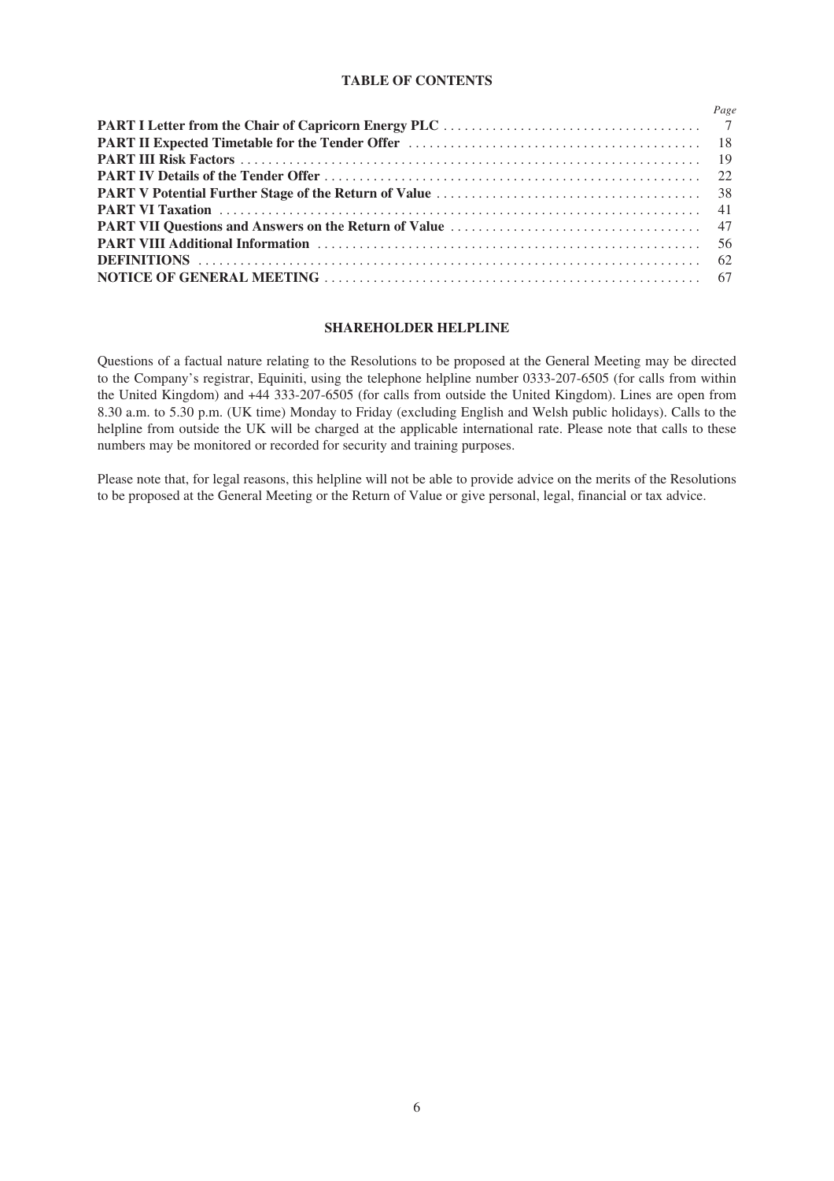# TABLE OF CONTENTS

| | Page |
|---|---|
| **PART I Letter from the Chair of Capricorn Energy PLC** | 7 |
| **PART II Expected Timetable for the Tender Offer** | 18 |
| **PART III Risk Factors** | 19 |
| **PART IV Details of the Tender Offer** | 22 |
| **PART V Potential Further Stage of the Return of Value** | 38 |
| **PART VI Taxation** | 41 |
| **PART VII Questions and Answers on the Return of Value** | 47 |
| **PART VIII Additional Information** | 56 |
| **DEFINITIONS** | 62 |
| **NOTICE OF GENERAL MEETING** | 67 |

## SHAREHOLDER HELPLINE

Questions of a factual nature relating to the Resolutions to be proposed at the General Meeting may be directed to the Company's registrar, Equiniti, using the telephone helpline number 0333-207-6505 (for calls from within the United Kingdom) and +44 333-207-6505 (for calls from outside the United Kingdom). Lines are open from 8.30 a.m. to 5.30 p.m. (UK time) Monday to Friday (excluding English and Welsh public holidays). Calls to the helpline from outside the UK will be charged at the applicable international rate. Please note that calls to these numbers may be monitored or recorded for security and training purposes.

Please note that, for legal reasons, this helpline will not be able to provide advice on the merits of the Resolutions to be proposed at the General Meeting or the Return of Value or give personal, legal, financial or tax advice.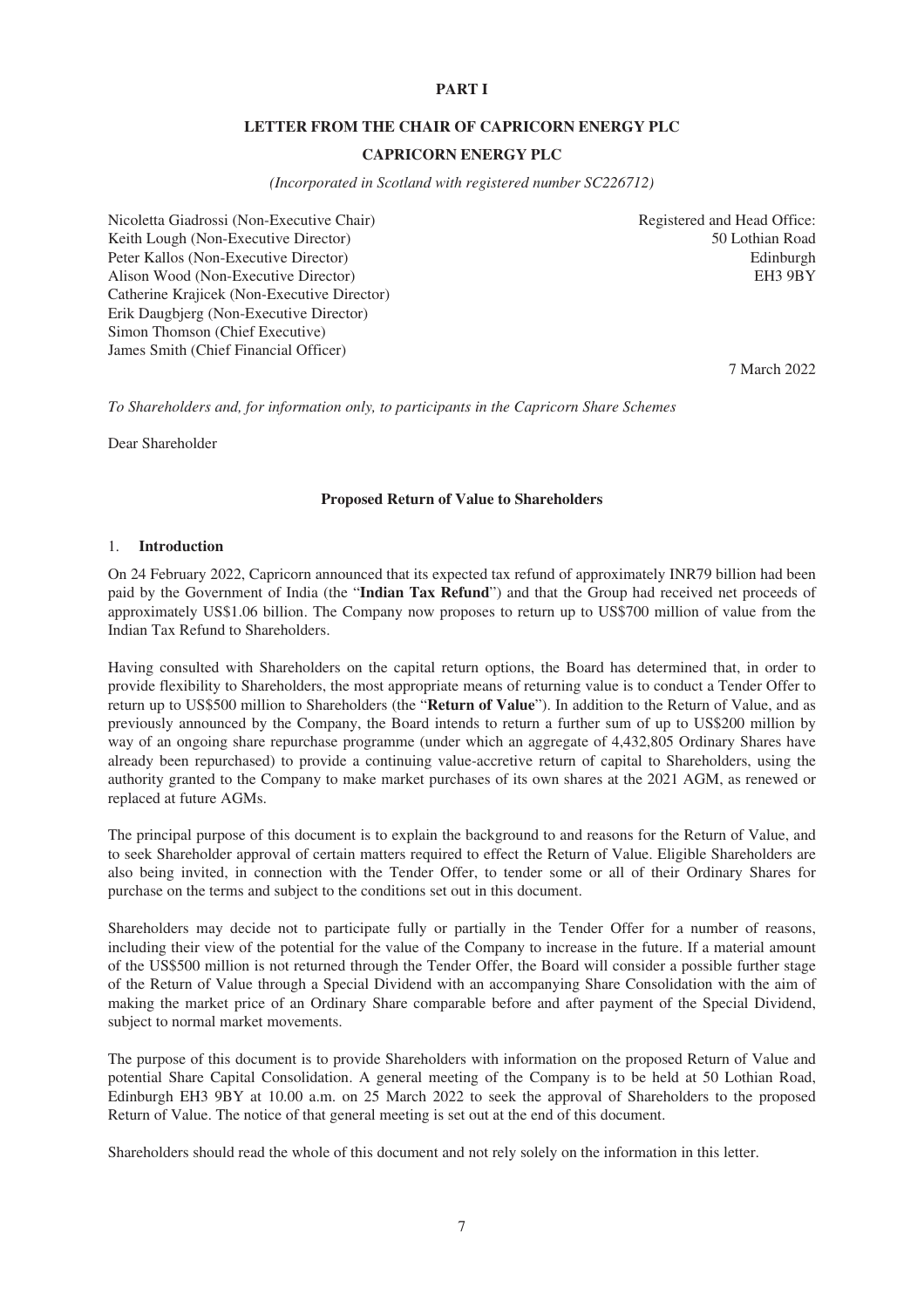# PART I

## LETTER FROM THE CHAIR OF CAPRICORN ENERGY PLC

## CAPRICORN ENERGY PLC

*(Incorporated in Scotland with registered number SC226712)*

Nicoletta Giadrossi (Non-Executive Chair)
Keith Lough (Non-Executive Director)
Peter Kallos (Non-Executive Director)
Alison Wood (Non-Executive Director)
Catherine Krajicek (Non-Executive Director)
Erik Daugbjerg (Non-Executive Director)
Simon Thomson (Chief Executive)
James Smith (Chief Financial Officer)

Registered and Head Office:
50 Lothian Road
Edinburgh
EH3 9BY

7 March 2022

*To Shareholders and, for information only, to participants in the Capricorn Share Schemes*

Dear Shareholder

**Proposed Return of Value to Shareholders**

### 1. Introduction

On 24 February 2022, Capricorn announced that its expected tax refund of approximately INR79 billion had been paid by the Government of India (the "**Indian Tax Refund**") and that the Group had received net proceeds of approximately US$1.06 billion. The Company now proposes to return up to US$700 million of value from the Indian Tax Refund to Shareholders.

Having consulted with Shareholders on the capital return options, the Board has determined that, in order to provide flexibility to Shareholders, the most appropriate means of returning value is to conduct a Tender Offer to return up to US$500 million to Shareholders (the "**Return of Value**"). In addition to the Return of Value, and as previously announced by the Company, the Board intends to return a further sum of up to US$200 million by way of an ongoing share repurchase programme (under which an aggregate of 4,432,805 Ordinary Shares have already been repurchased) to provide a continuing value-accretive return of capital to Shareholders, using the authority granted to the Company to make market purchases of its own shares at the 2021 AGM, as renewed or replaced at future AGMs.

The principal purpose of this document is to explain the background to and reasons for the Return of Value, and to seek Shareholder approval of certain matters required to effect the Return of Value. Eligible Shareholders are also being invited, in connection with the Tender Offer, to tender some or all of their Ordinary Shares for purchase on the terms and subject to the conditions set out in this document.

Shareholders may decide not to participate fully or partially in the Tender Offer for a number of reasons, including their view of the potential for the value of the Company to increase in the future. If a material amount of the US$500 million is not returned through the Tender Offer, the Board will consider a possible further stage of the Return of Value through a Special Dividend with an accompanying Share Consolidation with the aim of making the market price of an Ordinary Share comparable before and after payment of the Special Dividend, subject to normal market movements.

The purpose of this document is to provide Shareholders with information on the proposed Return of Value and potential Share Capital Consolidation. A general meeting of the Company is to be held at 50 Lothian Road, Edinburgh EH3 9BY at 10.00 a.m. on 25 March 2022 to seek the approval of Shareholders to the proposed Return of Value. The notice of that general meeting is set out at the end of this document.

Shareholders should read the whole of this document and not rely solely on the information in this letter.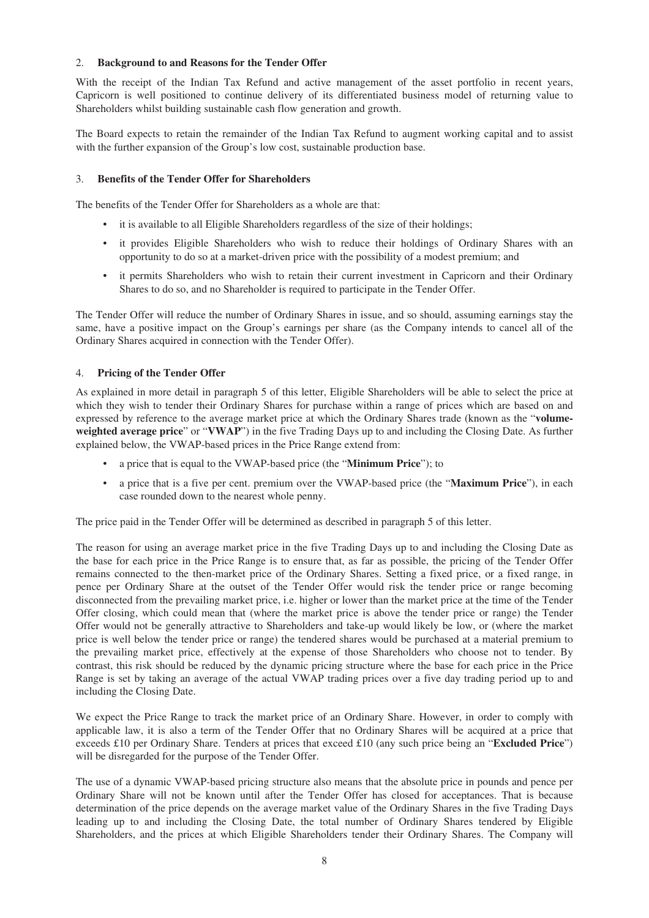## 2. Background to and Reasons for the Tender Offer

With the receipt of the Indian Tax Refund and active management of the asset portfolio in recent years, Capricorn is well positioned to continue delivery of its differentiated business model of returning value to Shareholders whilst building sustainable cash flow generation and growth.

The Board expects to retain the remainder of the Indian Tax Refund to augment working capital and to assist with the further expansion of the Group's low cost, sustainable production base.

## 3. Benefits of the Tender Offer for Shareholders

The benefits of the Tender Offer for Shareholders as a whole are that:

- it is available to all Eligible Shareholders regardless of the size of their holdings;
- it provides Eligible Shareholders who wish to reduce their holdings of Ordinary Shares with an opportunity to do so at a market-driven price with the possibility of a modest premium; and
- it permits Shareholders who wish to retain their current investment in Capricorn and their Ordinary Shares to do so, and no Shareholder is required to participate in the Tender Offer.

The Tender Offer will reduce the number of Ordinary Shares in issue, and so should, assuming earnings stay the same, have a positive impact on the Group's earnings per share (as the Company intends to cancel all of the Ordinary Shares acquired in connection with the Tender Offer).

## 4. Pricing of the Tender Offer

As explained in more detail in paragraph 5 of this letter, Eligible Shareholders will be able to select the price at which they wish to tender their Ordinary Shares for purchase within a range of prices which are based on and expressed by reference to the average market price at which the Ordinary Shares trade (known as the "**volume-weighted average price**" or "**VWAP**") in the five Trading Days up to and including the Closing Date. As further explained below, the VWAP-based prices in the Price Range extend from:

- a price that is equal to the VWAP-based price (the "**Minimum Price**"); to
- a price that is a five per cent. premium over the VWAP-based price (the "**Maximum Price**"), in each case rounded down to the nearest whole penny.

The price paid in the Tender Offer will be determined as described in paragraph 5 of this letter.

The reason for using an average market price in the five Trading Days up to and including the Closing Date as the base for each price in the Price Range is to ensure that, as far as possible, the pricing of the Tender Offer remains connected to the then-market price of the Ordinary Shares. Setting a fixed price, or a fixed range, in pence per Ordinary Share at the outset of the Tender Offer would risk the tender price or range becoming disconnected from the prevailing market price, i.e. higher or lower than the market price at the time of the Tender Offer closing, which could mean that (where the market price is above the tender price or range) the Tender Offer would not be generally attractive to Shareholders and take-up would likely be low, or (where the market price is well below the tender price or range) the tendered shares would be purchased at a material premium to the prevailing market price, effectively at the expense of those Shareholders who choose not to tender. By contrast, this risk should be reduced by the dynamic pricing structure where the base for each price in the Price Range is set by taking an average of the actual VWAP trading prices over a five day trading period up to and including the Closing Date.

We expect the Price Range to track the market price of an Ordinary Share. However, in order to comply with applicable law, it is also a term of the Tender Offer that no Ordinary Shares will be acquired at a price that exceeds £10 per Ordinary Share. Tenders at prices that exceed £10 (any such price being an "**Excluded Price**") will be disregarded for the purpose of the Tender Offer.

The use of a dynamic VWAP-based pricing structure also means that the absolute price in pounds and pence per Ordinary Share will not be known until after the Tender Offer has closed for acceptances. That is because determination of the price depends on the average market value of the Ordinary Shares in the five Trading Days leading up to and including the Closing Date, the total number of Ordinary Shares tendered by Eligible Shareholders, and the prices at which Eligible Shareholders tender their Ordinary Shares. The Company will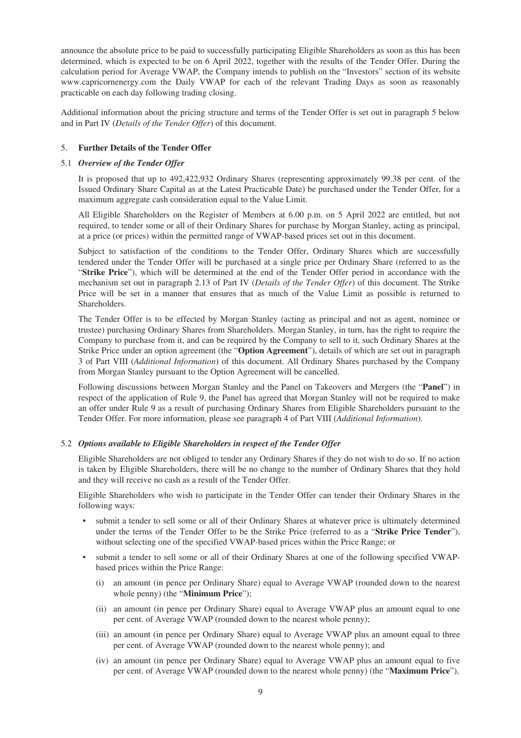announce the absolute price to be paid to successfully participating Eligible Shareholders as soon as this has been determined, which is expected to be on 6 April 2022, together with the results of the Tender Offer. During the calculation period for Average VWAP, the Company intends to publish on the "Investors" section of its website www.capricornenergy.com the Daily VWAP for each of the relevant Trading Days as soon as reasonably practicable on each day following trading closing.

Additional information about the pricing structure and terms of the Tender Offer is set out in paragraph 5 below and in Part IV (*Details of the Tender Offer*) of this document.

## 5. Further Details of the Tender Offer

### 5.1 *Overview of the Tender Offer*

It is proposed that up to 492,422,932 Ordinary Shares (representing approximately 99.38 per cent. of the Issued Ordinary Share Capital as at the Latest Practicable Date) be purchased under the Tender Offer, for a maximum aggregate cash consideration equal to the Value Limit.

All Eligible Shareholders on the Register of Members at 6.00 p.m. on 5 April 2022 are entitled, but not required, to tender some or all of their Ordinary Shares for purchase by Morgan Stanley, acting as principal, at a price (or prices) within the permitted range of VWAP-based prices set out in this document.

Subject to satisfaction of the conditions to the Tender Offer, Ordinary Shares which are successfully tendered under the Tender Offer will be purchased at a single price per Ordinary Share (referred to as the "**Strike Price**"), which will be determined at the end of the Tender Offer period in accordance with the mechanism set out in paragraph 2.13 of Part IV (*Details of the Tender Offer*) of this document. The Strike Price will be set in a manner that ensures that as much of the Value Limit as possible is returned to Shareholders.

The Tender Offer is to be effected by Morgan Stanley (acting as principal and not as agent, nominee or trustee) purchasing Ordinary Shares from Shareholders. Morgan Stanley, in turn, has the right to require the Company to purchase from it, and can be required by the Company to sell to it, such Ordinary Shares at the Strike Price under an option agreement (the "**Option Agreement**"), details of which are set out in paragraph 3 of Part VIII (*Additional Information*) of this document. All Ordinary Shares purchased by the Company from Morgan Stanley pursuant to the Option Agreement will be cancelled.

Following discussions between Morgan Stanley and the Panel on Takeovers and Mergers (the "**Panel**") in respect of the application of Rule 9, the Panel has agreed that Morgan Stanley will not be required to make an offer under Rule 9 as a result of purchasing Ordinary Shares from Eligible Shareholders pursuant to the Tender Offer. For more information, please see paragraph 4 of Part VIII (*Additional Information*).

### 5.2 *Options available to Eligible Shareholders in respect of the Tender Offer*

Eligible Shareholders are not obliged to tender any Ordinary Shares if they do not wish to do so. If no action is taken by Eligible Shareholders, there will be no change to the number of Ordinary Shares that they hold and they will receive no cash as a result of the Tender Offer.

Eligible Shareholders who wish to participate in the Tender Offer can tender their Ordinary Shares in the following ways:

- submit a tender to sell some or all of their Ordinary Shares at whatever price is ultimately determined under the terms of the Tender Offer to be the Strike Price (referred to as a "**Strike Price Tender**"), without selecting one of the specified VWAP-based prices within the Price Range; or
- submit a tender to sell some or all of their Ordinary Shares at one of the following specified VWAP-based prices within the Price Range:
  - (i) an amount (in pence per Ordinary Share) equal to Average VWAP (rounded down to the nearest whole penny) (the "**Minimum Price**");
  - (ii) an amount (in pence per Ordinary Share) equal to Average VWAP plus an amount equal to one per cent. of Average VWAP (rounded down to the nearest whole penny);
  - (iii) an amount (in pence per Ordinary Share) equal to Average VWAP plus an amount equal to three per cent. of Average VWAP (rounded down to the nearest whole penny); and
  - (iv) an amount (in pence per Ordinary Share) equal to Average VWAP plus an amount equal to five per cent. of Average VWAP (rounded down to the nearest whole penny) (the "**Maximum Price**"),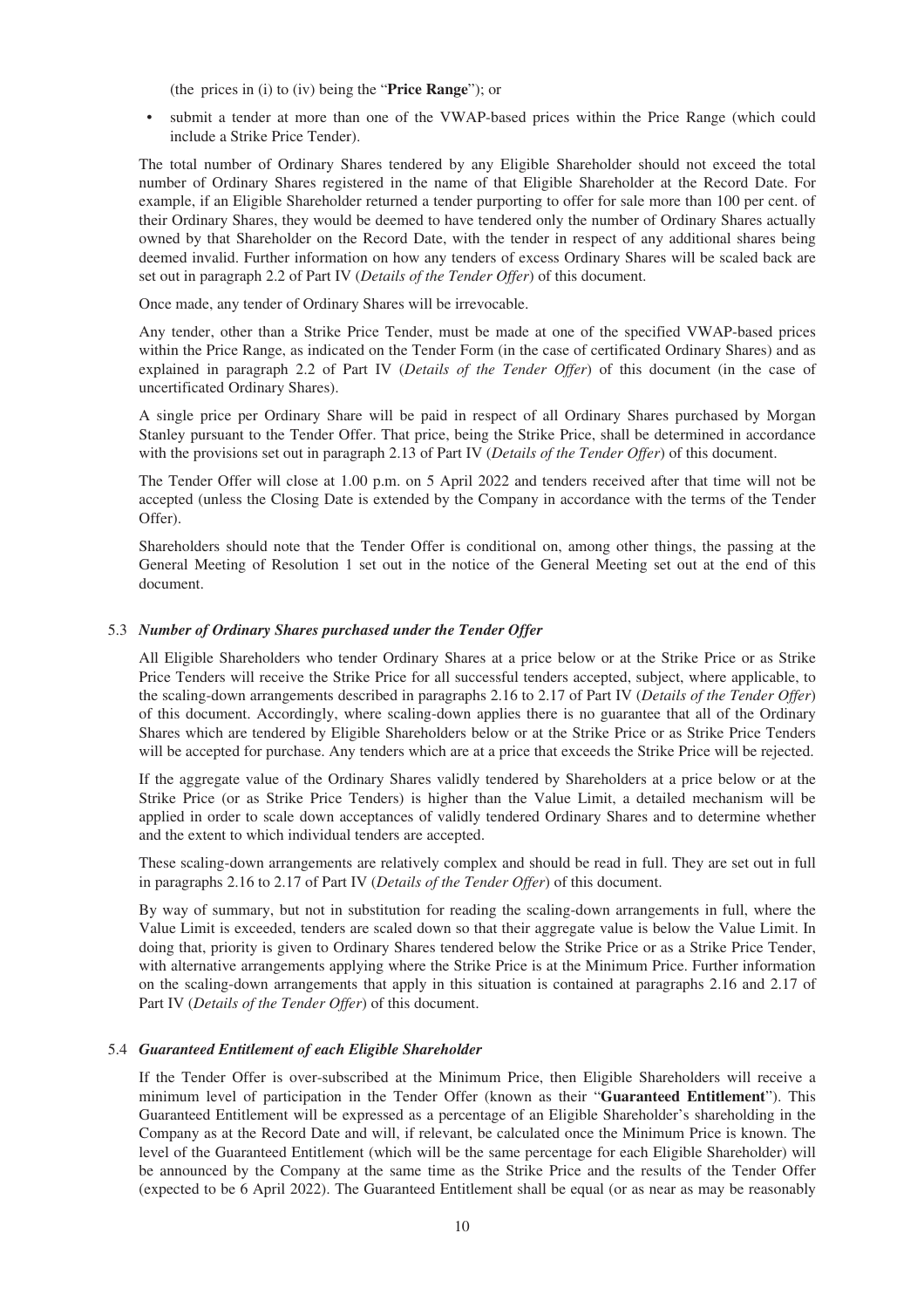(the prices in (i) to (iv) being the "**Price Range**"); or

- submit a tender at more than one of the VWAP-based prices within the Price Range (which could include a Strike Price Tender).

The total number of Ordinary Shares tendered by any Eligible Shareholder should not exceed the total number of Ordinary Shares registered in the name of that Eligible Shareholder at the Record Date. For example, if an Eligible Shareholder returned a tender purporting to offer for sale more than 100 per cent. of their Ordinary Shares, they would be deemed to have tendered only the number of Ordinary Shares actually owned by that Shareholder on the Record Date, with the tender in respect of any additional shares being deemed invalid. Further information on how any tenders of excess Ordinary Shares will be scaled back are set out in paragraph 2.2 of Part IV (*Details of the Tender Offer*) of this document.

Once made, any tender of Ordinary Shares will be irrevocable.

Any tender, other than a Strike Price Tender, must be made at one of the specified VWAP-based prices within the Price Range, as indicated on the Tender Form (in the case of certificated Ordinary Shares) and as explained in paragraph 2.2 of Part IV (*Details of the Tender Offer*) of this document (in the case of uncertificated Ordinary Shares).

A single price per Ordinary Share will be paid in respect of all Ordinary Shares purchased by Morgan Stanley pursuant to the Tender Offer. That price, being the Strike Price, shall be determined in accordance with the provisions set out in paragraph 2.13 of Part IV (*Details of the Tender Offer*) of this document.

The Tender Offer will close at 1.00 p.m. on 5 April 2022 and tenders received after that time will not be accepted (unless the Closing Date is extended by the Company in accordance with the terms of the Tender Offer).

Shareholders should note that the Tender Offer is conditional on, among other things, the passing at the General Meeting of Resolution 1 set out in the notice of the General Meeting set out at the end of this document.

### 5.3 *Number of Ordinary Shares purchased under the Tender Offer*

All Eligible Shareholders who tender Ordinary Shares at a price below or at the Strike Price or as Strike Price Tenders will receive the Strike Price for all successful tenders accepted, subject, where applicable, to the scaling-down arrangements described in paragraphs 2.16 to 2.17 of Part IV (*Details of the Tender Offer*) of this document. Accordingly, where scaling-down applies there is no guarantee that all of the Ordinary Shares which are tendered by Eligible Shareholders below or at the Strike Price or as Strike Price Tenders will be accepted for purchase. Any tenders which are at a price that exceeds the Strike Price will be rejected.

If the aggregate value of the Ordinary Shares validly tendered by Shareholders at a price below or at the Strike Price (or as Strike Price Tenders) is higher than the Value Limit, a detailed mechanism will be applied in order to scale down acceptances of validly tendered Ordinary Shares and to determine whether and the extent to which individual tenders are accepted.

These scaling-down arrangements are relatively complex and should be read in full. They are set out in full in paragraphs 2.16 to 2.17 of Part IV (*Details of the Tender Offer*) of this document.

By way of summary, but not in substitution for reading the scaling-down arrangements in full, where the Value Limit is exceeded, tenders are scaled down so that their aggregate value is below the Value Limit. In doing that, priority is given to Ordinary Shares tendered below the Strike Price or as a Strike Price Tender, with alternative arrangements applying where the Strike Price is at the Minimum Price. Further information on the scaling-down arrangements that apply in this situation is contained at paragraphs 2.16 and 2.17 of Part IV (*Details of the Tender Offer*) of this document.

### 5.4 *Guaranteed Entitlement of each Eligible Shareholder*

If the Tender Offer is over-subscribed at the Minimum Price, then Eligible Shareholders will receive a minimum level of participation in the Tender Offer (known as their "**Guaranteed Entitlement**"). This Guaranteed Entitlement will be expressed as a percentage of an Eligible Shareholder's shareholding in the Company as at the Record Date and will, if relevant, be calculated once the Minimum Price is known. The level of the Guaranteed Entitlement (which will be the same percentage for each Eligible Shareholder) will be announced by the Company at the same time as the Strike Price and the results of the Tender Offer (expected to be 6 April 2022). The Guaranteed Entitlement shall be equal (or as near as may be reasonably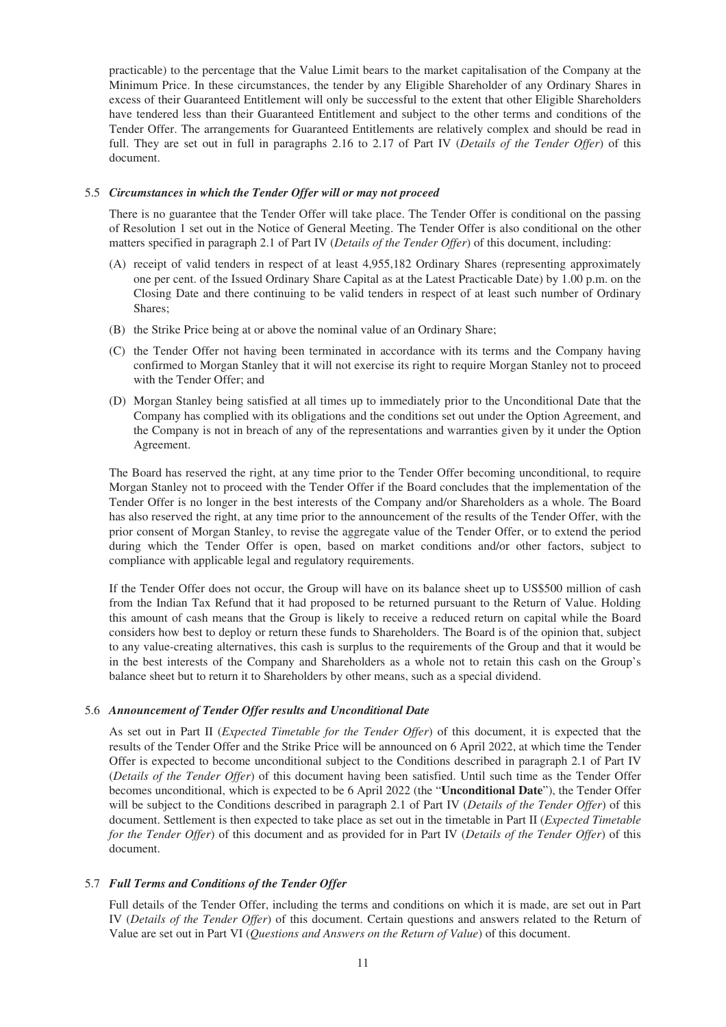practicable) to the percentage that the Value Limit bears to the market capitalisation of the Company at the Minimum Price. In these circumstances, the tender by any Eligible Shareholder of any Ordinary Shares in excess of their Guaranteed Entitlement will only be successful to the extent that other Eligible Shareholders have tendered less than their Guaranteed Entitlement and subject to the other terms and conditions of the Tender Offer. The arrangements for Guaranteed Entitlements are relatively complex and should be read in full. They are set out in full in paragraphs 2.16 to 2.17 of Part IV (*Details of the Tender Offer*) of this document.

### 5.5 *Circumstances in which the Tender Offer will or may not proceed*

There is no guarantee that the Tender Offer will take place. The Tender Offer is conditional on the passing of Resolution 1 set out in the Notice of General Meeting. The Tender Offer is also conditional on the other matters specified in paragraph 2.1 of Part IV (*Details of the Tender Offer*) of this document, including:

(A) receipt of valid tenders in respect of at least 4,955,182 Ordinary Shares (representing approximately one per cent. of the Issued Ordinary Share Capital as at the Latest Practicable Date) by 1.00 p.m. on the Closing Date and there continuing to be valid tenders in respect of at least such number of Ordinary Shares;

(B) the Strike Price being at or above the nominal value of an Ordinary Share;

(C) the Tender Offer not having been terminated in accordance with its terms and the Company having confirmed to Morgan Stanley that it will not exercise its right to require Morgan Stanley not to proceed with the Tender Offer; and

(D) Morgan Stanley being satisfied at all times up to immediately prior to the Unconditional Date that the Company has complied with its obligations and the conditions set out under the Option Agreement, and the Company is not in breach of any of the representations and warranties given by it under the Option Agreement.

The Board has reserved the right, at any time prior to the Tender Offer becoming unconditional, to require Morgan Stanley not to proceed with the Tender Offer if the Board concludes that the implementation of the Tender Offer is no longer in the best interests of the Company and/or Shareholders as a whole. The Board has also reserved the right, at any time prior to the announcement of the results of the Tender Offer, with the prior consent of Morgan Stanley, to revise the aggregate value of the Tender Offer, or to extend the period during which the Tender Offer is open, based on market conditions and/or other factors, subject to compliance with applicable legal and regulatory requirements.

If the Tender Offer does not occur, the Group will have on its balance sheet up to US$500 million of cash from the Indian Tax Refund that it had proposed to be returned pursuant to the Return of Value. Holding this amount of cash means that the Group is likely to receive a reduced return on capital while the Board considers how best to deploy or return these funds to Shareholders. The Board is of the opinion that, subject to any value-creating alternatives, this cash is surplus to the requirements of the Group and that it would be in the best interests of the Company and Shareholders as a whole not to retain this cash on the Group's balance sheet but to return it to Shareholders by other means, such as a special dividend.

### 5.6 *Announcement of Tender Offer results and Unconditional Date*

As set out in Part II (*Expected Timetable for the Tender Offer*) of this document, it is expected that the results of the Tender Offer and the Strike Price will be announced on 6 April 2022, at which time the Tender Offer is expected to become unconditional subject to the Conditions described in paragraph 2.1 of Part IV (*Details of the Tender Offer*) of this document having been satisfied. Until such time as the Tender Offer becomes unconditional, which is expected to be 6 April 2022 (the "**Unconditional Date**"), the Tender Offer will be subject to the Conditions described in paragraph 2.1 of Part IV (*Details of the Tender Offer*) of this document. Settlement is then expected to take place as set out in the timetable in Part II (*Expected Timetable for the Tender Offer*) of this document and as provided for in Part IV (*Details of the Tender Offer*) of this document.

### 5.7 *Full Terms and Conditions of the Tender Offer*

Full details of the Tender Offer, including the terms and conditions on which it is made, are set out in Part IV (*Details of the Tender Offer*) of this document. Certain questions and answers related to the Return of Value are set out in Part VI (*Questions and Answers on the Return of Value*) of this document.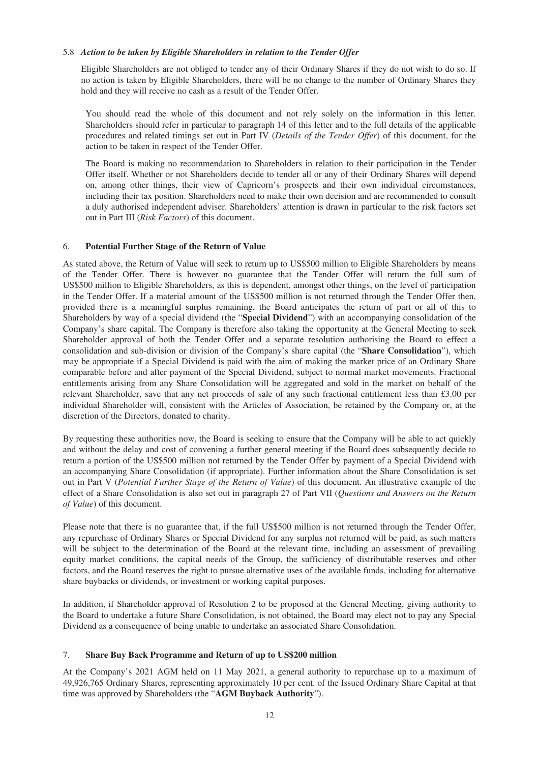### 5.8 *Action to be taken by Eligible Shareholders in relation to the Tender Offer*

Eligible Shareholders are not obliged to tender any of their Ordinary Shares if they do not wish to do so. If no action is taken by Eligible Shareholders, there will be no change to the number of Ordinary Shares they hold and they will receive no cash as a result of the Tender Offer.

You should read the whole of this document and not rely solely on the information in this letter. Shareholders should refer in particular to paragraph 14 of this letter and to the full details of the applicable procedures and related timings set out in Part IV (*Details of the Tender Offer*) of this document, for the action to be taken in respect of the Tender Offer.

The Board is making no recommendation to Shareholders in relation to their participation in the Tender Offer itself. Whether or not Shareholders decide to tender all or any of their Ordinary Shares will depend on, among other things, their view of Capricorn's prospects and their own individual circumstances, including their tax position. Shareholders need to make their own decision and are recommended to consult a duly authorised independent adviser. Shareholders' attention is drawn in particular to the risk factors set out in Part III (*Risk Factors*) of this document.

## 6. **Potential Further Stage of the Return of Value**

As stated above, the Return of Value will seek to return up to US$500 million to Eligible Shareholders by means of the Tender Offer. There is however no guarantee that the Tender Offer will return the full sum of US$500 million to Eligible Shareholders, as this is dependent, amongst other things, on the level of participation in the Tender Offer. If a material amount of the US$500 million is not returned through the Tender Offer then, provided there is a meaningful surplus remaining, the Board anticipates the return of part or all of this to Shareholders by way of a special dividend (the "**Special Dividend**") with an accompanying consolidation of the Company's share capital. The Company is therefore also taking the opportunity at the General Meeting to seek Shareholder approval of both the Tender Offer and a separate resolution authorising the Board to effect a consolidation and sub-division or division of the Company's share capital (the "**Share Consolidation**"), which may be appropriate if a Special Dividend is paid with the aim of making the market price of an Ordinary Share comparable before and after payment of the Special Dividend, subject to normal market movements. Fractional entitlements arising from any Share Consolidation will be aggregated and sold in the market on behalf of the relevant Shareholder, save that any net proceeds of sale of any such fractional entitlement less than £3.00 per individual Shareholder will, consistent with the Articles of Association, be retained by the Company or, at the discretion of the Directors, donated to charity.

By requesting these authorities now, the Board is seeking to ensure that the Company will be able to act quickly and without the delay and cost of convening a further general meeting if the Board does subsequently decide to return a portion of the US$500 million not returned by the Tender Offer by payment of a Special Dividend with an accompanying Share Consolidation (if appropriate). Further information about the Share Consolidation is set out in Part V (*Potential Further Stage of the Return of Value*) of this document. An illustrative example of the effect of a Share Consolidation is also set out in paragraph 27 of Part VII (*Questions and Answers on the Return of Value*) of this document.

Please note that there is no guarantee that, if the full US$500 million is not returned through the Tender Offer, any repurchase of Ordinary Shares or Special Dividend for any surplus not returned will be paid, as such matters will be subject to the determination of the Board at the relevant time, including an assessment of prevailing equity market conditions, the capital needs of the Group, the sufficiency of distributable reserves and other factors, and the Board reserves the right to pursue alternative uses of the available funds, including for alternative share buybacks or dividends, or investment or working capital purposes.

In addition, if Shareholder approval of Resolution 2 to be proposed at the General Meeting, giving authority to the Board to undertake a future Share Consolidation, is not obtained, the Board may elect not to pay any Special Dividend as a consequence of being unable to undertake an associated Share Consolidation.

## 7. **Share Buy Back Programme and Return of up to US$200 million**

At the Company's 2021 AGM held on 11 May 2021, a general authority to repurchase up to a maximum of 49,926,765 Ordinary Shares, representing approximately 10 per cent. of the Issued Ordinary Share Capital at that time was approved by Shareholders (the "**AGM Buyback Authority**").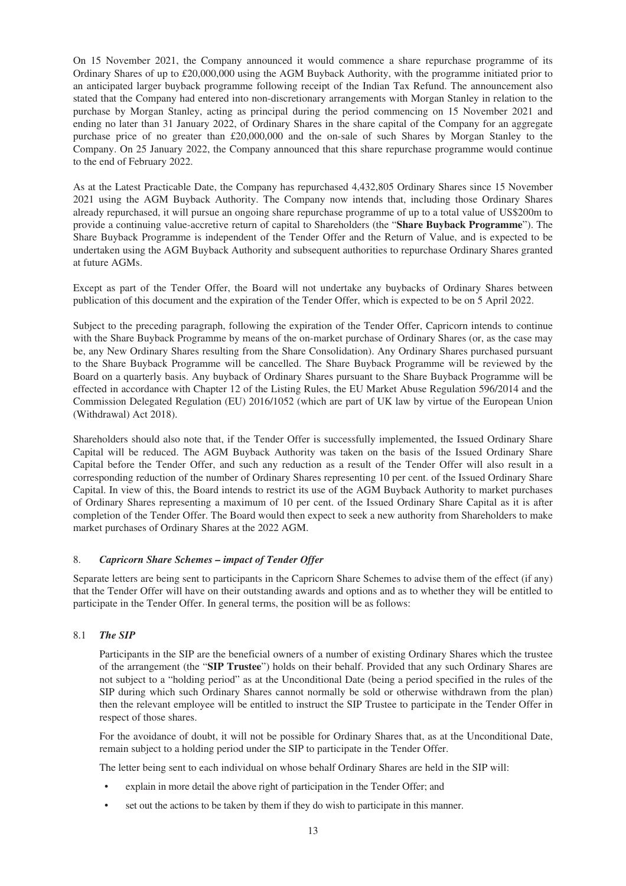On 15 November 2021, the Company announced it would commence a share repurchase programme of its Ordinary Shares of up to £20,000,000 using the AGM Buyback Authority, with the programme initiated prior to an anticipated larger buyback programme following receipt of the Indian Tax Refund. The announcement also stated that the Company had entered into non-discretionary arrangements with Morgan Stanley in relation to the purchase by Morgan Stanley, acting as principal during the period commencing on 15 November 2021 and ending no later than 31 January 2022, of Ordinary Shares in the share capital of the Company for an aggregate purchase price of no greater than £20,000,000 and the on-sale of such Shares by Morgan Stanley to the Company. On 25 January 2022, the Company announced that this share repurchase programme would continue to the end of February 2022.

As at the Latest Practicable Date, the Company has repurchased 4,432,805 Ordinary Shares since 15 November 2021 using the AGM Buyback Authority. The Company now intends that, including those Ordinary Shares already repurchased, it will pursue an ongoing share repurchase programme of up to a total value of US$200m to provide a continuing value-accretive return of capital to Shareholders (the "**Share Buyback Programme**"). The Share Buyback Programme is independent of the Tender Offer and the Return of Value, and is expected to be undertaken using the AGM Buyback Authority and subsequent authorities to repurchase Ordinary Shares granted at future AGMs.

Except as part of the Tender Offer, the Board will not undertake any buybacks of Ordinary Shares between publication of this document and the expiration of the Tender Offer, which is expected to be on 5 April 2022.

Subject to the preceding paragraph, following the expiration of the Tender Offer, Capricorn intends to continue with the Share Buyback Programme by means of the on-market purchase of Ordinary Shares (or, as the case may be, any New Ordinary Shares resulting from the Share Consolidation). Any Ordinary Shares purchased pursuant to the Share Buyback Programme will be cancelled. The Share Buyback Programme will be reviewed by the Board on a quarterly basis. Any buyback of Ordinary Shares pursuant to the Share Buyback Programme will be effected in accordance with Chapter 12 of the Listing Rules, the EU Market Abuse Regulation 596/2014 and the Commission Delegated Regulation (EU) 2016/1052 (which are part of UK law by virtue of the European Union (Withdrawal) Act 2018).

Shareholders should also note that, if the Tender Offer is successfully implemented, the Issued Ordinary Share Capital will be reduced. The AGM Buyback Authority was taken on the basis of the Issued Ordinary Share Capital before the Tender Offer, and such any reduction as a result of the Tender Offer will also result in a corresponding reduction of the number of Ordinary Shares representing 10 per cent. of the Issued Ordinary Share Capital. In view of this, the Board intends to restrict its use of the AGM Buyback Authority to market purchases of Ordinary Shares representing a maximum of 10 per cent. of the Issued Ordinary Share Capital as it is after completion of the Tender Offer. The Board would then expect to seek a new authority from Shareholders to make market purchases of Ordinary Shares at the 2022 AGM.

### 8. *Capricorn Share Schemes – impact of Tender Offer*

Separate letters are being sent to participants in the Capricorn Share Schemes to advise them of the effect (if any) that the Tender Offer will have on their outstanding awards and options and as to whether they will be entitled to participate in the Tender Offer. In general terms, the position will be as follows:

#### 8.1 *The SIP*

Participants in the SIP are the beneficial owners of a number of existing Ordinary Shares which the trustee of the arrangement (the "**SIP Trustee**") holds on their behalf. Provided that any such Ordinary Shares are not subject to a "holding period" as at the Unconditional Date (being a period specified in the rules of the SIP during which such Ordinary Shares cannot normally be sold or otherwise withdrawn from the plan) then the relevant employee will be entitled to instruct the SIP Trustee to participate in the Tender Offer in respect of those shares.

For the avoidance of doubt, it will not be possible for Ordinary Shares that, as at the Unconditional Date, remain subject to a holding period under the SIP to participate in the Tender Offer.

The letter being sent to each individual on whose behalf Ordinary Shares are held in the SIP will:

- explain in more detail the above right of participation in the Tender Offer; and
- set out the actions to be taken by them if they do wish to participate in this manner.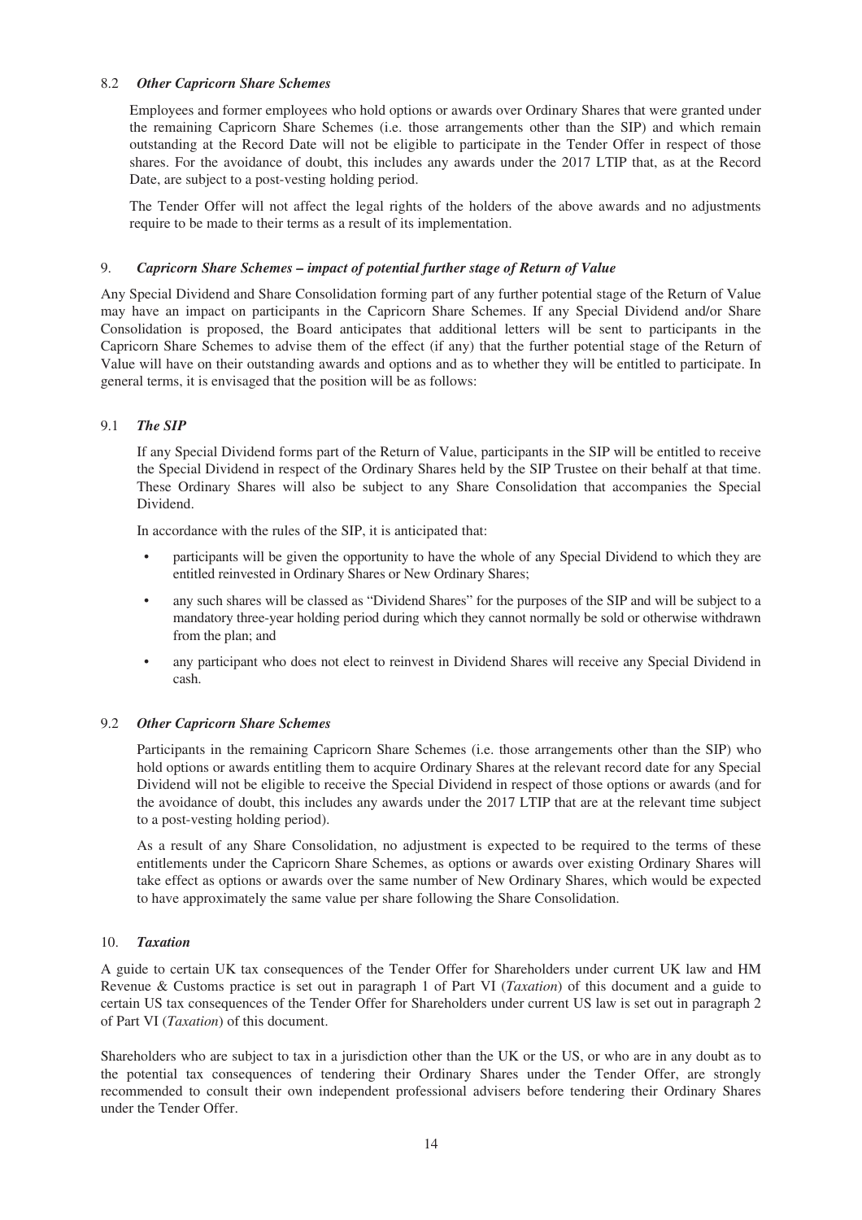### 8.2 *Other Capricorn Share Schemes*

Employees and former employees who hold options or awards over Ordinary Shares that were granted under the remaining Capricorn Share Schemes (i.e. those arrangements other than the SIP) and which remain outstanding at the Record Date will not be eligible to participate in the Tender Offer in respect of those shares. For the avoidance of doubt, this includes any awards under the 2017 LTIP that, as at the Record Date, are subject to a post-vesting holding period.

The Tender Offer will not affect the legal rights of the holders of the above awards and no adjustments require to be made to their terms as a result of its implementation.

## 9. *Capricorn Share Schemes – impact of potential further stage of Return of Value*

Any Special Dividend and Share Consolidation forming part of any further potential stage of the Return of Value may have an impact on participants in the Capricorn Share Schemes. If any Special Dividend and/or Share Consolidation is proposed, the Board anticipates that additional letters will be sent to participants in the Capricorn Share Schemes to advise them of the effect (if any) that the further potential stage of the Return of Value will have on their outstanding awards and options and as to whether they will be entitled to participate. In general terms, it is envisaged that the position will be as follows:

### 9.1 *The SIP*

If any Special Dividend forms part of the Return of Value, participants in the SIP will be entitled to receive the Special Dividend in respect of the Ordinary Shares held by the SIP Trustee on their behalf at that time. These Ordinary Shares will also be subject to any Share Consolidation that accompanies the Special Dividend.

In accordance with the rules of the SIP, it is anticipated that:

- participants will be given the opportunity to have the whole of any Special Dividend to which they are entitled reinvested in Ordinary Shares or New Ordinary Shares;
- any such shares will be classed as "Dividend Shares" for the purposes of the SIP and will be subject to a mandatory three-year holding period during which they cannot normally be sold or otherwise withdrawn from the plan; and
- any participant who does not elect to reinvest in Dividend Shares will receive any Special Dividend in cash.

### 9.2 *Other Capricorn Share Schemes*

Participants in the remaining Capricorn Share Schemes (i.e. those arrangements other than the SIP) who hold options or awards entitling them to acquire Ordinary Shares at the relevant record date for any Special Dividend will not be eligible to receive the Special Dividend in respect of those options or awards (and for the avoidance of doubt, this includes any awards under the 2017 LTIP that are at the relevant time subject to a post-vesting holding period).

As a result of any Share Consolidation, no adjustment is expected to be required to the terms of these entitlements under the Capricorn Share Schemes, as options or awards over existing Ordinary Shares will take effect as options or awards over the same number of New Ordinary Shares, which would be expected to have approximately the same value per share following the Share Consolidation.

## 10. *Taxation*

A guide to certain UK tax consequences of the Tender Offer for Shareholders under current UK law and HM Revenue & Customs practice is set out in paragraph 1 of Part VI (*Taxation*) of this document and a guide to certain US tax consequences of the Tender Offer for Shareholders under current US law is set out in paragraph 2 of Part VI (*Taxation*) of this document.

Shareholders who are subject to tax in a jurisdiction other than the UK or the US, or who are in any doubt as to the potential tax consequences of tendering their Ordinary Shares under the Tender Offer, are strongly recommended to consult their own independent professional advisers before tendering their Ordinary Shares under the Tender Offer.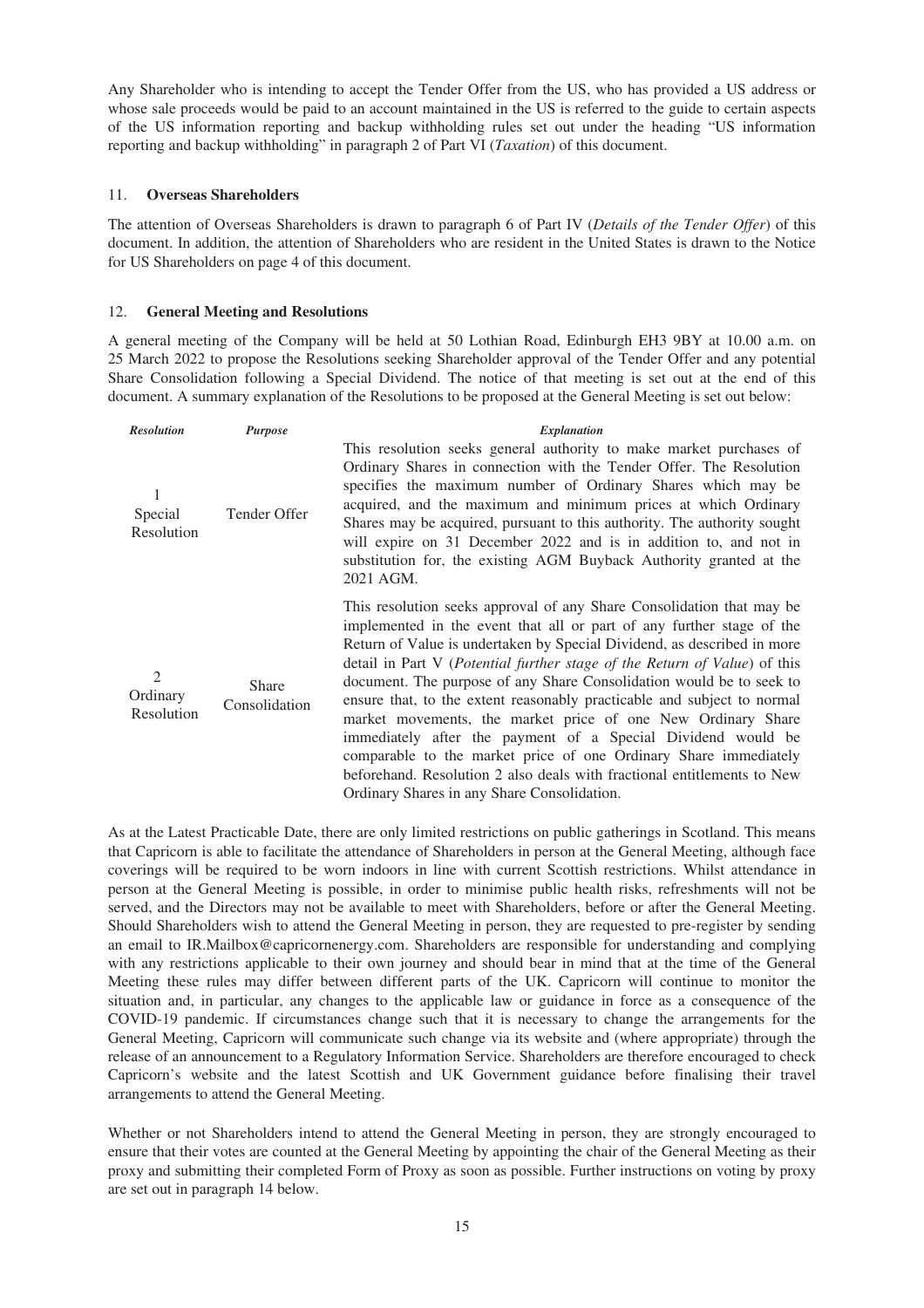Any Shareholder who is intending to accept the Tender Offer from the US, who has provided a US address or whose sale proceeds would be paid to an account maintained in the US is referred to the guide to certain aspects of the US information reporting and backup withholding rules set out under the heading "US information reporting and backup withholding" in paragraph 2 of Part VI (*Taxation*) of this document.

## 11. Overseas Shareholders

The attention of Overseas Shareholders is drawn to paragraph 6 of Part IV (*Details of the Tender Offer*) of this document. In addition, the attention of Shareholders who are resident in the United States is drawn to the Notice for US Shareholders on page 4 of this document.

## 12. General Meeting and Resolutions

A general meeting of the Company will be held at 50 Lothian Road, Edinburgh EH3 9BY at 10.00 a.m. on 25 March 2022 to propose the Resolutions seeking Shareholder approval of the Tender Offer and any potential Share Consolidation following a Special Dividend. The notice of that meeting is set out at the end of this document. A summary explanation of the Resolutions to be proposed at the General Meeting is set out below:

| *Resolution* | *Purpose* | *Explanation* |
|---|---|---|
| 1 Special Resolution | Tender Offer | This resolution seeks general authority to make market purchases of Ordinary Shares in connection with the Tender Offer. The Resolution specifies the maximum number of Ordinary Shares which may be acquired, and the maximum and minimum prices at which Ordinary Shares may be acquired, pursuant to this authority. The authority sought will expire on 31 December 2022 and is in addition to, and not in substitution for, the existing AGM Buyback Authority granted at the 2021 AGM. |
| 2 Ordinary Resolution | Share Consolidation | This resolution seeks approval of any Share Consolidation that may be implemented in the event that all or part of any further stage of the Return of Value is undertaken by Special Dividend, as described in more detail in Part V (*Potential further stage of the Return of Value*) of this document. The purpose of any Share Consolidation would be to seek to ensure that, to the extent reasonably practicable and subject to normal market movements, the market price of one New Ordinary Share immediately after the payment of a Special Dividend would be comparable to the market price of one Ordinary Share immediately beforehand. Resolution 2 also deals with fractional entitlements to New Ordinary Shares in any Share Consolidation. |

As at the Latest Practicable Date, there are only limited restrictions on public gatherings in Scotland. This means that Capricorn is able to facilitate the attendance of Shareholders in person at the General Meeting, although face coverings will be required to be worn indoors in line with current Scottish restrictions. Whilst attendance in person at the General Meeting is possible, in order to minimise public health risks, refreshments will not be served, and the Directors may not be available to meet with Shareholders, before or after the General Meeting. Should Shareholders wish to attend the General Meeting in person, they are requested to pre-register by sending an email to IR.Mailbox@capricornenergy.com. Shareholders are responsible for understanding and complying with any restrictions applicable to their own journey and should bear in mind that at the time of the General Meeting these rules may differ between different parts of the UK. Capricorn will continue to monitor the situation and, in particular, any changes to the applicable law or guidance in force as a consequence of the COVID-19 pandemic. If circumstances change such that it is necessary to change the arrangements for the General Meeting, Capricorn will communicate such change via its website and (where appropriate) through the release of an announcement to a Regulatory Information Service. Shareholders are therefore encouraged to check Capricorn's website and the latest Scottish and UK Government guidance before finalising their travel arrangements to attend the General Meeting.

Whether or not Shareholders intend to attend the General Meeting in person, they are strongly encouraged to ensure that their votes are counted at the General Meeting by appointing the chair of the General Meeting as their proxy and submitting their completed Form of Proxy as soon as possible. Further instructions on voting by proxy are set out in paragraph 14 below.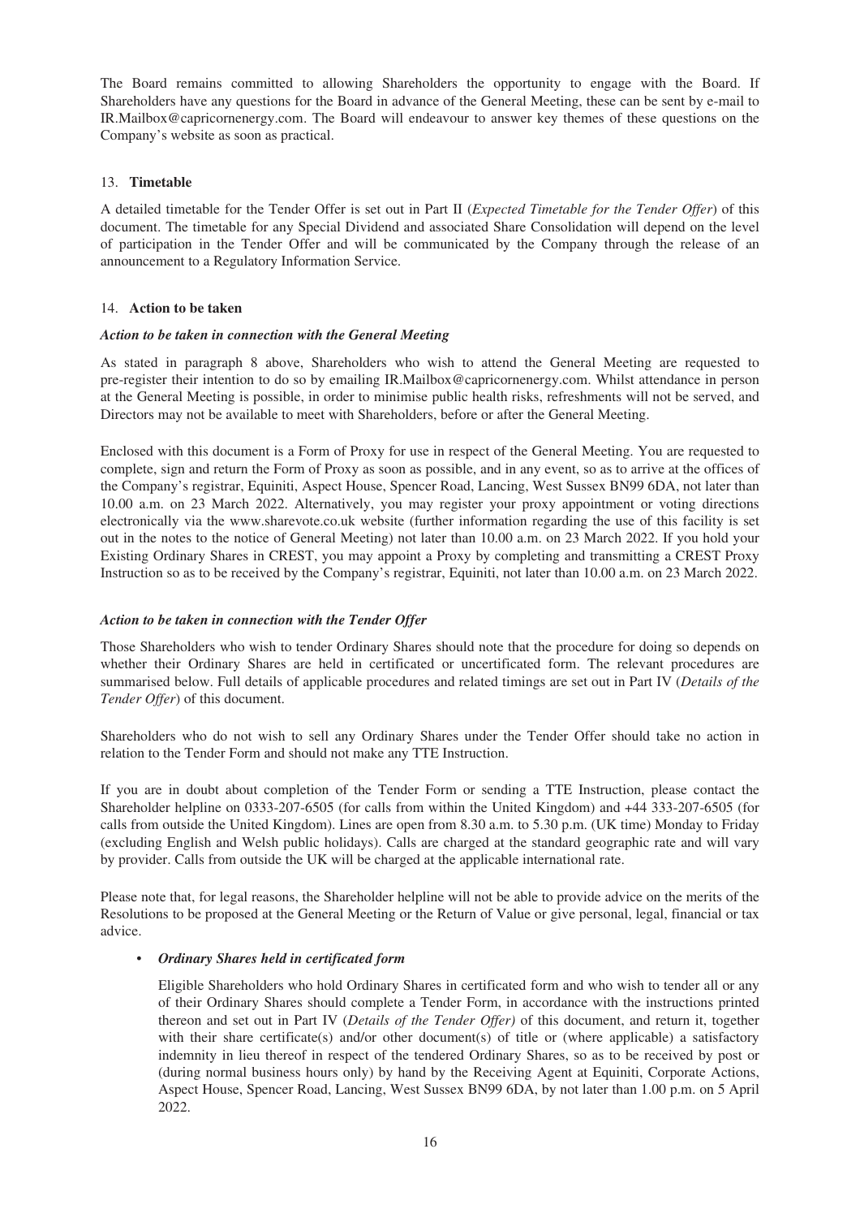The Board remains committed to allowing Shareholders the opportunity to engage with the Board. If Shareholders have any questions for the Board in advance of the General Meeting, these can be sent by e-mail to IR.Mailbox@capricornenergy.com. The Board will endeavour to answer key themes of these questions on the Company's website as soon as practical.

## 13. **Timetable**

A detailed timetable for the Tender Offer is set out in Part II (*Expected Timetable for the Tender Offer*) of this document. The timetable for any Special Dividend and associated Share Consolidation will depend on the level of participation in the Tender Offer and will be communicated by the Company through the release of an announcement to a Regulatory Information Service.

## 14. **Action to be taken**

***Action to be taken in connection with the General Meeting***

As stated in paragraph 8 above, Shareholders who wish to attend the General Meeting are requested to pre-register their intention to do so by emailing IR.Mailbox@capricornenergy.com. Whilst attendance in person at the General Meeting is possible, in order to minimise public health risks, refreshments will not be served, and Directors may not be available to meet with Shareholders, before or after the General Meeting.

Enclosed with this document is a Form of Proxy for use in respect of the General Meeting. You are requested to complete, sign and return the Form of Proxy as soon as possible, and in any event, so as to arrive at the offices of the Company's registrar, Equiniti, Aspect House, Spencer Road, Lancing, West Sussex BN99 6DA, not later than 10.00 a.m. on 23 March 2022. Alternatively, you may register your proxy appointment or voting directions electronically via the www.sharevote.co.uk website (further information regarding the use of this facility is set out in the notes to the notice of General Meeting) not later than 10.00 a.m. on 23 March 2022. If you hold your Existing Ordinary Shares in CREST, you may appoint a Proxy by completing and transmitting a CREST Proxy Instruction so as to be received by the Company's registrar, Equiniti, not later than 10.00 a.m. on 23 March 2022.

***Action to be taken in connection with the Tender Offer***

Those Shareholders who wish to tender Ordinary Shares should note that the procedure for doing so depends on whether their Ordinary Shares are held in certificated or uncertificated form. The relevant procedures are summarised below. Full details of applicable procedures and related timings are set out in Part IV (*Details of the Tender Offer*) of this document.

Shareholders who do not wish to sell any Ordinary Shares under the Tender Offer should take no action in relation to the Tender Form and should not make any TTE Instruction.

If you are in doubt about completion of the Tender Form or sending a TTE Instruction, please contact the Shareholder helpline on 0333-207-6505 (for calls from within the United Kingdom) and +44 333-207-6505 (for calls from outside the United Kingdom). Lines are open from 8.30 a.m. to 5.30 p.m. (UK time) Monday to Friday (excluding English and Welsh public holidays). Calls are charged at the standard geographic rate and will vary by provider. Calls from outside the UK will be charged at the applicable international rate.

Please note that, for legal reasons, the Shareholder helpline will not be able to provide advice on the merits of the Resolutions to be proposed at the General Meeting or the Return of Value or give personal, legal, financial or tax advice.

- ***Ordinary Shares held in certificated form***

  Eligible Shareholders who hold Ordinary Shares in certificated form and who wish to tender all or any of their Ordinary Shares should complete a Tender Form, in accordance with the instructions printed thereon and set out in Part IV (*Details of the Tender Offer)* of this document, and return it, together with their share certificate(s) and/or other document(s) of title or (where applicable) a satisfactory indemnity in lieu thereof in respect of the tendered Ordinary Shares, so as to be received by post or (during normal business hours only) by hand by the Receiving Agent at Equiniti, Corporate Actions, Aspect House, Spencer Road, Lancing, West Sussex BN99 6DA, by not later than 1.00 p.m. on 5 April 2022.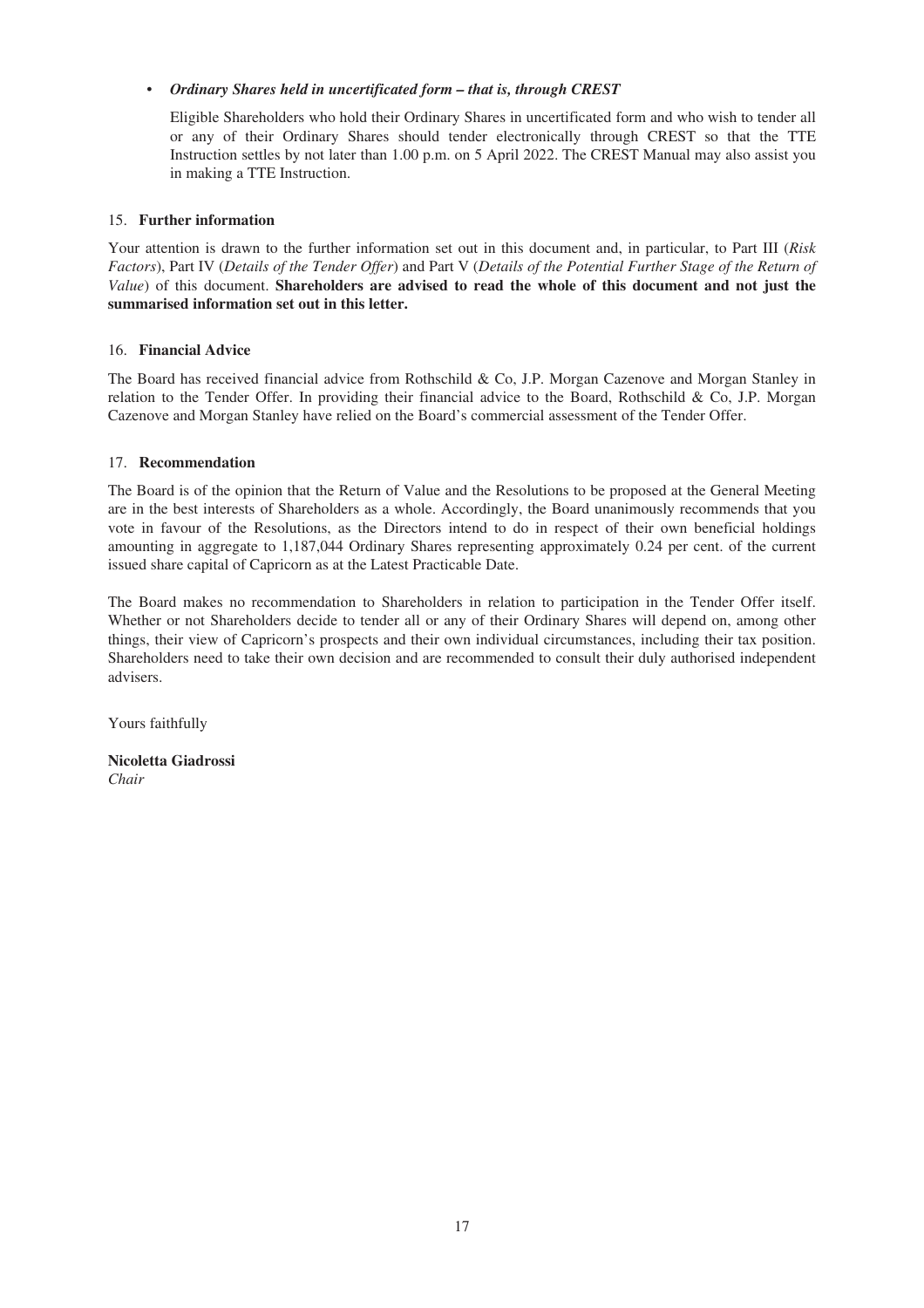- ***Ordinary Shares held in uncertificated form – that is, through CREST***

  Eligible Shareholders who hold their Ordinary Shares in uncertificated form and who wish to tender all or any of their Ordinary Shares should tender electronically through CREST so that the TTE Instruction settles by not later than 1.00 p.m. on 5 April 2022. The CREST Manual may also assist you in making a TTE Instruction.

### 15. Further information

Your attention is drawn to the further information set out in this document and, in particular, to Part III (*Risk Factors*), Part IV (*Details of the Tender Offer*) and Part V (*Details of the Potential Further Stage of the Return of Value*) of this document. **Shareholders are advised to read the whole of this document and not just the summarised information set out in this letter.**

### 16. Financial Advice

The Board has received financial advice from Rothschild & Co, J.P. Morgan Cazenove and Morgan Stanley in relation to the Tender Offer. In providing their financial advice to the Board, Rothschild & Co, J.P. Morgan Cazenove and Morgan Stanley have relied on the Board's commercial assessment of the Tender Offer.

### 17. Recommendation

The Board is of the opinion that the Return of Value and the Resolutions to be proposed at the General Meeting are in the best interests of Shareholders as a whole. Accordingly, the Board unanimously recommends that you vote in favour of the Resolutions, as the Directors intend to do in respect of their own beneficial holdings amounting in aggregate to 1,187,044 Ordinary Shares representing approximately 0.24 per cent. of the current issued share capital of Capricorn as at the Latest Practicable Date.

The Board makes no recommendation to Shareholders in relation to participation in the Tender Offer itself. Whether or not Shareholders decide to tender all or any of their Ordinary Shares will depend on, among other things, their view of Capricorn's prospects and their own individual circumstances, including their tax position. Shareholders need to take their own decision and are recommended to consult their duly authorised independent advisers.

Yours faithfully

**Nicoletta Giadrossi**
*Chair*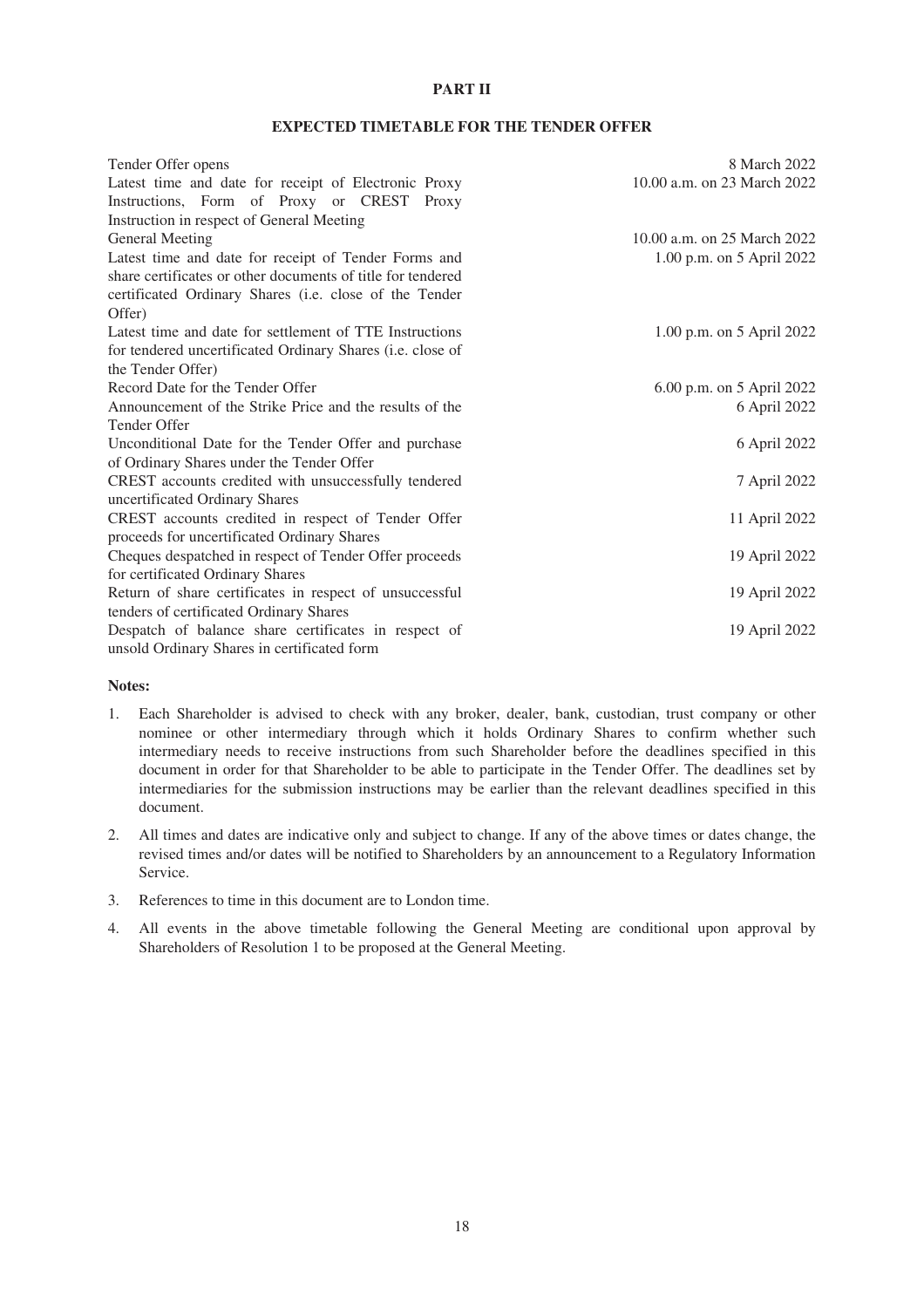# PART II

## EXPECTED TIMETABLE FOR THE TENDER OFFER

| | |
|---|---|
| Tender Offer opens | 8 March 2022 |
| Latest time and date for receipt of Electronic Proxy Instructions, Form of Proxy or CREST Proxy Instruction in respect of General Meeting | 10.00 a.m. on 23 March 2022 |
| General Meeting | 10.00 a.m. on 25 March 2022 |
| Latest time and date for receipt of Tender Forms and share certificates or other documents of title for tendered certificated Ordinary Shares (i.e. close of the Tender Offer) | 1.00 p.m. on 5 April 2022 |
| Latest time and date for settlement of TTE Instructions for tendered uncertificated Ordinary Shares (i.e. close of the Tender Offer) | 1.00 p.m. on 5 April 2022 |
| Record Date for the Tender Offer | 6.00 p.m. on 5 April 2022 |
| Announcement of the Strike Price and the results of the Tender Offer | 6 April 2022 |
| Unconditional Date for the Tender Offer and purchase of Ordinary Shares under the Tender Offer | 6 April 2022 |
| CREST accounts credited with unsuccessfully tendered uncertificated Ordinary Shares | 7 April 2022 |
| CREST accounts credited in respect of Tender Offer proceeds for uncertificated Ordinary Shares | 11 April 2022 |
| Cheques despatched in respect of Tender Offer proceeds for certificated Ordinary Shares | 19 April 2022 |
| Return of share certificates in respect of unsuccessful tenders of certificated Ordinary Shares | 19 April 2022 |
| Despatch of balance share certificates in respect of unsold Ordinary Shares in certificated form | 19 April 2022 |

**Notes:**

1. Each Shareholder is advised to check with any broker, dealer, bank, custodian, trust company or other nominee or other intermediary through which it holds Ordinary Shares to confirm whether such intermediary needs to receive instructions from such Shareholder before the deadlines specified in this document in order for that Shareholder to be able to participate in the Tender Offer. The deadlines set by intermediaries for the submission instructions may be earlier than the relevant deadlines specified in this document.
2. All times and dates are indicative only and subject to change. If any of the above times or dates change, the revised times and/or dates will be notified to Shareholders by an announcement to a Regulatory Information Service.
3. References to time in this document are to London time.
4. All events in the above timetable following the General Meeting are conditional upon approval by Shareholders of Resolution 1 to be proposed at the General Meeting.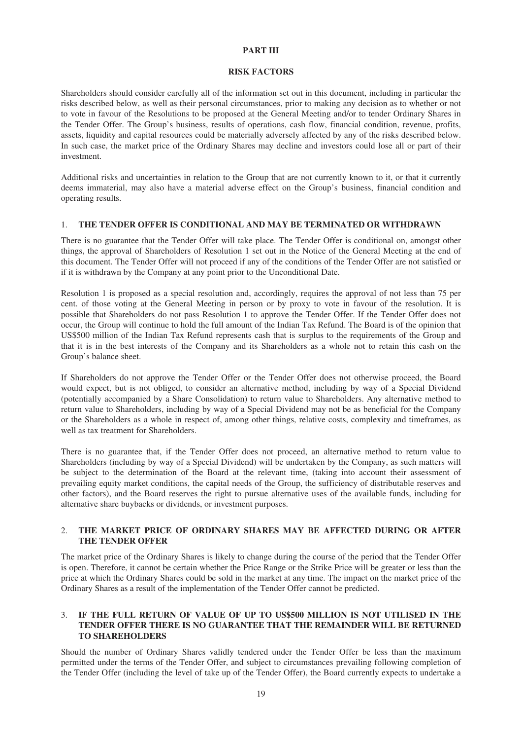# PART III

## RISK FACTORS

Shareholders should consider carefully all of the information set out in this document, including in particular the risks described below, as well as their personal circumstances, prior to making any decision as to whether or not to vote in favour of the Resolutions to be proposed at the General Meeting and/or to tender Ordinary Shares in the Tender Offer. The Group's business, results of operations, cash flow, financial condition, revenue, profits, assets, liquidity and capital resources could be materially adversely affected by any of the risks described below. In such case, the market price of the Ordinary Shares may decline and investors could lose all or part of their investment.

Additional risks and uncertainties in relation to the Group that are not currently known to it, or that it currently deems immaterial, may also have a material adverse effect on the Group's business, financial condition and operating results.

### 1. THE TENDER OFFER IS CONDITIONAL AND MAY BE TERMINATED OR WITHDRAWN

There is no guarantee that the Tender Offer will take place. The Tender Offer is conditional on, amongst other things, the approval of Shareholders of Resolution 1 set out in the Notice of the General Meeting at the end of this document. The Tender Offer will not proceed if any of the conditions of the Tender Offer are not satisfied or if it is withdrawn by the Company at any point prior to the Unconditional Date.

Resolution 1 is proposed as a special resolution and, accordingly, requires the approval of not less than 75 per cent. of those voting at the General Meeting in person or by proxy to vote in favour of the resolution. It is possible that Shareholders do not pass Resolution 1 to approve the Tender Offer. If the Tender Offer does not occur, the Group will continue to hold the full amount of the Indian Tax Refund. The Board is of the opinion that US$500 million of the Indian Tax Refund represents cash that is surplus to the requirements of the Group and that it is in the best interests of the Company and its Shareholders as a whole not to retain this cash on the Group's balance sheet.

If Shareholders do not approve the Tender Offer or the Tender Offer does not otherwise proceed, the Board would expect, but is not obliged, to consider an alternative method, including by way of a Special Dividend (potentially accompanied by a Share Consolidation) to return value to Shareholders. Any alternative method to return value to Shareholders, including by way of a Special Dividend may not be as beneficial for the Company or the Shareholders as a whole in respect of, among other things, relative costs, complexity and timeframes, as well as tax treatment for Shareholders.

There is no guarantee that, if the Tender Offer does not proceed, an alternative method to return value to Shareholders (including by way of a Special Dividend) will be undertaken by the Company, as such matters will be subject to the determination of the Board at the relevant time, (taking into account their assessment of prevailing equity market conditions, the capital needs of the Group, the sufficiency of distributable reserves and other factors), and the Board reserves the right to pursue alternative uses of the available funds, including for alternative share buybacks or dividends, or investment purposes.

### 2. THE MARKET PRICE OF ORDINARY SHARES MAY BE AFFECTED DURING OR AFTER THE TENDER OFFER

The market price of the Ordinary Shares is likely to change during the course of the period that the Tender Offer is open. Therefore, it cannot be certain whether the Price Range or the Strike Price will be greater or less than the price at which the Ordinary Shares could be sold in the market at any time. The impact on the market price of the Ordinary Shares as a result of the implementation of the Tender Offer cannot be predicted.

### 3. IF THE FULL RETURN OF VALUE OF UP TO US$500 MILLION IS NOT UTILISED IN THE TENDER OFFER THERE IS NO GUARANTEE THAT THE REMAINDER WILL BE RETURNED TO SHAREHOLDERS

Should the number of Ordinary Shares validly tendered under the Tender Offer be less than the maximum permitted under the terms of the Tender Offer, and subject to circumstances prevailing following completion of the Tender Offer (including the level of take up of the Tender Offer), the Board currently expects to undertake a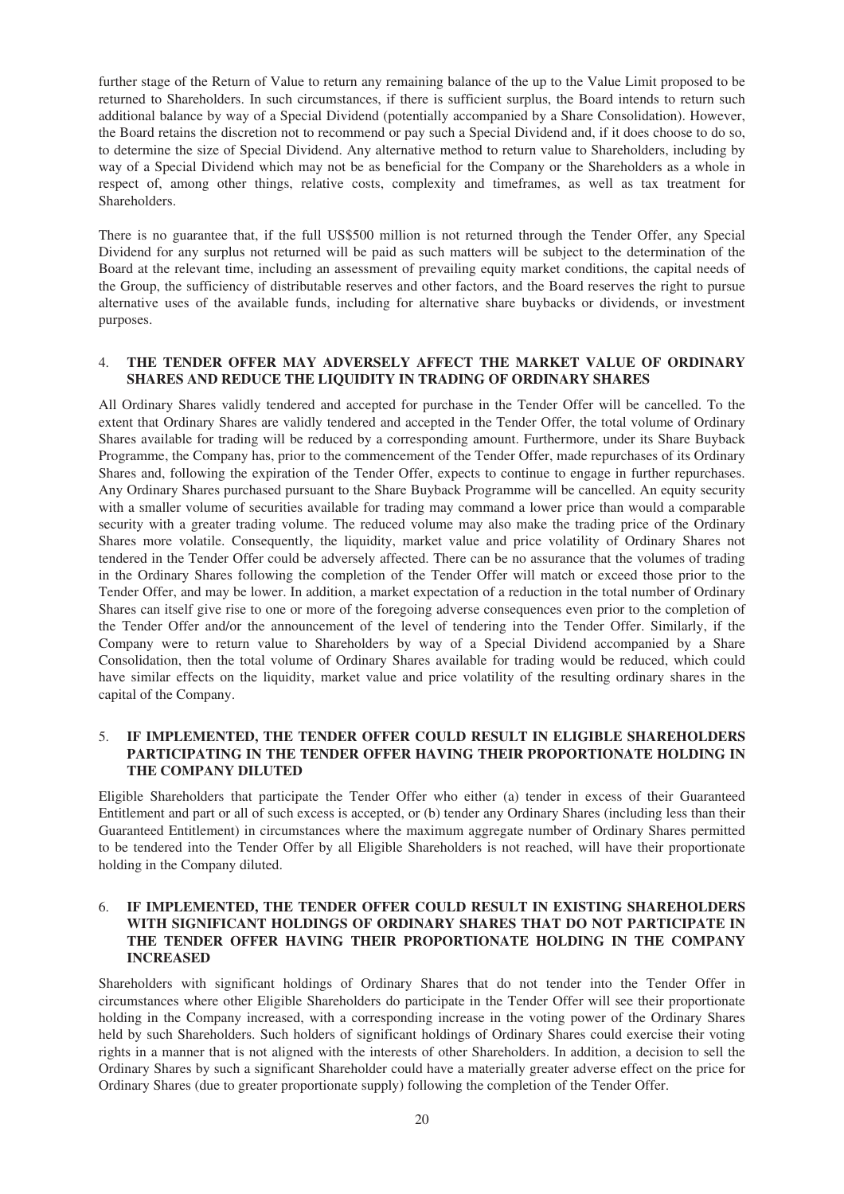further stage of the Return of Value to return any remaining balance of the up to the Value Limit proposed to be returned to Shareholders. In such circumstances, if there is sufficient surplus, the Board intends to return such additional balance by way of a Special Dividend (potentially accompanied by a Share Consolidation). However, the Board retains the discretion not to recommend or pay such a Special Dividend and, if it does choose to do so, to determine the size of Special Dividend. Any alternative method to return value to Shareholders, including by way of a Special Dividend which may not be as beneficial for the Company or the Shareholders as a whole in respect of, among other things, relative costs, complexity and timeframes, as well as tax treatment for Shareholders.

There is no guarantee that, if the full US$500 million is not returned through the Tender Offer, any Special Dividend for any surplus not returned will be paid as such matters will be subject to the determination of the Board at the relevant time, including an assessment of prevailing equity market conditions, the capital needs of the Group, the sufficiency of distributable reserves and other factors, and the Board reserves the right to pursue alternative uses of the available funds, including for alternative share buybacks or dividends, or investment purposes.

### 4. THE TENDER OFFER MAY ADVERSELY AFFECT THE MARKET VALUE OF ORDINARY SHARES AND REDUCE THE LIQUIDITY IN TRADING OF ORDINARY SHARES

All Ordinary Shares validly tendered and accepted for purchase in the Tender Offer will be cancelled. To the extent that Ordinary Shares are validly tendered and accepted in the Tender Offer, the total volume of Ordinary Shares available for trading will be reduced by a corresponding amount. Furthermore, under its Share Buyback Programme, the Company has, prior to the commencement of the Tender Offer, made repurchases of its Ordinary Shares and, following the expiration of the Tender Offer, expects to continue to engage in further repurchases. Any Ordinary Shares purchased pursuant to the Share Buyback Programme will be cancelled. An equity security with a smaller volume of securities available for trading may command a lower price than would a comparable security with a greater trading volume. The reduced volume may also make the trading price of the Ordinary Shares more volatile. Consequently, the liquidity, market value and price volatility of Ordinary Shares not tendered in the Tender Offer could be adversely affected. There can be no assurance that the volumes of trading in the Ordinary Shares following the completion of the Tender Offer will match or exceed those prior to the Tender Offer, and may be lower. In addition, a market expectation of a reduction in the total number of Ordinary Shares can itself give rise to one or more of the foregoing adverse consequences even prior to the completion of the Tender Offer and/or the announcement of the level of tendering into the Tender Offer. Similarly, if the Company were to return value to Shareholders by way of a Special Dividend accompanied by a Share Consolidation, then the total volume of Ordinary Shares available for trading would be reduced, which could have similar effects on the liquidity, market value and price volatility of the resulting ordinary shares in the capital of the Company.

### 5. IF IMPLEMENTED, THE TENDER OFFER COULD RESULT IN ELIGIBLE SHAREHOLDERS PARTICIPATING IN THE TENDER OFFER HAVING THEIR PROPORTIONATE HOLDING IN THE COMPANY DILUTED

Eligible Shareholders that participate the Tender Offer who either (a) tender in excess of their Guaranteed Entitlement and part or all of such excess is accepted, or (b) tender any Ordinary Shares (including less than their Guaranteed Entitlement) in circumstances where the maximum aggregate number of Ordinary Shares permitted to be tendered into the Tender Offer by all Eligible Shareholders is not reached, will have their proportionate holding in the Company diluted.

### 6. IF IMPLEMENTED, THE TENDER OFFER COULD RESULT IN EXISTING SHAREHOLDERS WITH SIGNIFICANT HOLDINGS OF ORDINARY SHARES THAT DO NOT PARTICIPATE IN THE TENDER OFFER HAVING THEIR PROPORTIONATE HOLDING IN THE COMPANY INCREASED

Shareholders with significant holdings of Ordinary Shares that do not tender into the Tender Offer in circumstances where other Eligible Shareholders do participate in the Tender Offer will see their proportionate holding in the Company increased, with a corresponding increase in the voting power of the Ordinary Shares held by such Shareholders. Such holders of significant holdings of Ordinary Shares could exercise their voting rights in a manner that is not aligned with the interests of other Shareholders. In addition, a decision to sell the Ordinary Shares by such a significant Shareholder could have a materially greater adverse effect on the price for Ordinary Shares (due to greater proportionate supply) following the completion of the Tender Offer.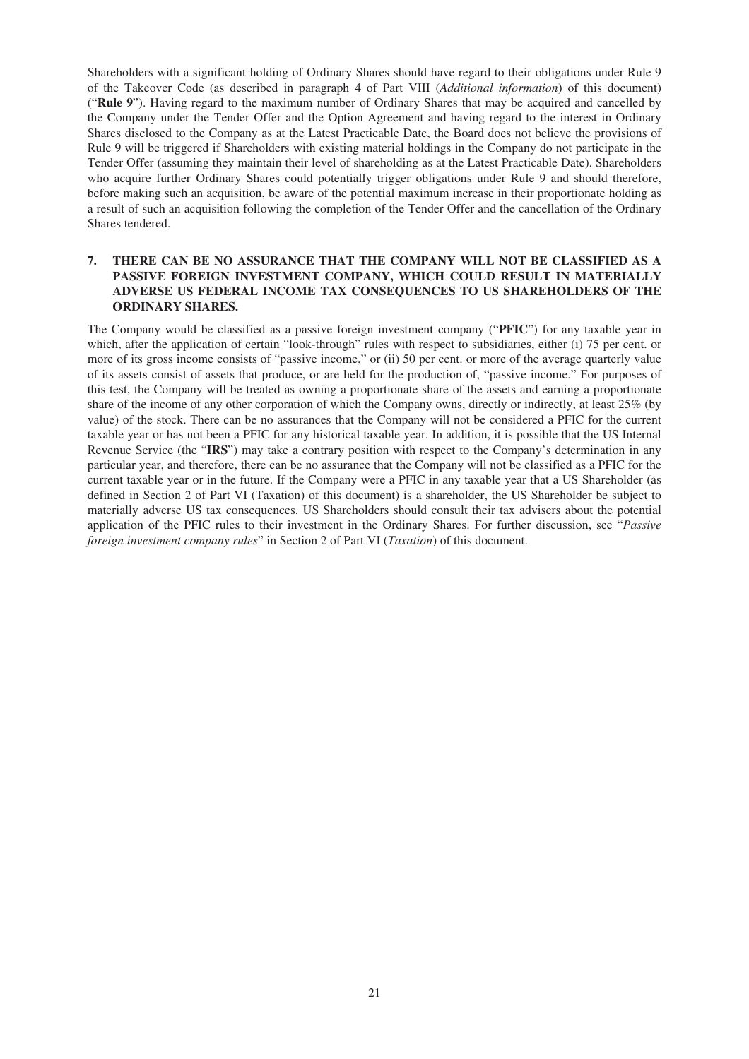Shareholders with a significant holding of Ordinary Shares should have regard to their obligations under Rule 9 of the Takeover Code (as described in paragraph 4 of Part VIII (*Additional information*) of this document) ("**Rule 9**"). Having regard to the maximum number of Ordinary Shares that may be acquired and cancelled by the Company under the Tender Offer and the Option Agreement and having regard to the interest in Ordinary Shares disclosed to the Company as at the Latest Practicable Date, the Board does not believe the provisions of Rule 9 will be triggered if Shareholders with existing material holdings in the Company do not participate in the Tender Offer (assuming they maintain their level of shareholding as at the Latest Practicable Date). Shareholders who acquire further Ordinary Shares could potentially trigger obligations under Rule 9 and should therefore, before making such an acquisition, be aware of the potential maximum increase in their proportionate holding as a result of such an acquisition following the completion of the Tender Offer and the cancellation of the Ordinary Shares tendered.

## 7. THERE CAN BE NO ASSURANCE THAT THE COMPANY WILL NOT BE CLASSIFIED AS A PASSIVE FOREIGN INVESTMENT COMPANY, WHICH COULD RESULT IN MATERIALLY ADVERSE US FEDERAL INCOME TAX CONSEQUENCES TO US SHAREHOLDERS OF THE ORDINARY SHARES.

The Company would be classified as a passive foreign investment company ("**PFIC**") for any taxable year in which, after the application of certain "look-through" rules with respect to subsidiaries, either (i) 75 per cent. or more of its gross income consists of "passive income," or (ii) 50 per cent. or more of the average quarterly value of its assets consist of assets that produce, or are held for the production of, "passive income." For purposes of this test, the Company will be treated as owning a proportionate share of the assets and earning a proportionate share of the income of any other corporation of which the Company owns, directly or indirectly, at least 25% (by value) of the stock. There can be no assurances that the Company will not be considered a PFIC for the current taxable year or has not been a PFIC for any historical taxable year. In addition, it is possible that the US Internal Revenue Service (the "**IRS**") may take a contrary position with respect to the Company's determination in any particular year, and therefore, there can be no assurance that the Company will not be classified as a PFIC for the current taxable year or in the future. If the Company were a PFIC in any taxable year that a US Shareholder (as defined in Section 2 of Part VI (Taxation) of this document) is a shareholder, the US Shareholder be subject to materially adverse US tax consequences. US Shareholders should consult their tax advisers about the potential application of the PFIC rules to their investment in the Ordinary Shares. For further discussion, see "*Passive foreign investment company rules*" in Section 2 of Part VI (*Taxation*) of this document.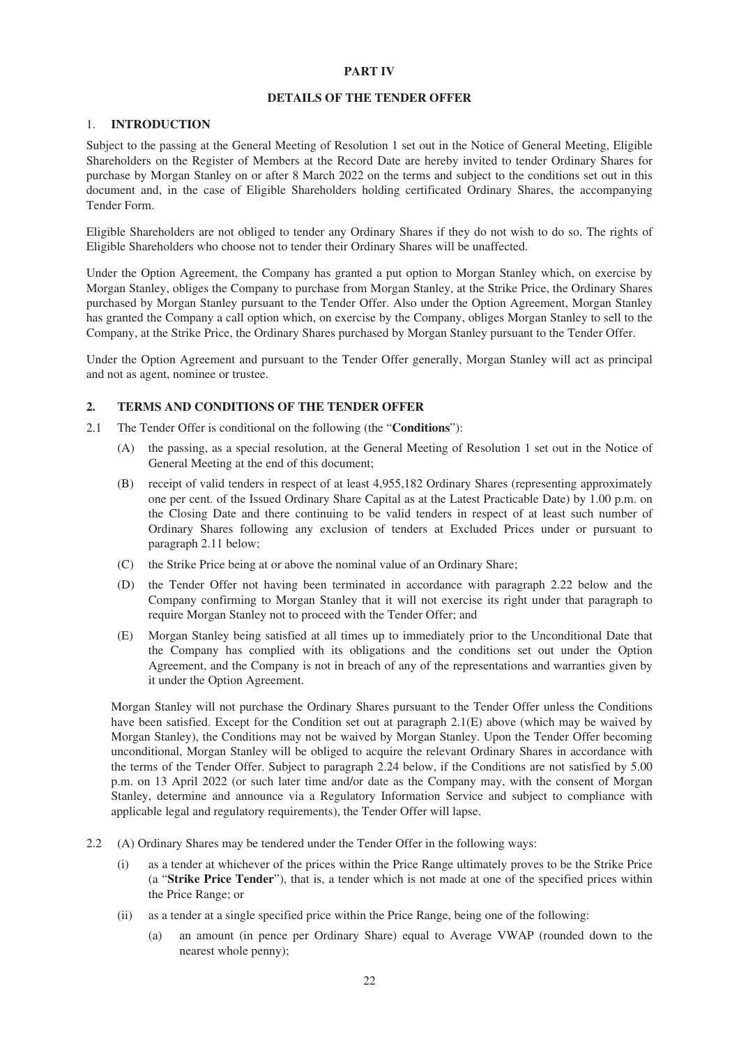## PART IV

## DETAILS OF THE TENDER OFFER

### 1. INTRODUCTION

Subject to the passing at the General Meeting of Resolution 1 set out in the Notice of General Meeting, Eligible Shareholders on the Register of Members at the Record Date are hereby invited to tender Ordinary Shares for purchase by Morgan Stanley on or after 8 March 2022 on the terms and subject to the conditions set out in this document and, in the case of Eligible Shareholders holding certificated Ordinary Shares, the accompanying Tender Form.

Eligible Shareholders are not obliged to tender any Ordinary Shares if they do not wish to do so. The rights of Eligible Shareholders who choose not to tender their Ordinary Shares will be unaffected.

Under the Option Agreement, the Company has granted a put option to Morgan Stanley which, on exercise by Morgan Stanley, obliges the Company to purchase from Morgan Stanley, at the Strike Price, the Ordinary Shares purchased by Morgan Stanley pursuant to the Tender Offer. Also under the Option Agreement, Morgan Stanley has granted the Company a call option which, on exercise by the Company, obliges Morgan Stanley to sell to the Company, at the Strike Price, the Ordinary Shares purchased by Morgan Stanley pursuant to the Tender Offer.

Under the Option Agreement and pursuant to the Tender Offer generally, Morgan Stanley will act as principal and not as agent, nominee or trustee.

### 2. TERMS AND CONDITIONS OF THE TENDER OFFER

2.1 The Tender Offer is conditional on the following (the "**Conditions**"):

(A) the passing, as a special resolution, at the General Meeting of Resolution 1 set out in the Notice of General Meeting at the end of this document;

(B) receipt of valid tenders in respect of at least 4,955,182 Ordinary Shares (representing approximately one per cent. of the Issued Ordinary Share Capital as at the Latest Practicable Date) by 1.00 p.m. on the Closing Date and there continuing to be valid tenders in respect of at least such number of Ordinary Shares following any exclusion of tenders at Excluded Prices under or pursuant to paragraph 2.11 below;

(C) the Strike Price being at or above the nominal value of an Ordinary Share;

(D) the Tender Offer not having been terminated in accordance with paragraph 2.22 below and the Company confirming to Morgan Stanley that it will not exercise its right under that paragraph to require Morgan Stanley not to proceed with the Tender Offer; and

(E) Morgan Stanley being satisfied at all times up to immediately prior to the Unconditional Date that the Company has complied with its obligations and the conditions set out under the Option Agreement, and the Company is not in breach of any of the representations and warranties given by it under the Option Agreement.

Morgan Stanley will not purchase the Ordinary Shares pursuant to the Tender Offer unless the Conditions have been satisfied. Except for the Condition set out at paragraph 2.1(E) above (which may be waived by Morgan Stanley), the Conditions may not be waived by Morgan Stanley. Upon the Tender Offer becoming unconditional, Morgan Stanley will be obliged to acquire the relevant Ordinary Shares in accordance with the terms of the Tender Offer. Subject to paragraph 2.24 below, if the Conditions are not satisfied by 5.00 p.m. on 13 April 2022 (or such later time and/or date as the Company may, with the consent of Morgan Stanley, determine and announce via a Regulatory Information Service and subject to compliance with applicable legal and regulatory requirements), the Tender Offer will lapse.

2.2 (A) Ordinary Shares may be tendered under the Tender Offer in the following ways:

(i) as a tender at whichever of the prices within the Price Range ultimately proves to be the Strike Price (a "**Strike Price Tender**"), that is, a tender which is not made at one of the specified prices within the Price Range; or

(ii) as a tender at a single specified price within the Price Range, being one of the following:

(a) an amount (in pence per Ordinary Share) equal to Average VWAP (rounded down to the nearest whole penny);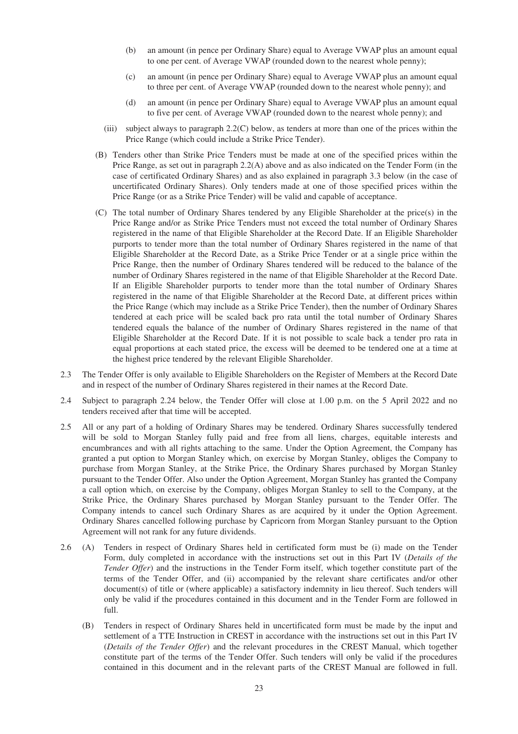(b) an amount (in pence per Ordinary Share) equal to Average VWAP plus an amount equal to one per cent. of Average VWAP (rounded down to the nearest whole penny);

(c) an amount (in pence per Ordinary Share) equal to Average VWAP plus an amount equal to three per cent. of Average VWAP (rounded down to the nearest whole penny); and

(d) an amount (in pence per Ordinary Share) equal to Average VWAP plus an amount equal to five per cent. of Average VWAP (rounded down to the nearest whole penny); and

(iii) subject always to paragraph 2.2(C) below, as tenders at more than one of the prices within the Price Range (which could include a Strike Price Tender).

(B) Tenders other than Strike Price Tenders must be made at one of the specified prices within the Price Range, as set out in paragraph 2.2(A) above and as also indicated on the Tender Form (in the case of certificated Ordinary Shares) and as also explained in paragraph 3.3 below (in the case of uncertificated Ordinary Shares). Only tenders made at one of those specified prices within the Price Range (or as a Strike Price Tender) will be valid and capable of acceptance.

(C) The total number of Ordinary Shares tendered by any Eligible Shareholder at the price(s) in the Price Range and/or as Strike Price Tenders must not exceed the total number of Ordinary Shares registered in the name of that Eligible Shareholder at the Record Date. If an Eligible Shareholder purports to tender more than the total number of Ordinary Shares registered in the name of that Eligible Shareholder at the Record Date, as a Strike Price Tender or at a single price within the Price Range, then the number of Ordinary Shares tendered will be reduced to the balance of the number of Ordinary Shares registered in the name of that Eligible Shareholder at the Record Date. If an Eligible Shareholder purports to tender more than the total number of Ordinary Shares registered in the name of that Eligible Shareholder at the Record Date, at different prices within the Price Range (which may include as a Strike Price Tender), then the number of Ordinary Shares tendered at each price will be scaled back pro rata until the total number of Ordinary Shares tendered equals the balance of the number of Ordinary Shares registered in the name of that Eligible Shareholder at the Record Date. If it is not possible to scale back a tender pro rata in equal proportions at each stated price, the excess will be deemed to be tendered one at a time at the highest price tendered by the relevant Eligible Shareholder.

2.3 The Tender Offer is only available to Eligible Shareholders on the Register of Members at the Record Date and in respect of the number of Ordinary Shares registered in their names at the Record Date.

2.4 Subject to paragraph 2.24 below, the Tender Offer will close at 1.00 p.m. on the 5 April 2022 and no tenders received after that time will be accepted.

2.5 All or any part of a holding of Ordinary Shares may be tendered. Ordinary Shares successfully tendered will be sold to Morgan Stanley fully paid and free from all liens, charges, equitable interests and encumbrances and with all rights attaching to the same. Under the Option Agreement, the Company has granted a put option to Morgan Stanley which, on exercise by Morgan Stanley, obliges the Company to purchase from Morgan Stanley, at the Strike Price, the Ordinary Shares purchased by Morgan Stanley pursuant to the Tender Offer. Also under the Option Agreement, Morgan Stanley has granted the Company a call option which, on exercise by the Company, obliges Morgan Stanley to sell to the Company, at the Strike Price, the Ordinary Shares purchased by Morgan Stanley pursuant to the Tender Offer. The Company intends to cancel such Ordinary Shares as are acquired by it under the Option Agreement. Ordinary Shares cancelled following purchase by Capricorn from Morgan Stanley pursuant to the Option Agreement will not rank for any future dividends.

2.6 (A) Tenders in respect of Ordinary Shares held in certificated form must be (i) made on the Tender Form, duly completed in accordance with the instructions set out in this Part IV (*Details of the Tender Offer*) and the instructions in the Tender Form itself, which together constitute part of the terms of the Tender Offer, and (ii) accompanied by the relevant share certificates and/or other document(s) of title or (where applicable) a satisfactory indemnity in lieu thereof. Such tenders will only be valid if the procedures contained in this document and in the Tender Form are followed in full.

(B) Tenders in respect of Ordinary Shares held in uncertificated form must be made by the input and settlement of a TTE Instruction in CREST in accordance with the instructions set out in this Part IV (*Details of the Tender Offer*) and the relevant procedures in the CREST Manual, which together constitute part of the terms of the Tender Offer. Such tenders will only be valid if the procedures contained in this document and in the relevant parts of the CREST Manual are followed in full.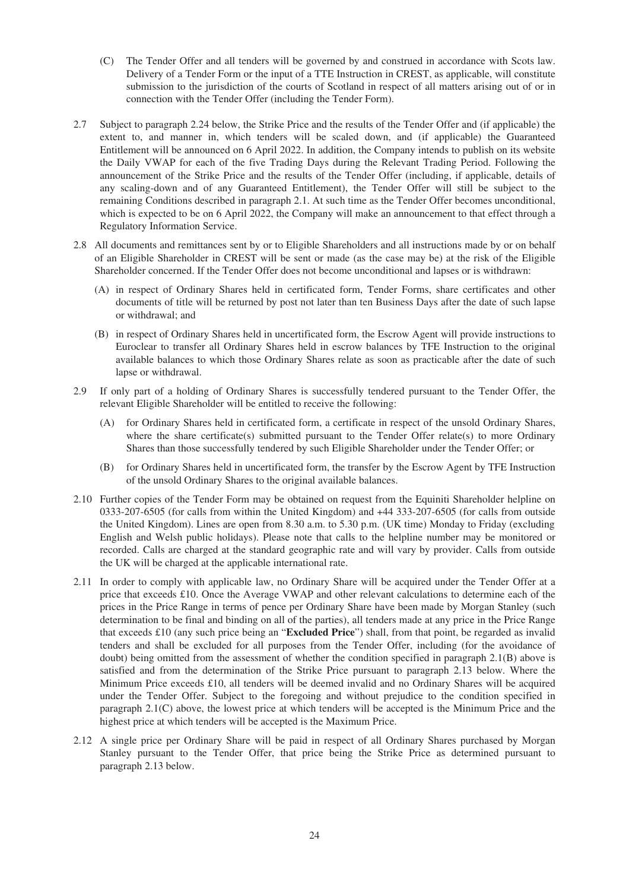(C) The Tender Offer and all tenders will be governed by and construed in accordance with Scots law. Delivery of a Tender Form or the input of a TTE Instruction in CREST, as applicable, will constitute submission to the jurisdiction of the courts of Scotland in respect of all matters arising out of or in connection with the Tender Offer (including the Tender Form).

2.7 Subject to paragraph 2.24 below, the Strike Price and the results of the Tender Offer and (if applicable) the extent to, and manner in, which tenders will be scaled down, and (if applicable) the Guaranteed Entitlement will be announced on 6 April 2022. In addition, the Company intends to publish on its website the Daily VWAP for each of the five Trading Days during the Relevant Trading Period. Following the announcement of the Strike Price and the results of the Tender Offer (including, if applicable, details of any scaling-down and of any Guaranteed Entitlement), the Tender Offer will still be subject to the remaining Conditions described in paragraph 2.1. At such time as the Tender Offer becomes unconditional, which is expected to be on 6 April 2022, the Company will make an announcement to that effect through a Regulatory Information Service.

2.8 All documents and remittances sent by or to Eligible Shareholders and all instructions made by or on behalf of an Eligible Shareholder in CREST will be sent or made (as the case may be) at the risk of the Eligible Shareholder concerned. If the Tender Offer does not become unconditional and lapses or is withdrawn:

(A) in respect of Ordinary Shares held in certificated form, Tender Forms, share certificates and other documents of title will be returned by post not later than ten Business Days after the date of such lapse or withdrawal; and

(B) in respect of Ordinary Shares held in uncertificated form, the Escrow Agent will provide instructions to Euroclear to transfer all Ordinary Shares held in escrow balances by TFE Instruction to the original available balances to which those Ordinary Shares relate as soon as practicable after the date of such lapse or withdrawal.

2.9 If only part of a holding of Ordinary Shares is successfully tendered pursuant to the Tender Offer, the relevant Eligible Shareholder will be entitled to receive the following:

(A) for Ordinary Shares held in certificated form, a certificate in respect of the unsold Ordinary Shares, where the share certificate(s) submitted pursuant to the Tender Offer relate(s) to more Ordinary Shares than those successfully tendered by such Eligible Shareholder under the Tender Offer; or

(B) for Ordinary Shares held in uncertificated form, the transfer by the Escrow Agent by TFE Instruction of the unsold Ordinary Shares to the original available balances.

2.10 Further copies of the Tender Form may be obtained on request from the Equiniti Shareholder helpline on 0333-207-6505 (for calls from within the United Kingdom) and +44 333-207-6505 (for calls from outside the United Kingdom). Lines are open from 8.30 a.m. to 5.30 p.m. (UK time) Monday to Friday (excluding English and Welsh public holidays). Please note that calls to the helpline number may be monitored or recorded. Calls are charged at the standard geographic rate and will vary by provider. Calls from outside the UK will be charged at the applicable international rate.

2.11 In order to comply with applicable law, no Ordinary Share will be acquired under the Tender Offer at a price that exceeds £10. Once the Average VWAP and other relevant calculations to determine each of the prices in the Price Range in terms of pence per Ordinary Share have been made by Morgan Stanley (such determination to be final and binding on all of the parties), all tenders made at any price in the Price Range that exceeds £10 (any such price being an "**Excluded Price**") shall, from that point, be regarded as invalid tenders and shall be excluded for all purposes from the Tender Offer, including (for the avoidance of doubt) being omitted from the assessment of whether the condition specified in paragraph 2.1(B) above is satisfied and from the determination of the Strike Price pursuant to paragraph 2.13 below. Where the Minimum Price exceeds £10, all tenders will be deemed invalid and no Ordinary Shares will be acquired under the Tender Offer. Subject to the foregoing and without prejudice to the condition specified in paragraph 2.1(C) above, the lowest price at which tenders will be accepted is the Minimum Price and the highest price at which tenders will be accepted is the Maximum Price.

2.12 A single price per Ordinary Share will be paid in respect of all Ordinary Shares purchased by Morgan Stanley pursuant to the Tender Offer, that price being the Strike Price as determined pursuant to paragraph 2.13 below.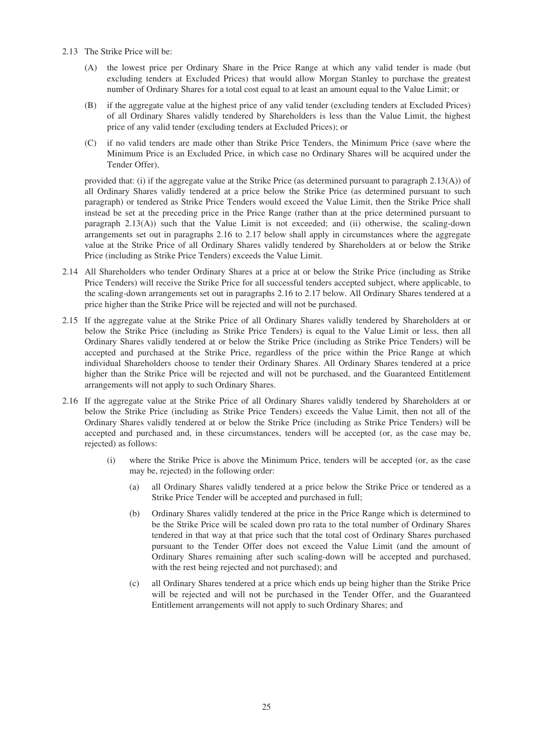2.13 The Strike Price will be:

(A) the lowest price per Ordinary Share in the Price Range at which any valid tender is made (but excluding tenders at Excluded Prices) that would allow Morgan Stanley to purchase the greatest number of Ordinary Shares for a total cost equal to at least an amount equal to the Value Limit; or

(B) if the aggregate value at the highest price of any valid tender (excluding tenders at Excluded Prices) of all Ordinary Shares validly tendered by Shareholders is less than the Value Limit, the highest price of any valid tender (excluding tenders at Excluded Prices); or

(C) if no valid tenders are made other than Strike Price Tenders, the Minimum Price (save where the Minimum Price is an Excluded Price, in which case no Ordinary Shares will be acquired under the Tender Offer),

provided that: (i) if the aggregate value at the Strike Price (as determined pursuant to paragraph 2.13(A)) of all Ordinary Shares validly tendered at a price below the Strike Price (as determined pursuant to such paragraph) or tendered as Strike Price Tenders would exceed the Value Limit, then the Strike Price shall instead be set at the preceding price in the Price Range (rather than at the price determined pursuant to paragraph 2.13(A)) such that the Value Limit is not exceeded; and (ii) otherwise, the scaling-down arrangements set out in paragraphs 2.16 to 2.17 below shall apply in circumstances where the aggregate value at the Strike Price of all Ordinary Shares validly tendered by Shareholders at or below the Strike Price (including as Strike Price Tenders) exceeds the Value Limit.

2.14 All Shareholders who tender Ordinary Shares at a price at or below the Strike Price (including as Strike Price Tenders) will receive the Strike Price for all successful tenders accepted subject, where applicable, to the scaling-down arrangements set out in paragraphs 2.16 to 2.17 below. All Ordinary Shares tendered at a price higher than the Strike Price will be rejected and will not be purchased.

2.15 If the aggregate value at the Strike Price of all Ordinary Shares validly tendered by Shareholders at or below the Strike Price (including as Strike Price Tenders) is equal to the Value Limit or less, then all Ordinary Shares validly tendered at or below the Strike Price (including as Strike Price Tenders) will be accepted and purchased at the Strike Price, regardless of the price within the Price Range at which individual Shareholders choose to tender their Ordinary Shares. All Ordinary Shares tendered at a price higher than the Strike Price will be rejected and will not be purchased, and the Guaranteed Entitlement arrangements will not apply to such Ordinary Shares.

2.16 If the aggregate value at the Strike Price of all Ordinary Shares validly tendered by Shareholders at or below the Strike Price (including as Strike Price Tenders) exceeds the Value Limit, then not all of the Ordinary Shares validly tendered at or below the Strike Price (including as Strike Price Tenders) will be accepted and purchased and, in these circumstances, tenders will be accepted (or, as the case may be, rejected) as follows:

(i) where the Strike Price is above the Minimum Price, tenders will be accepted (or, as the case may be, rejected) in the following order:

(a) all Ordinary Shares validly tendered at a price below the Strike Price or tendered as a Strike Price Tender will be accepted and purchased in full;

(b) Ordinary Shares validly tendered at the price in the Price Range which is determined to be the Strike Price will be scaled down pro rata to the total number of Ordinary Shares tendered in that way at that price such that the total cost of Ordinary Shares purchased pursuant to the Tender Offer does not exceed the Value Limit (and the amount of Ordinary Shares remaining after such scaling-down will be accepted and purchased, with the rest being rejected and not purchased); and

(c) all Ordinary Shares tendered at a price which ends up being higher than the Strike Price will be rejected and will not be purchased in the Tender Offer, and the Guaranteed Entitlement arrangements will not apply to such Ordinary Shares; and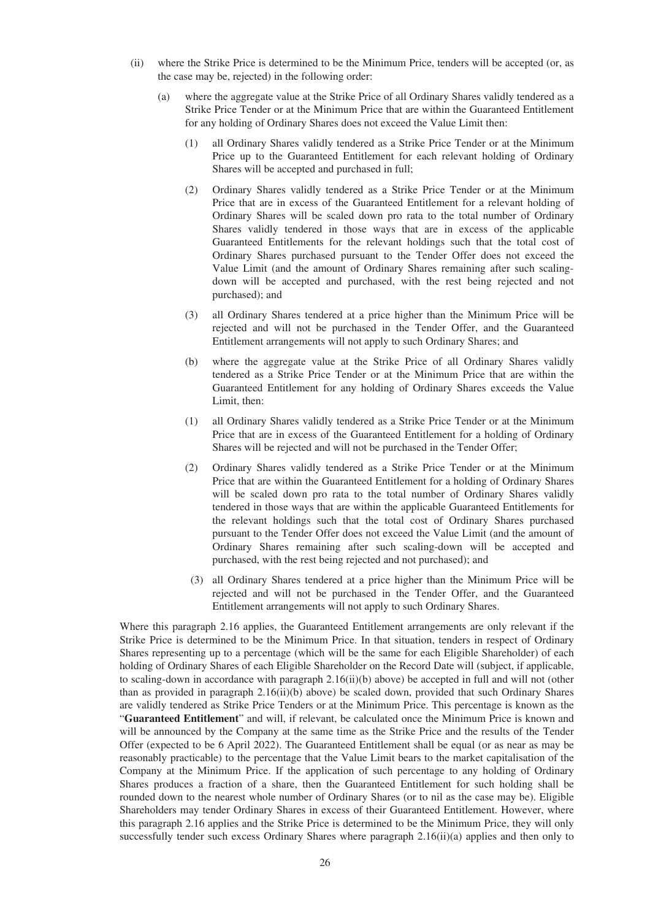(ii) where the Strike Price is determined to be the Minimum Price, tenders will be accepted (or, as the case may be, rejected) in the following order:

(a) where the aggregate value at the Strike Price of all Ordinary Shares validly tendered as a Strike Price Tender or at the Minimum Price that are within the Guaranteed Entitlement for any holding of Ordinary Shares does not exceed the Value Limit then:

(1) all Ordinary Shares validly tendered as a Strike Price Tender or at the Minimum Price up to the Guaranteed Entitlement for each relevant holding of Ordinary Shares will be accepted and purchased in full;

(2) Ordinary Shares validly tendered as a Strike Price Tender or at the Minimum Price that are in excess of the Guaranteed Entitlement for a relevant holding of Ordinary Shares will be scaled down pro rata to the total number of Ordinary Shares validly tendered in those ways that are in excess of the applicable Guaranteed Entitlements for the relevant holdings such that the total cost of Ordinary Shares purchased pursuant to the Tender Offer does not exceed the Value Limit (and the amount of Ordinary Shares remaining after such scaling-down will be accepted and purchased, with the rest being rejected and not purchased); and

(3) all Ordinary Shares tendered at a price higher than the Minimum Price will be rejected and will not be purchased in the Tender Offer, and the Guaranteed Entitlement arrangements will not apply to such Ordinary Shares; and

(b) where the aggregate value at the Strike Price of all Ordinary Shares validly tendered as a Strike Price Tender or at the Minimum Price that are within the Guaranteed Entitlement for any holding of Ordinary Shares exceeds the Value Limit, then:

(1) all Ordinary Shares validly tendered as a Strike Price Tender or at the Minimum Price that are in excess of the Guaranteed Entitlement for a holding of Ordinary Shares will be rejected and will not be purchased in the Tender Offer;

(2) Ordinary Shares validly tendered as a Strike Price Tender or at the Minimum Price that are within the Guaranteed Entitlement for a holding of Ordinary Shares will be scaled down pro rata to the total number of Ordinary Shares validly tendered in those ways that are within the applicable Guaranteed Entitlements for the relevant holdings such that the total cost of Ordinary Shares purchased pursuant to the Tender Offer does not exceed the Value Limit (and the amount of Ordinary Shares remaining after such scaling-down will be accepted and purchased, with the rest being rejected and not purchased); and

(3) all Ordinary Shares tendered at a price higher than the Minimum Price will be rejected and will not be purchased in the Tender Offer, and the Guaranteed Entitlement arrangements will not apply to such Ordinary Shares.

Where this paragraph 2.16 applies, the Guaranteed Entitlement arrangements are only relevant if the Strike Price is determined to be the Minimum Price. In that situation, tenders in respect of Ordinary Shares representing up to a percentage (which will be the same for each Eligible Shareholder) of each holding of Ordinary Shares of each Eligible Shareholder on the Record Date will (subject, if applicable, to scaling-down in accordance with paragraph 2.16(ii)(b) above) be accepted in full and will not (other than as provided in paragraph 2.16(ii)(b) above) be scaled down, provided that such Ordinary Shares are validly tendered as Strike Price Tenders or at the Minimum Price. This percentage is known as the "**Guaranteed Entitlement**" and will, if relevant, be calculated once the Minimum Price is known and will be announced by the Company at the same time as the Strike Price and the results of the Tender Offer (expected to be 6 April 2022). The Guaranteed Entitlement shall be equal (or as near as may be reasonably practicable) to the percentage that the Value Limit bears to the market capitalisation of the Company at the Minimum Price. If the application of such percentage to any holding of Ordinary Shares produces a fraction of a share, then the Guaranteed Entitlement for such holding shall be rounded down to the nearest whole number of Ordinary Shares (or to nil as the case may be). Eligible Shareholders may tender Ordinary Shares in excess of their Guaranteed Entitlement. However, where this paragraph 2.16 applies and the Strike Price is determined to be the Minimum Price, they will only successfully tender such excess Ordinary Shares where paragraph 2.16(ii)(a) applies and then only to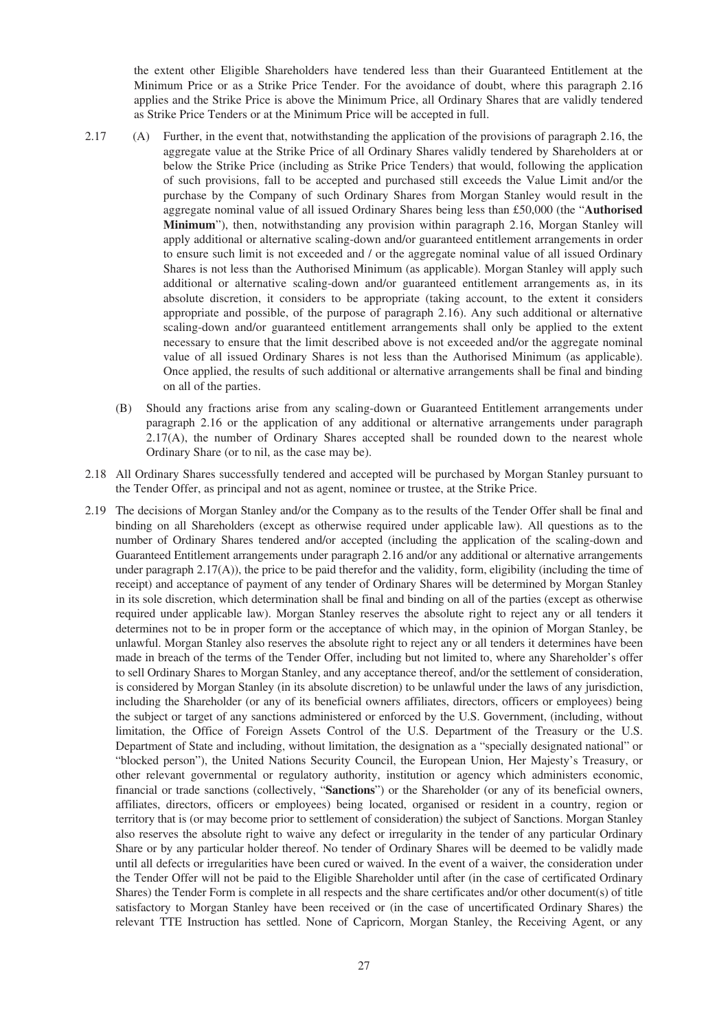the extent other Eligible Shareholders have tendered less than their Guaranteed Entitlement at the Minimum Price or as a Strike Price Tender. For the avoidance of doubt, where this paragraph 2.16 applies and the Strike Price is above the Minimum Price, all Ordinary Shares that are validly tendered as Strike Price Tenders or at the Minimum Price will be accepted in full.

2.17 (A) Further, in the event that, notwithstanding the application of the provisions of paragraph 2.16, the aggregate value at the Strike Price of all Ordinary Shares validly tendered by Shareholders at or below the Strike Price (including as Strike Price Tenders) that would, following the application of such provisions, fall to be accepted and purchased still exceeds the Value Limit and/or the purchase by the Company of such Ordinary Shares from Morgan Stanley would result in the aggregate nominal value of all issued Ordinary Shares being less than £50,000 (the "**Authorised Minimum**"), then, notwithstanding any provision within paragraph 2.16, Morgan Stanley will apply additional or alternative scaling-down and/or guaranteed entitlement arrangements in order to ensure such limit is not exceeded and / or the aggregate nominal value of all issued Ordinary Shares is not less than the Authorised Minimum (as applicable). Morgan Stanley will apply such additional or alternative scaling-down and/or guaranteed entitlement arrangements as, in its absolute discretion, it considers to be appropriate (taking account, to the extent it considers appropriate and possible, of the purpose of paragraph 2.16). Any such additional or alternative scaling-down and/or guaranteed entitlement arrangements shall only be applied to the extent necessary to ensure that the limit described above is not exceeded and/or the aggregate nominal value of all issued Ordinary Shares is not less than the Authorised Minimum (as applicable). Once applied, the results of such additional or alternative arrangements shall be final and binding on all of the parties.

(B) Should any fractions arise from any scaling-down or Guaranteed Entitlement arrangements under paragraph 2.16 or the application of any additional or alternative arrangements under paragraph 2.17(A), the number of Ordinary Shares accepted shall be rounded down to the nearest whole Ordinary Share (or to nil, as the case may be).

2.18 All Ordinary Shares successfully tendered and accepted will be purchased by Morgan Stanley pursuant to the Tender Offer, as principal and not as agent, nominee or trustee, at the Strike Price.

2.19 The decisions of Morgan Stanley and/or the Company as to the results of the Tender Offer shall be final and binding on all Shareholders (except as otherwise required under applicable law). All questions as to the number of Ordinary Shares tendered and/or accepted (including the application of the scaling-down and Guaranteed Entitlement arrangements under paragraph 2.16 and/or any additional or alternative arrangements under paragraph 2.17(A)), the price to be paid therefor and the validity, form, eligibility (including the time of receipt) and acceptance of payment of any tender of Ordinary Shares will be determined by Morgan Stanley in its sole discretion, which determination shall be final and binding on all of the parties (except as otherwise required under applicable law). Morgan Stanley reserves the absolute right to reject any or all tenders it determines not to be in proper form or the acceptance of which may, in the opinion of Morgan Stanley, be unlawful. Morgan Stanley also reserves the absolute right to reject any or all tenders it determines have been made in breach of the terms of the Tender Offer, including but not limited to, where any Shareholder's offer to sell Ordinary Shares to Morgan Stanley, and any acceptance thereof, and/or the settlement of consideration, is considered by Morgan Stanley (in its absolute discretion) to be unlawful under the laws of any jurisdiction, including the Shareholder (or any of its beneficial owners affiliates, directors, officers or employees) being the subject or target of any sanctions administered or enforced by the U.S. Government, (including, without limitation, the Office of Foreign Assets Control of the U.S. Department of the Treasury or the U.S. Department of State and including, without limitation, the designation as a "specially designated national" or "blocked person"), the United Nations Security Council, the European Union, Her Majesty's Treasury, or other relevant governmental or regulatory authority, institution or agency which administers economic, financial or trade sanctions (collectively, "**Sanctions**") or the Shareholder (or any of its beneficial owners, affiliates, directors, officers or employees) being located, organised or resident in a country, region or territory that is (or may become prior to settlement of consideration) the subject of Sanctions. Morgan Stanley also reserves the absolute right to waive any defect or irregularity in the tender of any particular Ordinary Share or by any particular holder thereof. No tender of Ordinary Shares will be deemed to be validly made until all defects or irregularities have been cured or waived. In the event of a waiver, the consideration under the Tender Offer will not be paid to the Eligible Shareholder until after (in the case of certificated Ordinary Shares) the Tender Form is complete in all respects and the share certificates and/or other document(s) of title satisfactory to Morgan Stanley have been received or (in the case of uncertificated Ordinary Shares) the relevant TTE Instruction has settled. None of Capricorn, Morgan Stanley, the Receiving Agent, or any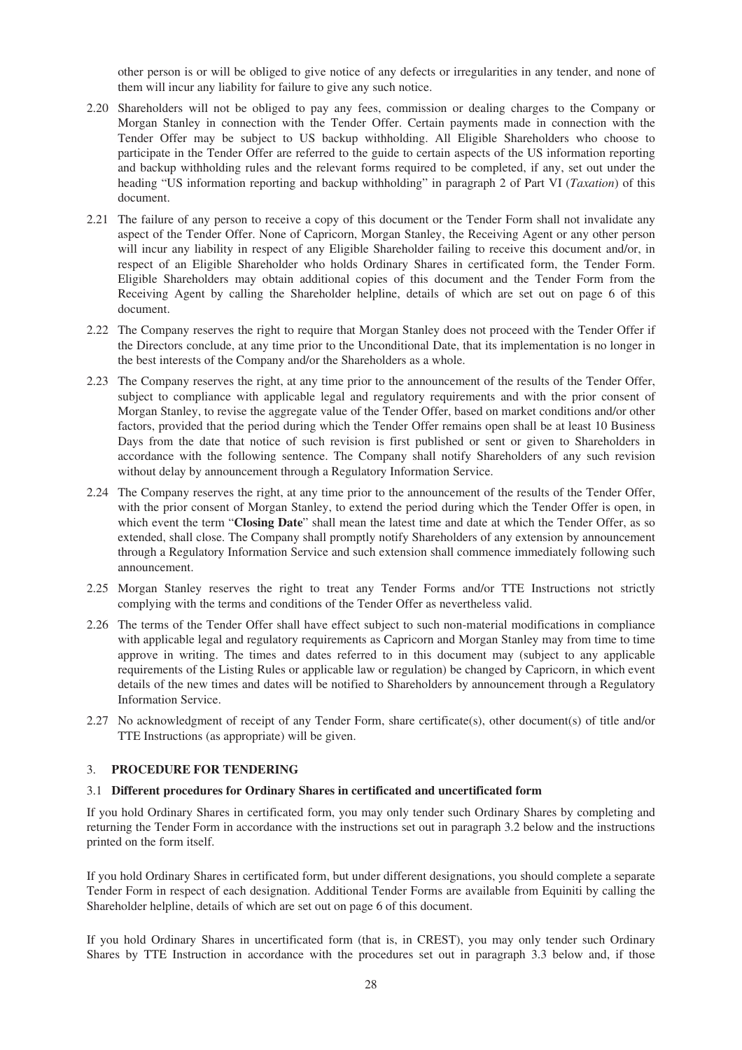other person is or will be obliged to give notice of any defects or irregularities in any tender, and none of them will incur any liability for failure to give any such notice.

2.20 Shareholders will not be obliged to pay any fees, commission or dealing charges to the Company or Morgan Stanley in connection with the Tender Offer. Certain payments made in connection with the Tender Offer may be subject to US backup withholding. All Eligible Shareholders who choose to participate in the Tender Offer are referred to the guide to certain aspects of the US information reporting and backup withholding rules and the relevant forms required to be completed, if any, set out under the heading "US information reporting and backup withholding" in paragraph 2 of Part VI (*Taxation*) of this document.

2.21 The failure of any person to receive a copy of this document or the Tender Form shall not invalidate any aspect of the Tender Offer. None of Capricorn, Morgan Stanley, the Receiving Agent or any other person will incur any liability in respect of any Eligible Shareholder failing to receive this document and/or, in respect of an Eligible Shareholder who holds Ordinary Shares in certificated form, the Tender Form. Eligible Shareholders may obtain additional copies of this document and the Tender Form from the Receiving Agent by calling the Shareholder helpline, details of which are set out on page 6 of this document.

2.22 The Company reserves the right to require that Morgan Stanley does not proceed with the Tender Offer if the Directors conclude, at any time prior to the Unconditional Date, that its implementation is no longer in the best interests of the Company and/or the Shareholders as a whole.

2.23 The Company reserves the right, at any time prior to the announcement of the results of the Tender Offer, subject to compliance with applicable legal and regulatory requirements and with the prior consent of Morgan Stanley, to revise the aggregate value of the Tender Offer, based on market conditions and/or other factors, provided that the period during which the Tender Offer remains open shall be at least 10 Business Days from the date that notice of such revision is first published or sent or given to Shareholders in accordance with the following sentence. The Company shall notify Shareholders of any such revision without delay by announcement through a Regulatory Information Service.

2.24 The Company reserves the right, at any time prior to the announcement of the results of the Tender Offer, with the prior consent of Morgan Stanley, to extend the period during which the Tender Offer is open, in which event the term "**Closing Date**" shall mean the latest time and date at which the Tender Offer, as so extended, shall close. The Company shall promptly notify Shareholders of any extension by announcement through a Regulatory Information Service and such extension shall commence immediately following such announcement.

2.25 Morgan Stanley reserves the right to treat any Tender Forms and/or TTE Instructions not strictly complying with the terms and conditions of the Tender Offer as nevertheless valid.

2.26 The terms of the Tender Offer shall have effect subject to such non-material modifications in compliance with applicable legal and regulatory requirements as Capricorn and Morgan Stanley may from time to time approve in writing. The times and dates referred to in this document may (subject to any applicable requirements of the Listing Rules or applicable law or regulation) be changed by Capricorn, in which event details of the new times and dates will be notified to Shareholders by announcement through a Regulatory Information Service.

2.27 No acknowledgment of receipt of any Tender Form, share certificate(s), other document(s) of title and/or TTE Instructions (as appropriate) will be given.

## 3. PROCEDURE FOR TENDERING

### 3.1 Different procedures for Ordinary Shares in certificated and uncertificated form

If you hold Ordinary Shares in certificated form, you may only tender such Ordinary Shares by completing and returning the Tender Form in accordance with the instructions set out in paragraph 3.2 below and the instructions printed on the form itself.

If you hold Ordinary Shares in certificated form, but under different designations, you should complete a separate Tender Form in respect of each designation. Additional Tender Forms are available from Equiniti by calling the Shareholder helpline, details of which are set out on page 6 of this document.

If you hold Ordinary Shares in uncertificated form (that is, in CREST), you may only tender such Ordinary Shares by TTE Instruction in accordance with the procedures set out in paragraph 3.3 below and, if those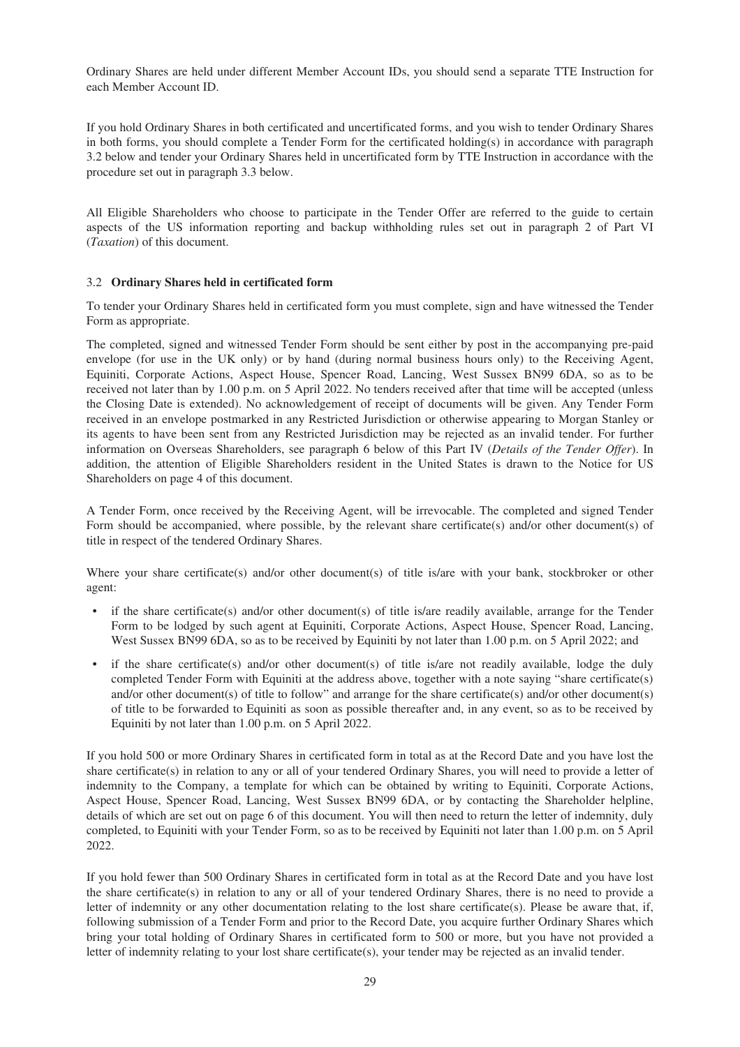Ordinary Shares are held under different Member Account IDs, you should send a separate TTE Instruction for each Member Account ID.

If you hold Ordinary Shares in both certificated and uncertificated forms, and you wish to tender Ordinary Shares in both forms, you should complete a Tender Form for the certificated holding(s) in accordance with paragraph 3.2 below and tender your Ordinary Shares held in uncertificated form by TTE Instruction in accordance with the procedure set out in paragraph 3.3 below.

All Eligible Shareholders who choose to participate in the Tender Offer are referred to the guide to certain aspects of the US information reporting and backup withholding rules set out in paragraph 2 of Part VI (*Taxation*) of this document.

### 3.2 **Ordinary Shares held in certificated form**

To tender your Ordinary Shares held in certificated form you must complete, sign and have witnessed the Tender Form as appropriate.

The completed, signed and witnessed Tender Form should be sent either by post in the accompanying pre-paid envelope (for use in the UK only) or by hand (during normal business hours only) to the Receiving Agent, Equiniti, Corporate Actions, Aspect House, Spencer Road, Lancing, West Sussex BN99 6DA, so as to be received not later than by 1.00 p.m. on 5 April 2022. No tenders received after that time will be accepted (unless the Closing Date is extended). No acknowledgement of receipt of documents will be given. Any Tender Form received in an envelope postmarked in any Restricted Jurisdiction or otherwise appearing to Morgan Stanley or its agents to have been sent from any Restricted Jurisdiction may be rejected as an invalid tender. For further information on Overseas Shareholders, see paragraph 6 below of this Part IV (*Details of the Tender Offer*). In addition, the attention of Eligible Shareholders resident in the United States is drawn to the Notice for US Shareholders on page 4 of this document.

A Tender Form, once received by the Receiving Agent, will be irrevocable. The completed and signed Tender Form should be accompanied, where possible, by the relevant share certificate(s) and/or other document(s) of title in respect of the tendered Ordinary Shares.

Where your share certificate(s) and/or other document(s) of title is/are with your bank, stockbroker or other agent:

- if the share certificate(s) and/or other document(s) of title is/are readily available, arrange for the Tender Form to be lodged by such agent at Equiniti, Corporate Actions, Aspect House, Spencer Road, Lancing, West Sussex BN99 6DA, so as to be received by Equiniti by not later than 1.00 p.m. on 5 April 2022; and
- if the share certificate(s) and/or other document(s) of title is/are not readily available, lodge the duly completed Tender Form with Equiniti at the address above, together with a note saying "share certificate(s) and/or other document(s) of title to follow" and arrange for the share certificate(s) and/or other document(s) of title to be forwarded to Equiniti as soon as possible thereafter and, in any event, so as to be received by Equiniti by not later than 1.00 p.m. on 5 April 2022.

If you hold 500 or more Ordinary Shares in certificated form in total as at the Record Date and you have lost the share certificate(s) in relation to any or all of your tendered Ordinary Shares, you will need to provide a letter of indemnity to the Company, a template for which can be obtained by writing to Equiniti, Corporate Actions, Aspect House, Spencer Road, Lancing, West Sussex BN99 6DA, or by contacting the Shareholder helpline, details of which are set out on page 6 of this document. You will then need to return the letter of indemnity, duly completed, to Equiniti with your Tender Form, so as to be received by Equiniti not later than 1.00 p.m. on 5 April 2022.

If you hold fewer than 500 Ordinary Shares in certificated form in total as at the Record Date and you have lost the share certificate(s) in relation to any or all of your tendered Ordinary Shares, there is no need to provide a letter of indemnity or any other documentation relating to the lost share certificate(s). Please be aware that, if, following submission of a Tender Form and prior to the Record Date, you acquire further Ordinary Shares which bring your total holding of Ordinary Shares in certificated form to 500 or more, but you have not provided a letter of indemnity relating to your lost share certificate(s), your tender may be rejected as an invalid tender.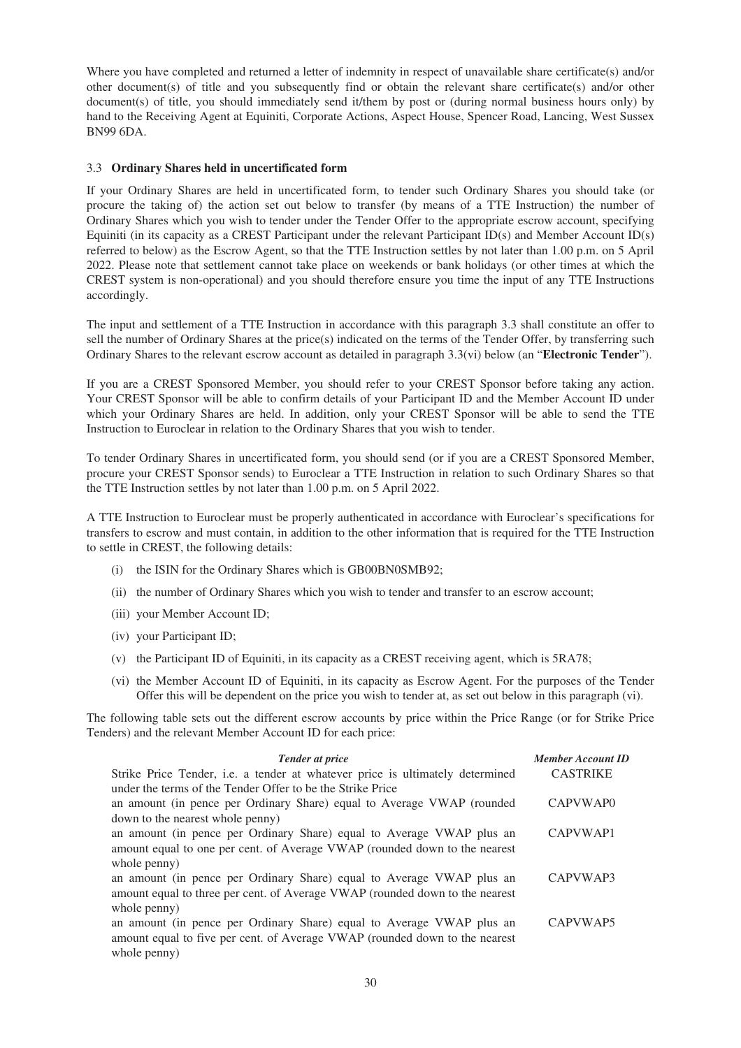Where you have completed and returned a letter of indemnity in respect of unavailable share certificate(s) and/or other document(s) of title and you subsequently find or obtain the relevant share certificate(s) and/or other document(s) of title, you should immediately send it/them by post or (during normal business hours only) by hand to the Receiving Agent at Equiniti, Corporate Actions, Aspect House, Spencer Road, Lancing, West Sussex BN99 6DA.

### 3.3 **Ordinary Shares held in uncertificated form**

If your Ordinary Shares are held in uncertificated form, to tender such Ordinary Shares you should take (or procure the taking of) the action set out below to transfer (by means of a TTE Instruction) the number of Ordinary Shares which you wish to tender under the Tender Offer to the appropriate escrow account, specifying Equiniti (in its capacity as a CREST Participant under the relevant Participant ID(s) and Member Account ID(s) referred to below) as the Escrow Agent, so that the TTE Instruction settles by not later than 1.00 p.m. on 5 April 2022. Please note that settlement cannot take place on weekends or bank holidays (or other times at which the CREST system is non-operational) and you should therefore ensure you time the input of any TTE Instructions accordingly.

The input and settlement of a TTE Instruction in accordance with this paragraph 3.3 shall constitute an offer to sell the number of Ordinary Shares at the price(s) indicated on the terms of the Tender Offer, by transferring such Ordinary Shares to the relevant escrow account as detailed in paragraph 3.3(vi) below (an "**Electronic Tender**").

If you are a CREST Sponsored Member, you should refer to your CREST Sponsor before taking any action. Your CREST Sponsor will be able to confirm details of your Participant ID and the Member Account ID under which your Ordinary Shares are held. In addition, only your CREST Sponsor will be able to send the TTE Instruction to Euroclear in relation to the Ordinary Shares that you wish to tender.

To tender Ordinary Shares in uncertificated form, you should send (or if you are a CREST Sponsored Member, procure your CREST Sponsor sends) to Euroclear a TTE Instruction in relation to such Ordinary Shares so that the TTE Instruction settles by not later than 1.00 p.m. on 5 April 2022.

A TTE Instruction to Euroclear must be properly authenticated in accordance with Euroclear's specifications for transfers to escrow and must contain, in addition to the other information that is required for the TTE Instruction to settle in CREST, the following details:

- (i) the ISIN for the Ordinary Shares which is GB00BN0SMB92;
- (ii) the number of Ordinary Shares which you wish to tender and transfer to an escrow account;
- (iii) your Member Account ID;
- (iv) your Participant ID;
- (v) the Participant ID of Equiniti, in its capacity as a CREST receiving agent, which is 5RA78;
- (vi) the Member Account ID of Equiniti, in its capacity as Escrow Agent. For the purposes of the Tender Offer this will be dependent on the price you wish to tender at, as set out below in this paragraph (vi).

The following table sets out the different escrow accounts by price within the Price Range (or for Strike Price Tenders) and the relevant Member Account ID for each price:

| *Tender at price* | *Member Account ID* |
|---|---|
| Strike Price Tender, i.e. a tender at whatever price is ultimately determined under the terms of the Tender Offer to be the Strike Price | CASTRIKE |
| an amount (in pence per Ordinary Share) equal to Average VWAP (rounded down to the nearest whole penny) | CAPVWAP0 |
| an amount (in pence per Ordinary Share) equal to Average VWAP plus an amount equal to one per cent. of Average VWAP (rounded down to the nearest whole penny) | CAPVWAP1 |
| an amount (in pence per Ordinary Share) equal to Average VWAP plus an amount equal to three per cent. of Average VWAP (rounded down to the nearest whole penny) | CAPVWAP3 |
| an amount (in pence per Ordinary Share) equal to Average VWAP plus an amount equal to five per cent. of Average VWAP (rounded down to the nearest whole penny) | CAPVWAP5 |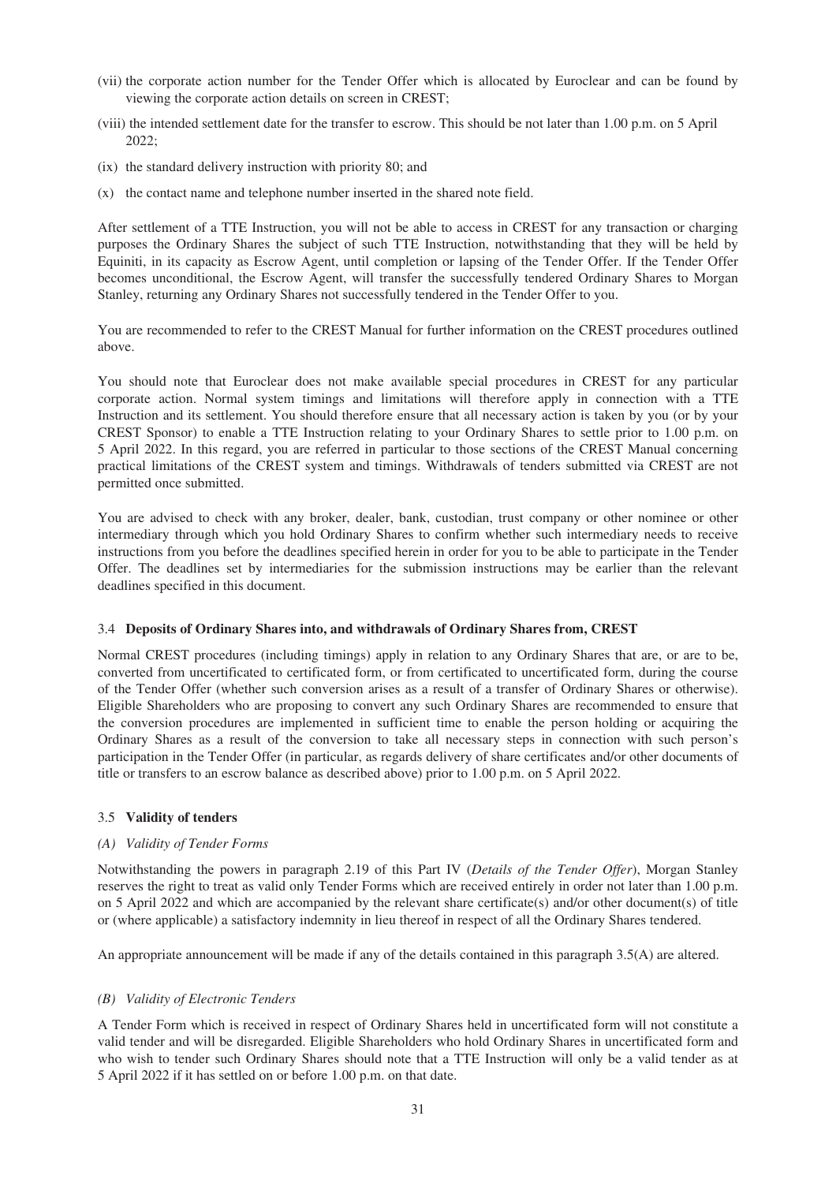(vii) the corporate action number for the Tender Offer which is allocated by Euroclear and can be found by viewing the corporate action details on screen in CREST;

(viii) the intended settlement date for the transfer to escrow. This should be not later than 1.00 p.m. on 5 April 2022;

(ix) the standard delivery instruction with priority 80; and

(x) the contact name and telephone number inserted in the shared note field.

After settlement of a TTE Instruction, you will not be able to access in CREST for any transaction or charging purposes the Ordinary Shares the subject of such TTE Instruction, notwithstanding that they will be held by Equiniti, in its capacity as Escrow Agent, until completion or lapsing of the Tender Offer. If the Tender Offer becomes unconditional, the Escrow Agent, will transfer the successfully tendered Ordinary Shares to Morgan Stanley, returning any Ordinary Shares not successfully tendered in the Tender Offer to you.

You are recommended to refer to the CREST Manual for further information on the CREST procedures outlined above.

You should note that Euroclear does not make available special procedures in CREST for any particular corporate action. Normal system timings and limitations will therefore apply in connection with a TTE Instruction and its settlement. You should therefore ensure that all necessary action is taken by you (or by your CREST Sponsor) to enable a TTE Instruction relating to your Ordinary Shares to settle prior to 1.00 p.m. on 5 April 2022. In this regard, you are referred in particular to those sections of the CREST Manual concerning practical limitations of the CREST system and timings. Withdrawals of tenders submitted via CREST are not permitted once submitted.

You are advised to check with any broker, dealer, bank, custodian, trust company or other nominee or other intermediary through which you hold Ordinary Shares to confirm whether such intermediary needs to receive instructions from you before the deadlines specified herein in order for you to be able to participate in the Tender Offer. The deadlines set by intermediaries for the submission instructions may be earlier than the relevant deadlines specified in this document.

3.4 **Deposits of Ordinary Shares into, and withdrawals of Ordinary Shares from, CREST**

Normal CREST procedures (including timings) apply in relation to any Ordinary Shares that are, or are to be, converted from uncertificated to certificated form, or from certificated to uncertificated form, during the course of the Tender Offer (whether such conversion arises as a result of a transfer of Ordinary Shares or otherwise). Eligible Shareholders who are proposing to convert any such Ordinary Shares are recommended to ensure that the conversion procedures are implemented in sufficient time to enable the person holding or acquiring the Ordinary Shares as a result of the conversion to take all necessary steps in connection with such person's participation in the Tender Offer (in particular, as regards delivery of share certificates and/or other documents of title or transfers to an escrow balance as described above) prior to 1.00 p.m. on 5 April 2022.

3.5 **Validity of tenders**

*(A) Validity of Tender Forms*

Notwithstanding the powers in paragraph 2.19 of this Part IV (*Details of the Tender Offer*), Morgan Stanley reserves the right to treat as valid only Tender Forms which are received entirely in order not later than 1.00 p.m. on 5 April 2022 and which are accompanied by the relevant share certificate(s) and/or other document(s) of title or (where applicable) a satisfactory indemnity in lieu thereof in respect of all the Ordinary Shares tendered.

An appropriate announcement will be made if any of the details contained in this paragraph 3.5(A) are altered.

*(B) Validity of Electronic Tenders*

A Tender Form which is received in respect of Ordinary Shares held in uncertificated form will not constitute a valid tender and will be disregarded. Eligible Shareholders who hold Ordinary Shares in uncertificated form and who wish to tender such Ordinary Shares should note that a TTE Instruction will only be a valid tender as at 5 April 2022 if it has settled on or before 1.00 p.m. on that date.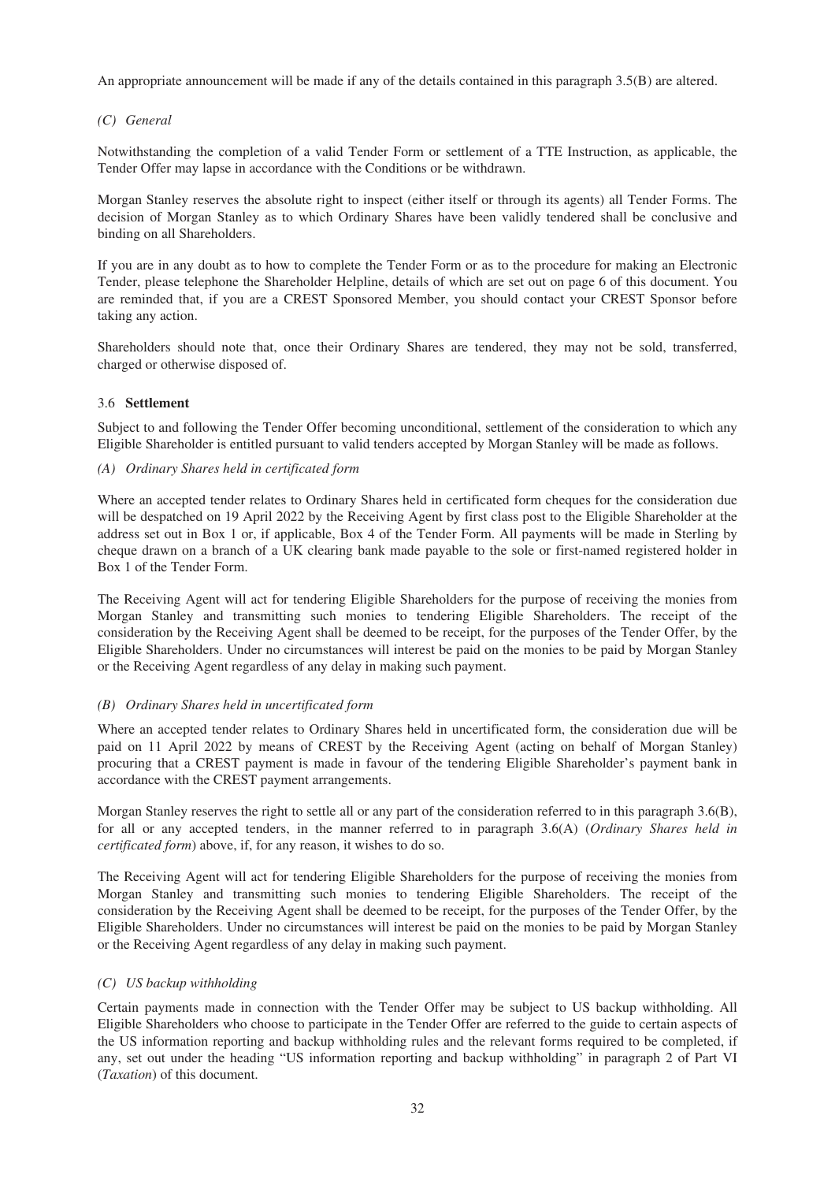An appropriate announcement will be made if any of the details contained in this paragraph 3.5(B) are altered.

*(C) General*

Notwithstanding the completion of a valid Tender Form or settlement of a TTE Instruction, as applicable, the Tender Offer may lapse in accordance with the Conditions or be withdrawn.

Morgan Stanley reserves the absolute right to inspect (either itself or through its agents) all Tender Forms. The decision of Morgan Stanley as to which Ordinary Shares have been validly tendered shall be conclusive and binding on all Shareholders.

If you are in any doubt as to how to complete the Tender Form or as to the procedure for making an Electronic Tender, please telephone the Shareholder Helpline, details of which are set out on page 6 of this document. You are reminded that, if you are a CREST Sponsored Member, you should contact your CREST Sponsor before taking any action.

Shareholders should note that, once their Ordinary Shares are tendered, they may not be sold, transferred, charged or otherwise disposed of.

3.6 **Settlement**

Subject to and following the Tender Offer becoming unconditional, settlement of the consideration to which any Eligible Shareholder is entitled pursuant to valid tenders accepted by Morgan Stanley will be made as follows.

*(A) Ordinary Shares held in certificated form*

Where an accepted tender relates to Ordinary Shares held in certificated form cheques for the consideration due will be despatched on 19 April 2022 by the Receiving Agent by first class post to the Eligible Shareholder at the address set out in Box 1 or, if applicable, Box 4 of the Tender Form. All payments will be made in Sterling by cheque drawn on a branch of a UK clearing bank made payable to the sole or first-named registered holder in Box 1 of the Tender Form.

The Receiving Agent will act for tendering Eligible Shareholders for the purpose of receiving the monies from Morgan Stanley and transmitting such monies to tendering Eligible Shareholders. The receipt of the consideration by the Receiving Agent shall be deemed to be receipt, for the purposes of the Tender Offer, by the Eligible Shareholders. Under no circumstances will interest be paid on the monies to be paid by Morgan Stanley or the Receiving Agent regardless of any delay in making such payment.

*(B) Ordinary Shares held in uncertificated form*

Where an accepted tender relates to Ordinary Shares held in uncertificated form, the consideration due will be paid on 11 April 2022 by means of CREST by the Receiving Agent (acting on behalf of Morgan Stanley) procuring that a CREST payment is made in favour of the tendering Eligible Shareholder's payment bank in accordance with the CREST payment arrangements.

Morgan Stanley reserves the right to settle all or any part of the consideration referred to in this paragraph 3.6(B), for all or any accepted tenders, in the manner referred to in paragraph 3.6(A) (*Ordinary Shares held in certificated form*) above, if, for any reason, it wishes to do so.

The Receiving Agent will act for tendering Eligible Shareholders for the purpose of receiving the monies from Morgan Stanley and transmitting such monies to tendering Eligible Shareholders. The receipt of the consideration by the Receiving Agent shall be deemed to be receipt, for the purposes of the Tender Offer, by the Eligible Shareholders. Under no circumstances will interest be paid on the monies to be paid by Morgan Stanley or the Receiving Agent regardless of any delay in making such payment.

*(C) US backup withholding*

Certain payments made in connection with the Tender Offer may be subject to US backup withholding. All Eligible Shareholders who choose to participate in the Tender Offer are referred to the guide to certain aspects of the US information reporting and backup withholding rules and the relevant forms required to be completed, if any, set out under the heading "US information reporting and backup withholding" in paragraph 2 of Part VI (*Taxation*) of this document.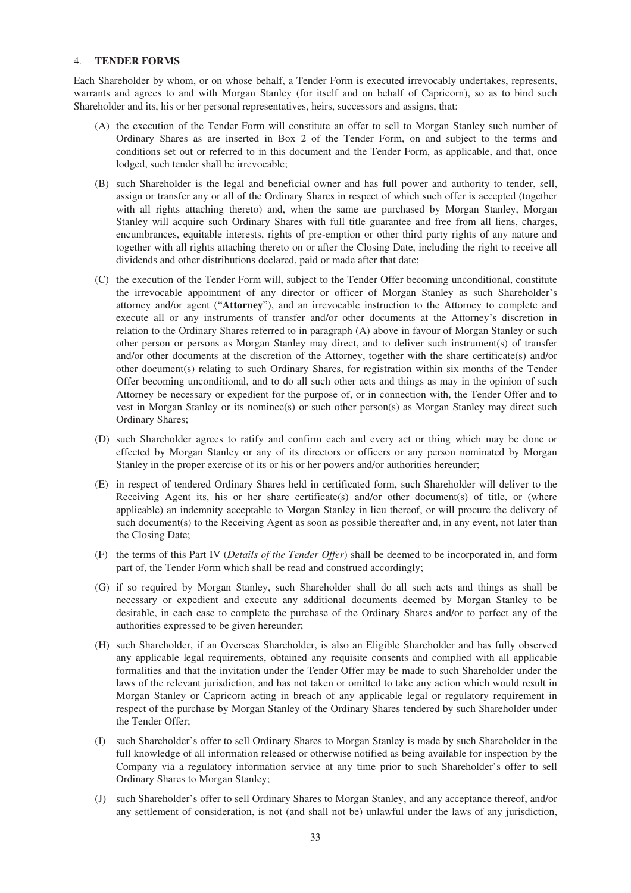## 4. TENDER FORMS

Each Shareholder by whom, or on whose behalf, a Tender Form is executed irrevocably undertakes, represents, warrants and agrees to and with Morgan Stanley (for itself and on behalf of Capricorn), so as to bind such Shareholder and its, his or her personal representatives, heirs, successors and assigns, that:

(A) the execution of the Tender Form will constitute an offer to sell to Morgan Stanley such number of Ordinary Shares as are inserted in Box 2 of the Tender Form, on and subject to the terms and conditions set out or referred to in this document and the Tender Form, as applicable, and that, once lodged, such tender shall be irrevocable;

(B) such Shareholder is the legal and beneficial owner and has full power and authority to tender, sell, assign or transfer any or all of the Ordinary Shares in respect of which such offer is accepted (together with all rights attaching thereto) and, when the same are purchased by Morgan Stanley, Morgan Stanley will acquire such Ordinary Shares with full title guarantee and free from all liens, charges, encumbrances, equitable interests, rights of pre-emption or other third party rights of any nature and together with all rights attaching thereto on or after the Closing Date, including the right to receive all dividends and other distributions declared, paid or made after that date;

(C) the execution of the Tender Form will, subject to the Tender Offer becoming unconditional, constitute the irrevocable appointment of any director or officer of Morgan Stanley as such Shareholder's attorney and/or agent ("**Attorney**"), and an irrevocable instruction to the Attorney to complete and execute all or any instruments of transfer and/or other documents at the Attorney's discretion in relation to the Ordinary Shares referred to in paragraph (A) above in favour of Morgan Stanley or such other person or persons as Morgan Stanley may direct, and to deliver such instrument(s) of transfer and/or other documents at the discretion of the Attorney, together with the share certificate(s) and/or other document(s) relating to such Ordinary Shares, for registration within six months of the Tender Offer becoming unconditional, and to do all such other acts and things as may in the opinion of such Attorney be necessary or expedient for the purpose of, or in connection with, the Tender Offer and to vest in Morgan Stanley or its nominee(s) or such other person(s) as Morgan Stanley may direct such Ordinary Shares;

(D) such Shareholder agrees to ratify and confirm each and every act or thing which may be done or effected by Morgan Stanley or any of its directors or officers or any person nominated by Morgan Stanley in the proper exercise of its or his or her powers and/or authorities hereunder;

(E) in respect of tendered Ordinary Shares held in certificated form, such Shareholder will deliver to the Receiving Agent its, his or her share certificate(s) and/or other document(s) of title, or (where applicable) an indemnity acceptable to Morgan Stanley in lieu thereof, or will procure the delivery of such document(s) to the Receiving Agent as soon as possible thereafter and, in any event, not later than the Closing Date;

(F) the terms of this Part IV (*Details of the Tender Offer*) shall be deemed to be incorporated in, and form part of, the Tender Form which shall be read and construed accordingly;

(G) if so required by Morgan Stanley, such Shareholder shall do all such acts and things as shall be necessary or expedient and execute any additional documents deemed by Morgan Stanley to be desirable, in each case to complete the purchase of the Ordinary Shares and/or to perfect any of the authorities expressed to be given hereunder;

(H) such Shareholder, if an Overseas Shareholder, is also an Eligible Shareholder and has fully observed any applicable legal requirements, obtained any requisite consents and complied with all applicable formalities and that the invitation under the Tender Offer may be made to such Shareholder under the laws of the relevant jurisdiction, and has not taken or omitted to take any action which would result in Morgan Stanley or Capricorn acting in breach of any applicable legal or regulatory requirement in respect of the purchase by Morgan Stanley of the Ordinary Shares tendered by such Shareholder under the Tender Offer;

(I) such Shareholder's offer to sell Ordinary Shares to Morgan Stanley is made by such Shareholder in the full knowledge of all information released or otherwise notified as being available for inspection by the Company via a regulatory information service at any time prior to such Shareholder's offer to sell Ordinary Shares to Morgan Stanley;

(J) such Shareholder's offer to sell Ordinary Shares to Morgan Stanley, and any acceptance thereof, and/or any settlement of consideration, is not (and shall not be) unlawful under the laws of any jurisdiction,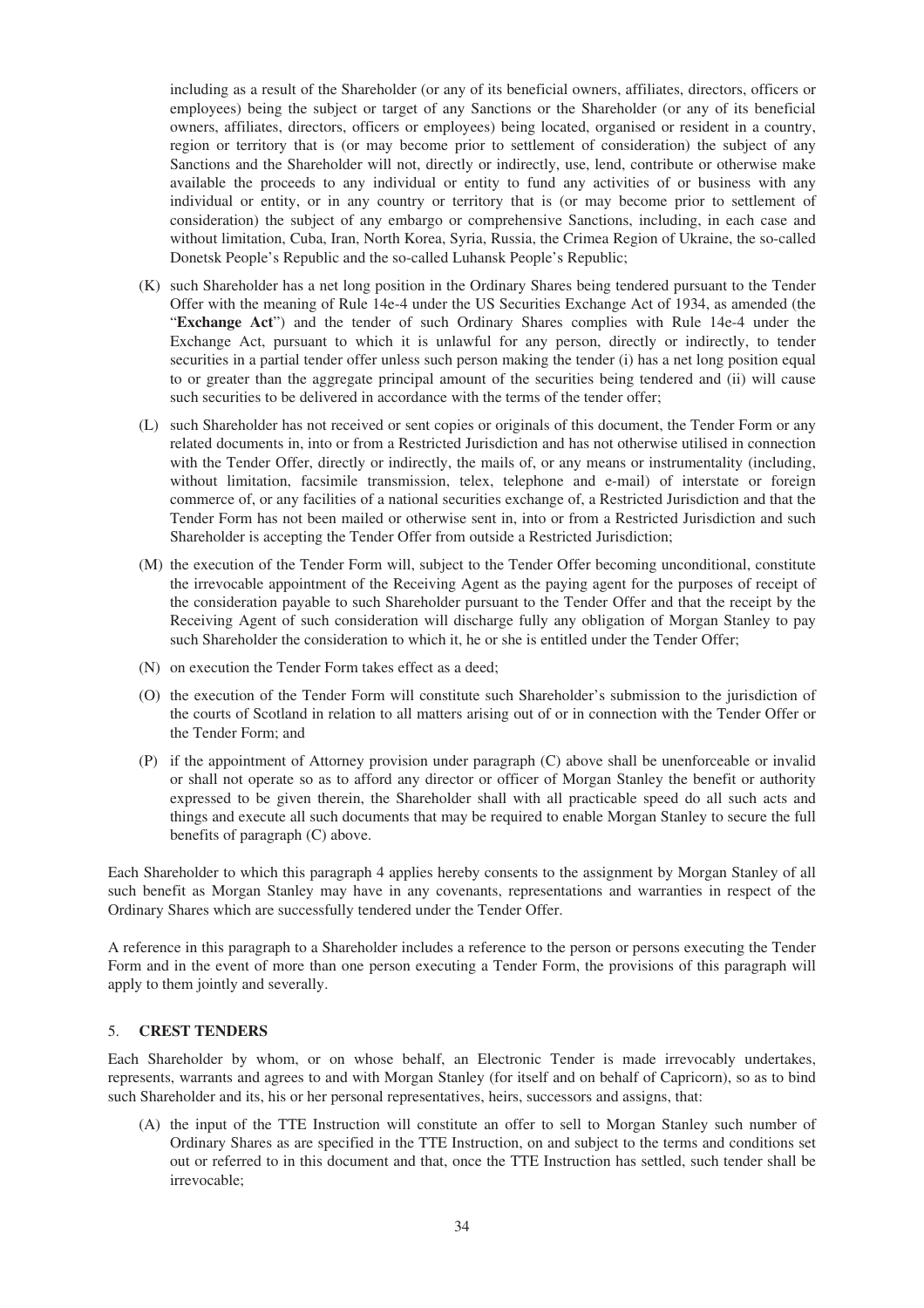including as a result of the Shareholder (or any of its beneficial owners, affiliates, directors, officers or employees) being the subject or target of any Sanctions or the Shareholder (or any of its beneficial owners, affiliates, directors, officers or employees) being located, organised or resident in a country, region or territory that is (or may become prior to settlement of consideration) the subject of any Sanctions and the Shareholder will not, directly or indirectly, use, lend, contribute or otherwise make available the proceeds to any individual or entity to fund any activities of or business with any individual or entity, or in any country or territory that is (or may become prior to settlement of consideration) the subject of any embargo or comprehensive Sanctions, including, in each case and without limitation, Cuba, Iran, North Korea, Syria, Russia, the Crimea Region of Ukraine, the so-called Donetsk People's Republic and the so-called Luhansk People's Republic;

(K) such Shareholder has a net long position in the Ordinary Shares being tendered pursuant to the Tender Offer with the meaning of Rule 14e-4 under the US Securities Exchange Act of 1934, as amended (the "**Exchange Act**") and the tender of such Ordinary Shares complies with Rule 14e-4 under the Exchange Act, pursuant to which it is unlawful for any person, directly or indirectly, to tender securities in a partial tender offer unless such person making the tender (i) has a net long position equal to or greater than the aggregate principal amount of the securities being tendered and (ii) will cause such securities to be delivered in accordance with the terms of the tender offer;

(L) such Shareholder has not received or sent copies or originals of this document, the Tender Form or any related documents in, into or from a Restricted Jurisdiction and has not otherwise utilised in connection with the Tender Offer, directly or indirectly, the mails of, or any means or instrumentality (including, without limitation, facsimile transmission, telex, telephone and e-mail) of interstate or foreign commerce of, or any facilities of a national securities exchange of, a Restricted Jurisdiction and that the Tender Form has not been mailed or otherwise sent in, into or from a Restricted Jurisdiction and such Shareholder is accepting the Tender Offer from outside a Restricted Jurisdiction;

(M) the execution of the Tender Form will, subject to the Tender Offer becoming unconditional, constitute the irrevocable appointment of the Receiving Agent as the paying agent for the purposes of receipt of the consideration payable to such Shareholder pursuant to the Tender Offer and that the receipt by the Receiving Agent of such consideration will discharge fully any obligation of Morgan Stanley to pay such Shareholder the consideration to which it, he or she is entitled under the Tender Offer;

(N) on execution the Tender Form takes effect as a deed;

(O) the execution of the Tender Form will constitute such Shareholder's submission to the jurisdiction of the courts of Scotland in relation to all matters arising out of or in connection with the Tender Offer or the Tender Form; and

(P) if the appointment of Attorney provision under paragraph (C) above shall be unenforceable or invalid or shall not operate so as to afford any director or officer of Morgan Stanley the benefit or authority expressed to be given therein, the Shareholder shall with all practicable speed do all such acts and things and execute all such documents that may be required to enable Morgan Stanley to secure the full benefits of paragraph (C) above.

Each Shareholder to which this paragraph 4 applies hereby consents to the assignment by Morgan Stanley of all such benefit as Morgan Stanley may have in any covenants, representations and warranties in respect of the Ordinary Shares which are successfully tendered under the Tender Offer.

A reference in this paragraph to a Shareholder includes a reference to the person or persons executing the Tender Form and in the event of more than one person executing a Tender Form, the provisions of this paragraph will apply to them jointly and severally.

## 5. CREST TENDERS

Each Shareholder by whom, or on whose behalf, an Electronic Tender is made irrevocably undertakes, represents, warrants and agrees to and with Morgan Stanley (for itself and on behalf of Capricorn), so as to bind such Shareholder and its, his or her personal representatives, heirs, successors and assigns, that:

(A) the input of the TTE Instruction will constitute an offer to sell to Morgan Stanley such number of Ordinary Shares as are specified in the TTE Instruction, on and subject to the terms and conditions set out or referred to in this document and that, once the TTE Instruction has settled, such tender shall be irrevocable;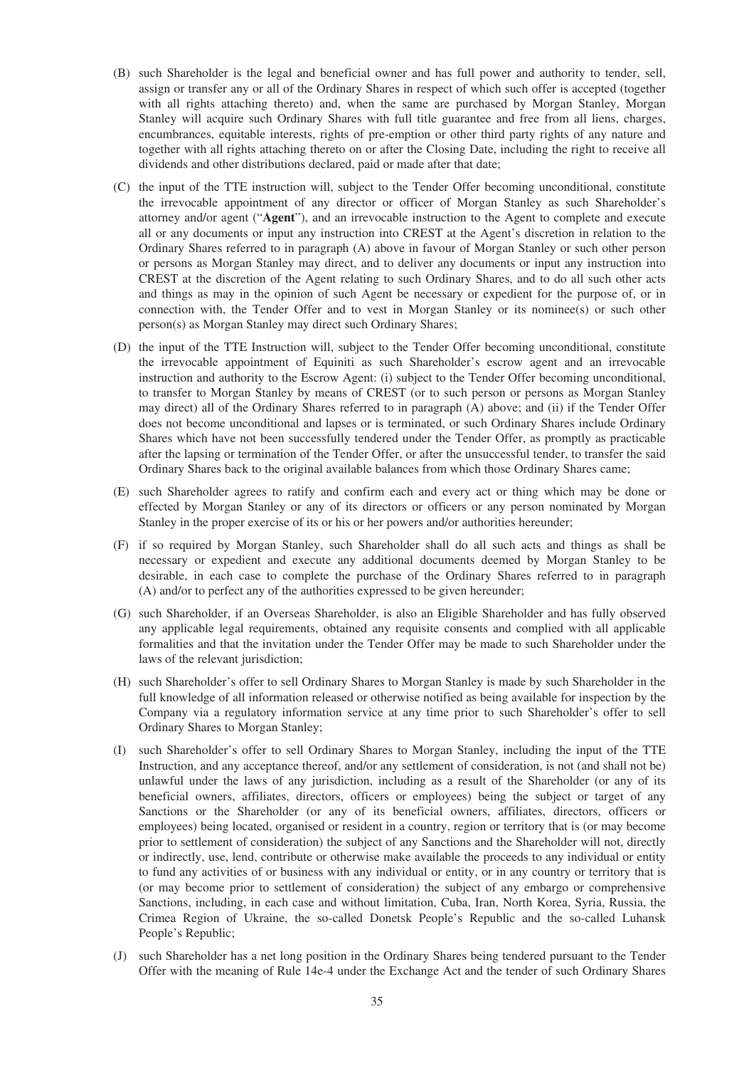(B) such Shareholder is the legal and beneficial owner and has full power and authority to tender, sell, assign or transfer any or all of the Ordinary Shares in respect of which such offer is accepted (together with all rights attaching thereto) and, when the same are purchased by Morgan Stanley, Morgan Stanley will acquire such Ordinary Shares with full title guarantee and free from all liens, charges, encumbrances, equitable interests, rights of pre-emption or other third party rights of any nature and together with all rights attaching thereto on or after the Closing Date, including the right to receive all dividends and other distributions declared, paid or made after that date;

(C) the input of the TTE instruction will, subject to the Tender Offer becoming unconditional, constitute the irrevocable appointment of any director or officer of Morgan Stanley as such Shareholder's attorney and/or agent ("**Agent**"), and an irrevocable instruction to the Agent to complete and execute all or any documents or input any instruction into CREST at the Agent's discretion in relation to the Ordinary Shares referred to in paragraph (A) above in favour of Morgan Stanley or such other person or persons as Morgan Stanley may direct, and to deliver any documents or input any instruction into CREST at the discretion of the Agent relating to such Ordinary Shares, and to do all such other acts and things as may in the opinion of such Agent be necessary or expedient for the purpose of, or in connection with, the Tender Offer and to vest in Morgan Stanley or its nominee(s) or such other person(s) as Morgan Stanley may direct such Ordinary Shares;

(D) the input of the TTE Instruction will, subject to the Tender Offer becoming unconditional, constitute the irrevocable appointment of Equiniti as such Shareholder's escrow agent and an irrevocable instruction and authority to the Escrow Agent: (i) subject to the Tender Offer becoming unconditional, to transfer to Morgan Stanley by means of CREST (or to such person or persons as Morgan Stanley may direct) all of the Ordinary Shares referred to in paragraph (A) above; and (ii) if the Tender Offer does not become unconditional and lapses or is terminated, or such Ordinary Shares include Ordinary Shares which have not been successfully tendered under the Tender Offer, as promptly as practicable after the lapsing or termination of the Tender Offer, or after the unsuccessful tender, to transfer the said Ordinary Shares back to the original available balances from which those Ordinary Shares came;

(E) such Shareholder agrees to ratify and confirm each and every act or thing which may be done or effected by Morgan Stanley or any of its directors or officers or any person nominated by Morgan Stanley in the proper exercise of its or his or her powers and/or authorities hereunder;

(F) if so required by Morgan Stanley, such Shareholder shall do all such acts and things as shall be necessary or expedient and execute any additional documents deemed by Morgan Stanley to be desirable, in each case to complete the purchase of the Ordinary Shares referred to in paragraph (A) and/or to perfect any of the authorities expressed to be given hereunder;

(G) such Shareholder, if an Overseas Shareholder, is also an Eligible Shareholder and has fully observed any applicable legal requirements, obtained any requisite consents and complied with all applicable formalities and that the invitation under the Tender Offer may be made to such Shareholder under the laws of the relevant jurisdiction;

(H) such Shareholder's offer to sell Ordinary Shares to Morgan Stanley is made by such Shareholder in the full knowledge of all information released or otherwise notified as being available for inspection by the Company via a regulatory information service at any time prior to such Shareholder's offer to sell Ordinary Shares to Morgan Stanley;

(I) such Shareholder's offer to sell Ordinary Shares to Morgan Stanley, including the input of the TTE Instruction, and any acceptance thereof, and/or any settlement of consideration, is not (and shall not be) unlawful under the laws of any jurisdiction, including as a result of the Shareholder (or any of its beneficial owners, affiliates, directors, officers or employees) being the subject or target of any Sanctions or the Shareholder (or any of its beneficial owners, affiliates, directors, officers or employees) being located, organised or resident in a country, region or territory that is (or may become prior to settlement of consideration) the subject of any Sanctions and the Shareholder will not, directly or indirectly, use, lend, contribute or otherwise make available the proceeds to any individual or entity to fund any activities of or business with any individual or entity, or in any country or territory that is (or may become prior to settlement of consideration) the subject of any embargo or comprehensive Sanctions, including, in each case and without limitation, Cuba, Iran, North Korea, Syria, Russia, the Crimea Region of Ukraine, the so-called Donetsk People's Republic and the so-called Luhansk People's Republic;

(J) such Shareholder has a net long position in the Ordinary Shares being tendered pursuant to the Tender Offer with the meaning of Rule 14e-4 under the Exchange Act and the tender of such Ordinary Shares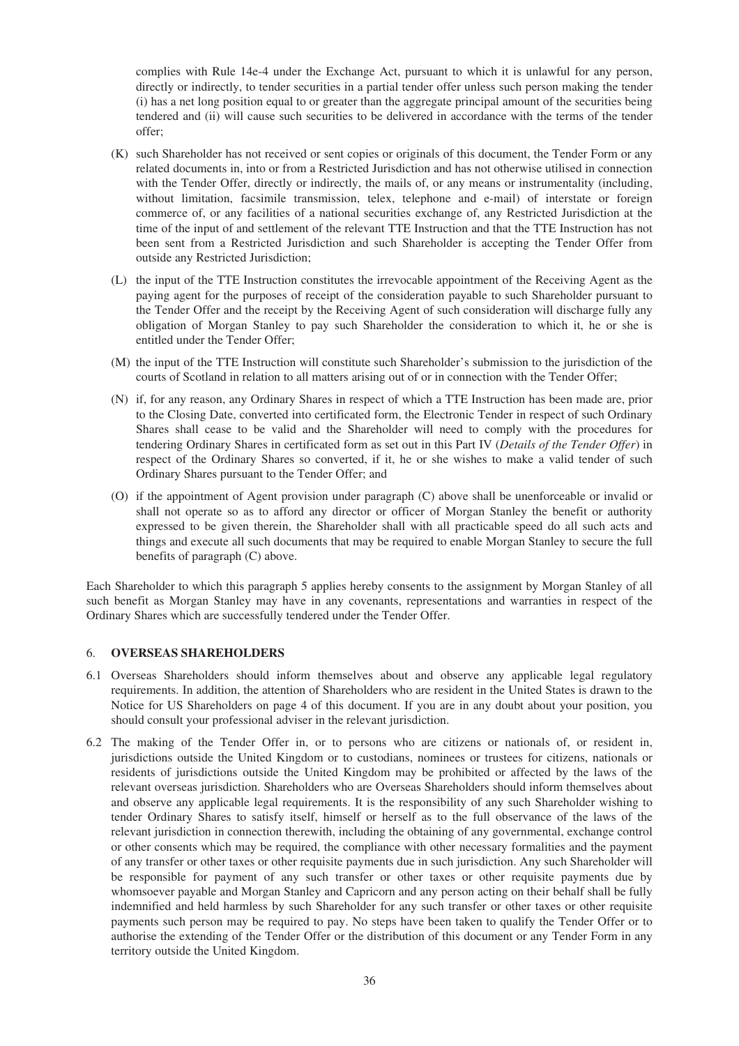complies with Rule 14e-4 under the Exchange Act, pursuant to which it is unlawful for any person, directly or indirectly, to tender securities in a partial tender offer unless such person making the tender (i) has a net long position equal to or greater than the aggregate principal amount of the securities being tendered and (ii) will cause such securities to be delivered in accordance with the terms of the tender offer;

(K) such Shareholder has not received or sent copies or originals of this document, the Tender Form or any related documents in, into or from a Restricted Jurisdiction and has not otherwise utilised in connection with the Tender Offer, directly or indirectly, the mails of, or any means or instrumentality (including, without limitation, facsimile transmission, telex, telephone and e-mail) of interstate or foreign commerce of, or any facilities of a national securities exchange of, any Restricted Jurisdiction at the time of the input of and settlement of the relevant TTE Instruction and that the TTE Instruction has not been sent from a Restricted Jurisdiction and such Shareholder is accepting the Tender Offer from outside any Restricted Jurisdiction;

(L) the input of the TTE Instruction constitutes the irrevocable appointment of the Receiving Agent as the paying agent for the purposes of receipt of the consideration payable to such Shareholder pursuant to the Tender Offer and the receipt by the Receiving Agent of such consideration will discharge fully any obligation of Morgan Stanley to pay such Shareholder the consideration to which it, he or she is entitled under the Tender Offer;

(M) the input of the TTE Instruction will constitute such Shareholder's submission to the jurisdiction of the courts of Scotland in relation to all matters arising out of or in connection with the Tender Offer;

(N) if, for any reason, any Ordinary Shares in respect of which a TTE Instruction has been made are, prior to the Closing Date, converted into certificated form, the Electronic Tender in respect of such Ordinary Shares shall cease to be valid and the Shareholder will need to comply with the procedures for tendering Ordinary Shares in certificated form as set out in this Part IV (*Details of the Tender Offer*) in respect of the Ordinary Shares so converted, if it, he or she wishes to make a valid tender of such Ordinary Shares pursuant to the Tender Offer; and

(O) if the appointment of Agent provision under paragraph (C) above shall be unenforceable or invalid or shall not operate so as to afford any director or officer of Morgan Stanley the benefit or authority expressed to be given therein, the Shareholder shall with all practicable speed do all such acts and things and execute all such documents that may be required to enable Morgan Stanley to secure the full benefits of paragraph (C) above.

Each Shareholder to which this paragraph 5 applies hereby consents to the assignment by Morgan Stanley of all such benefit as Morgan Stanley may have in any covenants, representations and warranties in respect of the Ordinary Shares which are successfully tendered under the Tender Offer.

## 6. OVERSEAS SHAREHOLDERS

6.1 Overseas Shareholders should inform themselves about and observe any applicable legal regulatory requirements. In addition, the attention of Shareholders who are resident in the United States is drawn to the Notice for US Shareholders on page 4 of this document. If you are in any doubt about your position, you should consult your professional adviser in the relevant jurisdiction.

6.2 The making of the Tender Offer in, or to persons who are citizens or nationals of, or resident in, jurisdictions outside the United Kingdom or to custodians, nominees or trustees for citizens, nationals or residents of jurisdictions outside the United Kingdom may be prohibited or affected by the laws of the relevant overseas jurisdiction. Shareholders who are Overseas Shareholders should inform themselves about and observe any applicable legal requirements. It is the responsibility of any such Shareholder wishing to tender Ordinary Shares to satisfy itself, himself or herself as to the full observance of the laws of the relevant jurisdiction in connection therewith, including the obtaining of any governmental, exchange control or other consents which may be required, the compliance with other necessary formalities and the payment of any transfer or other taxes or other requisite payments due in such jurisdiction. Any such Shareholder will be responsible for payment of any such transfer or other taxes or other requisite payments due by whomsoever payable and Morgan Stanley and Capricorn and any person acting on their behalf shall be fully indemnified and held harmless by such Shareholder for any such transfer or other taxes or other requisite payments such person may be required to pay. No steps have been taken to qualify the Tender Offer or to authorise the extending of the Tender Offer or the distribution of this document or any Tender Form in any territory outside the United Kingdom.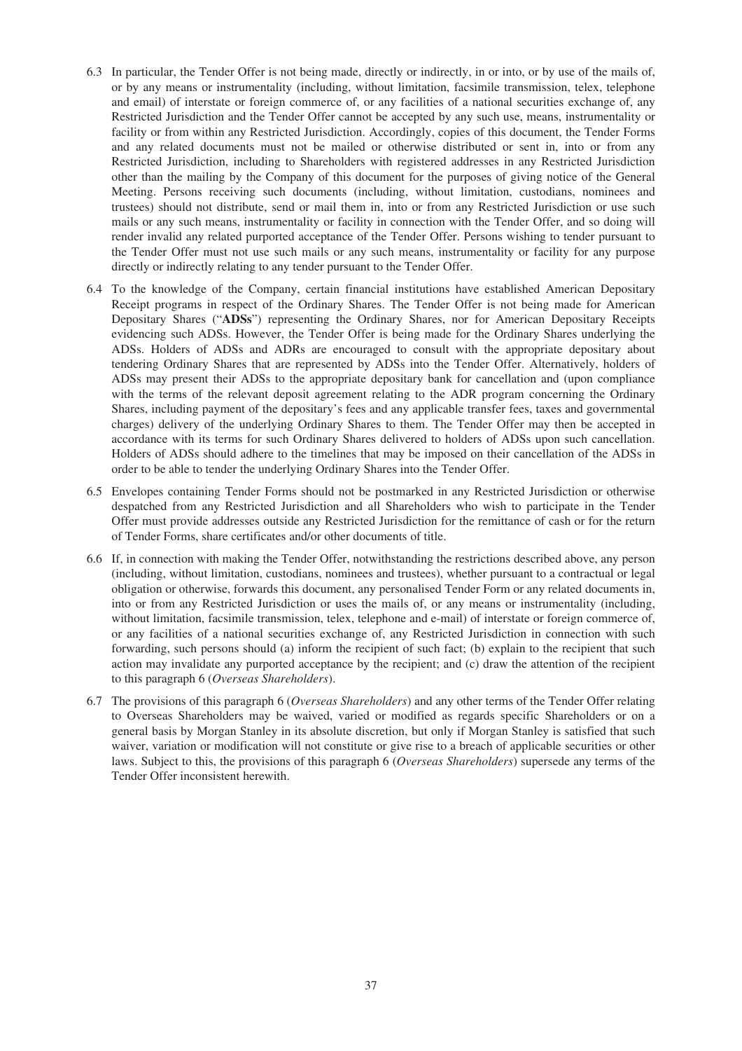6.3 In particular, the Tender Offer is not being made, directly or indirectly, in or into, or by use of the mails of, or by any means or instrumentality (including, without limitation, facsimile transmission, telex, telephone and email) of interstate or foreign commerce of, or any facilities of a national securities exchange of, any Restricted Jurisdiction and the Tender Offer cannot be accepted by any such use, means, instrumentality or facility or from within any Restricted Jurisdiction. Accordingly, copies of this document, the Tender Forms and any related documents must not be mailed or otherwise distributed or sent in, into or from any Restricted Jurisdiction, including to Shareholders with registered addresses in any Restricted Jurisdiction other than the mailing by the Company of this document for the purposes of giving notice of the General Meeting. Persons receiving such documents (including, without limitation, custodians, nominees and trustees) should not distribute, send or mail them in, into or from any Restricted Jurisdiction or use such mails or any such means, instrumentality or facility in connection with the Tender Offer, and so doing will render invalid any related purported acceptance of the Tender Offer. Persons wishing to tender pursuant to the Tender Offer must not use such mails or any such means, instrumentality or facility for any purpose directly or indirectly relating to any tender pursuant to the Tender Offer.

6.4 To the knowledge of the Company, certain financial institutions have established American Depositary Receipt programs in respect of the Ordinary Shares. The Tender Offer is not being made for American Depositary Shares ("**ADSs**") representing the Ordinary Shares, nor for American Depositary Receipts evidencing such ADSs. However, the Tender Offer is being made for the Ordinary Shares underlying the ADSs. Holders of ADSs and ADRs are encouraged to consult with the appropriate depositary about tendering Ordinary Shares that are represented by ADSs into the Tender Offer. Alternatively, holders of ADSs may present their ADSs to the appropriate depositary bank for cancellation and (upon compliance with the terms of the relevant deposit agreement relating to the ADR program concerning the Ordinary Shares, including payment of the depositary's fees and any applicable transfer fees, taxes and governmental charges) delivery of the underlying Ordinary Shares to them. The Tender Offer may then be accepted in accordance with its terms for such Ordinary Shares delivered to holders of ADSs upon such cancellation. Holders of ADSs should adhere to the timelines that may be imposed on their cancellation of the ADSs in order to be able to tender the underlying Ordinary Shares into the Tender Offer.

6.5 Envelopes containing Tender Forms should not be postmarked in any Restricted Jurisdiction or otherwise despatched from any Restricted Jurisdiction and all Shareholders who wish to participate in the Tender Offer must provide addresses outside any Restricted Jurisdiction for the remittance of cash or for the return of Tender Forms, share certificates and/or other documents of title.

6.6 If, in connection with making the Tender Offer, notwithstanding the restrictions described above, any person (including, without limitation, custodians, nominees and trustees), whether pursuant to a contractual or legal obligation or otherwise, forwards this document, any personalised Tender Form or any related documents in, into or from any Restricted Jurisdiction or uses the mails of, or any means or instrumentality (including, without limitation, facsimile transmission, telex, telephone and e-mail) of interstate or foreign commerce of, or any facilities of a national securities exchange of, any Restricted Jurisdiction in connection with such forwarding, such persons should (a) inform the recipient of such fact; (b) explain to the recipient that such action may invalidate any purported acceptance by the recipient; and (c) draw the attention of the recipient to this paragraph 6 (*Overseas Shareholders*).

6.7 The provisions of this paragraph 6 (*Overseas Shareholders*) and any other terms of the Tender Offer relating to Overseas Shareholders may be waived, varied or modified as regards specific Shareholders or on a general basis by Morgan Stanley in its absolute discretion, but only if Morgan Stanley is satisfied that such waiver, variation or modification will not constitute or give rise to a breach of applicable securities or other laws. Subject to this, the provisions of this paragraph 6 (*Overseas Shareholders*) supersede any terms of the Tender Offer inconsistent herewith.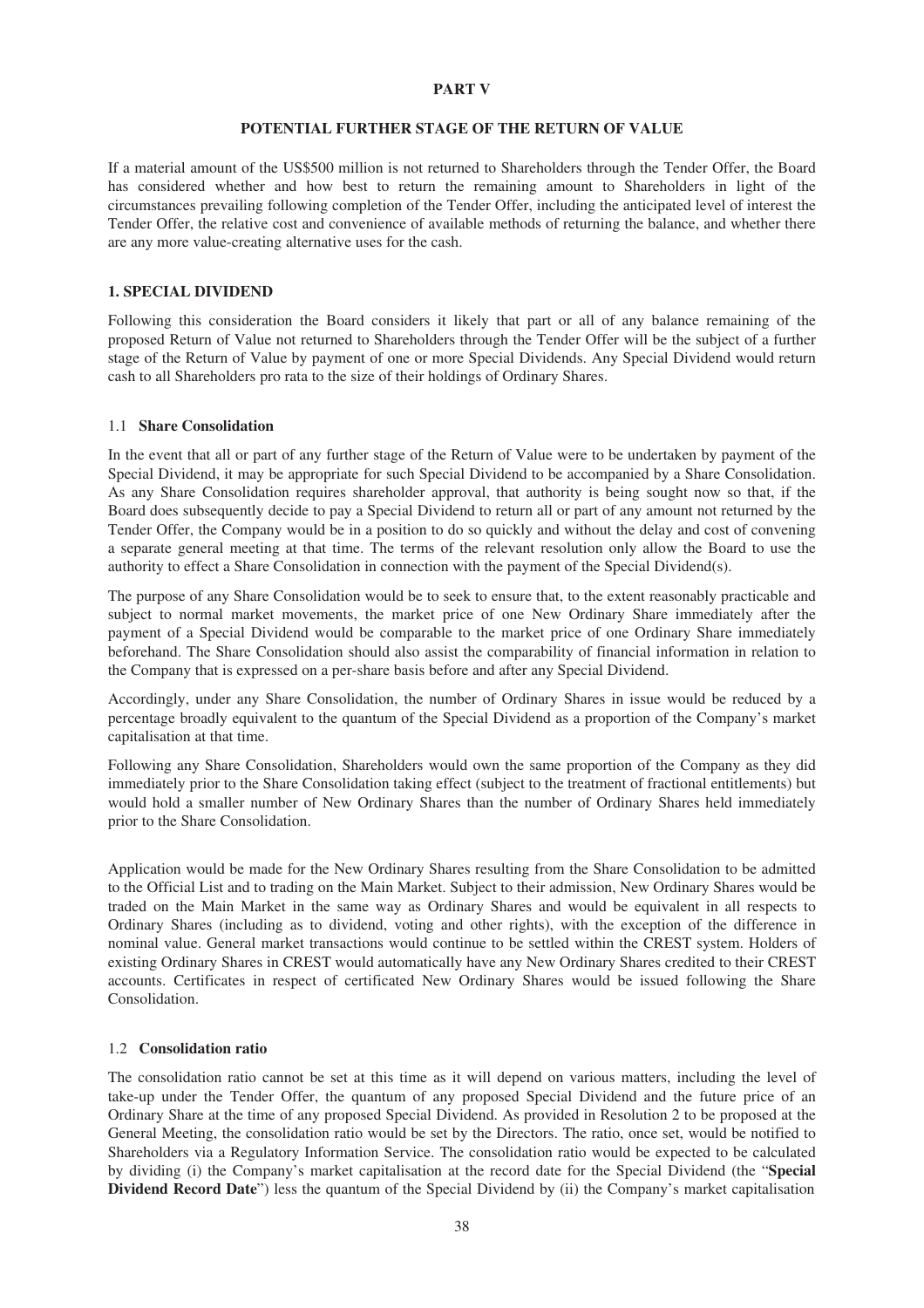# PART V

## POTENTIAL FURTHER STAGE OF THE RETURN OF VALUE

If a material amount of the US$500 million is not returned to Shareholders through the Tender Offer, the Board has considered whether and how best to return the remaining amount to Shareholders in light of the circumstances prevailing following completion of the Tender Offer, including the anticipated level of interest the Tender Offer, the relative cost and convenience of available methods of returning the balance, and whether there are any more value-creating alternative uses for the cash.

### 1. SPECIAL DIVIDEND

Following this consideration the Board considers it likely that part or all of any balance remaining of the proposed Return of Value not returned to Shareholders through the Tender Offer will be the subject of a further stage of the Return of Value by payment of one or more Special Dividends. Any Special Dividend would return cash to all Shareholders pro rata to the size of their holdings of Ordinary Shares.

#### 1.1 **Share Consolidation**

In the event that all or part of any further stage of the Return of Value were to be undertaken by payment of the Special Dividend, it may be appropriate for such Special Dividend to be accompanied by a Share Consolidation. As any Share Consolidation requires shareholder approval, that authority is being sought now so that, if the Board does subsequently decide to pay a Special Dividend to return all or part of any amount not returned by the Tender Offer, the Company would be in a position to do so quickly and without the delay and cost of convening a separate general meeting at that time. The terms of the relevant resolution only allow the Board to use the authority to effect a Share Consolidation in connection with the payment of the Special Dividend(s).

The purpose of any Share Consolidation would be to seek to ensure that, to the extent reasonably practicable and subject to normal market movements, the market price of one New Ordinary Share immediately after the payment of a Special Dividend would be comparable to the market price of one Ordinary Share immediately beforehand. The Share Consolidation should also assist the comparability of financial information in relation to the Company that is expressed on a per-share basis before and after any Special Dividend.

Accordingly, under any Share Consolidation, the number of Ordinary Shares in issue would be reduced by a percentage broadly equivalent to the quantum of the Special Dividend as a proportion of the Company's market capitalisation at that time.

Following any Share Consolidation, Shareholders would own the same proportion of the Company as they did immediately prior to the Share Consolidation taking effect (subject to the treatment of fractional entitlements) but would hold a smaller number of New Ordinary Shares than the number of Ordinary Shares held immediately prior to the Share Consolidation.

Application would be made for the New Ordinary Shares resulting from the Share Consolidation to be admitted to the Official List and to trading on the Main Market. Subject to their admission, New Ordinary Shares would be traded on the Main Market in the same way as Ordinary Shares and would be equivalent in all respects to Ordinary Shares (including as to dividend, voting and other rights), with the exception of the difference in nominal value. General market transactions would continue to be settled within the CREST system. Holders of existing Ordinary Shares in CREST would automatically have any New Ordinary Shares credited to their CREST accounts. Certificates in respect of certificated New Ordinary Shares would be issued following the Share Consolidation.

#### 1.2 **Consolidation ratio**

The consolidation ratio cannot be set at this time as it will depend on various matters, including the level of take-up under the Tender Offer, the quantum of any proposed Special Dividend and the future price of an Ordinary Share at the time of any proposed Special Dividend. As provided in Resolution 2 to be proposed at the General Meeting, the consolidation ratio would be set by the Directors. The ratio, once set, would be notified to Shareholders via a Regulatory Information Service. The consolidation ratio would be expected to be calculated by dividing (i) the Company's market capitalisation at the record date for the Special Dividend (the "**Special Dividend Record Date**") less the quantum of the Special Dividend by (ii) the Company's market capitalisation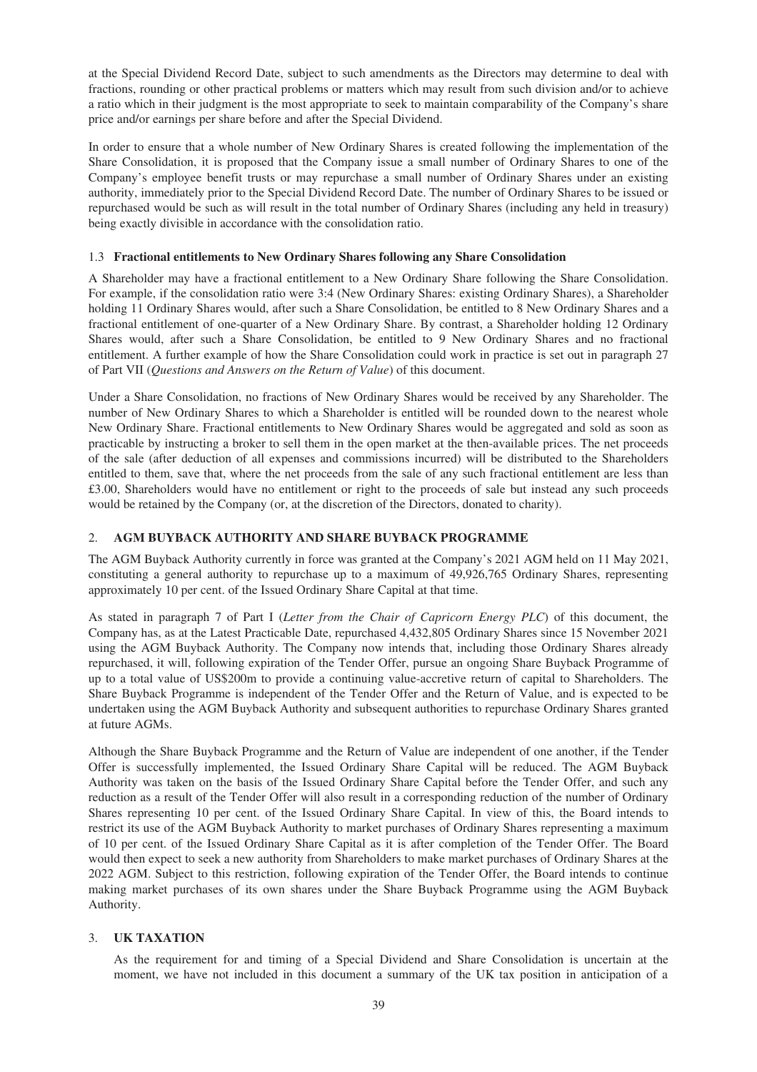at the Special Dividend Record Date, subject to such amendments as the Directors may determine to deal with fractions, rounding or other practical problems or matters which may result from such division and/or to achieve a ratio which in their judgment is the most appropriate to seek to maintain comparability of the Company's share price and/or earnings per share before and after the Special Dividend.

In order to ensure that a whole number of New Ordinary Shares is created following the implementation of the Share Consolidation, it is proposed that the Company issue a small number of Ordinary Shares to one of the Company's employee benefit trusts or may repurchase a small number of Ordinary Shares under an existing authority, immediately prior to the Special Dividend Record Date. The number of Ordinary Shares to be issued or repurchased would be such as will result in the total number of Ordinary Shares (including any held in treasury) being exactly divisible in accordance with the consolidation ratio.

### 1.3 Fractional entitlements to New Ordinary Shares following any Share Consolidation

A Shareholder may have a fractional entitlement to a New Ordinary Share following the Share Consolidation. For example, if the consolidation ratio were 3:4 (New Ordinary Shares: existing Ordinary Shares), a Shareholder holding 11 Ordinary Shares would, after such a Share Consolidation, be entitled to 8 New Ordinary Shares and a fractional entitlement of one-quarter of a New Ordinary Share. By contrast, a Shareholder holding 12 Ordinary Shares would, after such a Share Consolidation, be entitled to 9 New Ordinary Shares and no fractional entitlement. A further example of how the Share Consolidation could work in practice is set out in paragraph 27 of Part VII (*Questions and Answers on the Return of Value*) of this document.

Under a Share Consolidation, no fractions of New Ordinary Shares would be received by any Shareholder. The number of New Ordinary Shares to which a Shareholder is entitled will be rounded down to the nearest whole New Ordinary Share. Fractional entitlements to New Ordinary Shares would be aggregated and sold as soon as practicable by instructing a broker to sell them in the open market at the then-available prices. The net proceeds of the sale (after deduction of all expenses and commissions incurred) will be distributed to the Shareholders entitled to them, save that, where the net proceeds from the sale of any such fractional entitlement are less than £3.00, Shareholders would have no entitlement or right to the proceeds of sale but instead any such proceeds would be retained by the Company (or, at the discretion of the Directors, donated to charity).

## 2. AGM BUYBACK AUTHORITY AND SHARE BUYBACK PROGRAMME

The AGM Buyback Authority currently in force was granted at the Company's 2021 AGM held on 11 May 2021, constituting a general authority to repurchase up to a maximum of 49,926,765 Ordinary Shares, representing approximately 10 per cent. of the Issued Ordinary Share Capital at that time.

As stated in paragraph 7 of Part I (*Letter from the Chair of Capricorn Energy PLC*) of this document, the Company has, as at the Latest Practicable Date, repurchased 4,432,805 Ordinary Shares since 15 November 2021 using the AGM Buyback Authority. The Company now intends that, including those Ordinary Shares already repurchased, it will, following expiration of the Tender Offer, pursue an ongoing Share Buyback Programme of up to a total value of US$200m to provide a continuing value-accretive return of capital to Shareholders. The Share Buyback Programme is independent of the Tender Offer and the Return of Value, and is expected to be undertaken using the AGM Buyback Authority and subsequent authorities to repurchase Ordinary Shares granted at future AGMs.

Although the Share Buyback Programme and the Return of Value are independent of one another, if the Tender Offer is successfully implemented, the Issued Ordinary Share Capital will be reduced. The AGM Buyback Authority was taken on the basis of the Issued Ordinary Share Capital before the Tender Offer, and such any reduction as a result of the Tender Offer will also result in a corresponding reduction of the number of Ordinary Shares representing 10 per cent. of the Issued Ordinary Share Capital. In view of this, the Board intends to restrict its use of the AGM Buyback Authority to market purchases of Ordinary Shares representing a maximum of 10 per cent. of the Issued Ordinary Share Capital as it is after completion of the Tender Offer. The Board would then expect to seek a new authority from Shareholders to make market purchases of Ordinary Shares at the 2022 AGM. Subject to this restriction, following expiration of the Tender Offer, the Board intends to continue making market purchases of its own shares under the Share Buyback Programme using the AGM Buyback Authority.

## 3. UK TAXATION

As the requirement for and timing of a Special Dividend and Share Consolidation is uncertain at the moment, we have not included in this document a summary of the UK tax position in anticipation of a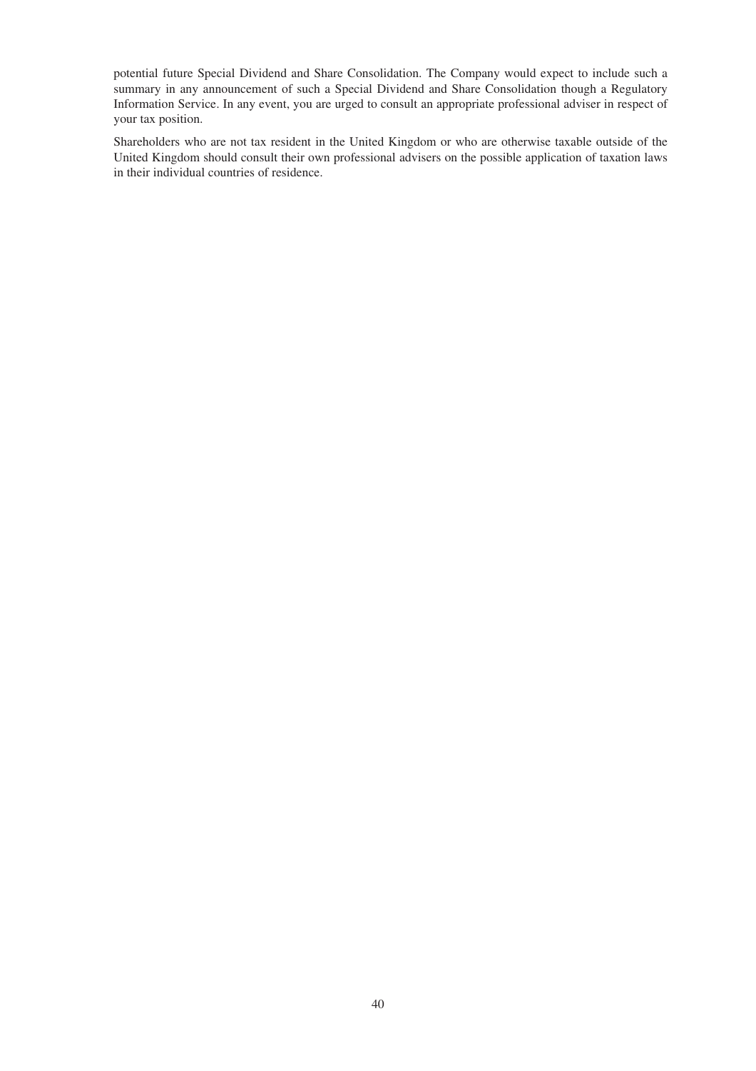potential future Special Dividend and Share Consolidation. The Company would expect to include such a summary in any announcement of such a Special Dividend and Share Consolidation though a Regulatory Information Service. In any event, you are urged to consult an appropriate professional adviser in respect of your tax position.

Shareholders who are not tax resident in the United Kingdom or who are otherwise taxable outside of the United Kingdom should consult their own professional advisers on the possible application of taxation laws in their individual countries of residence.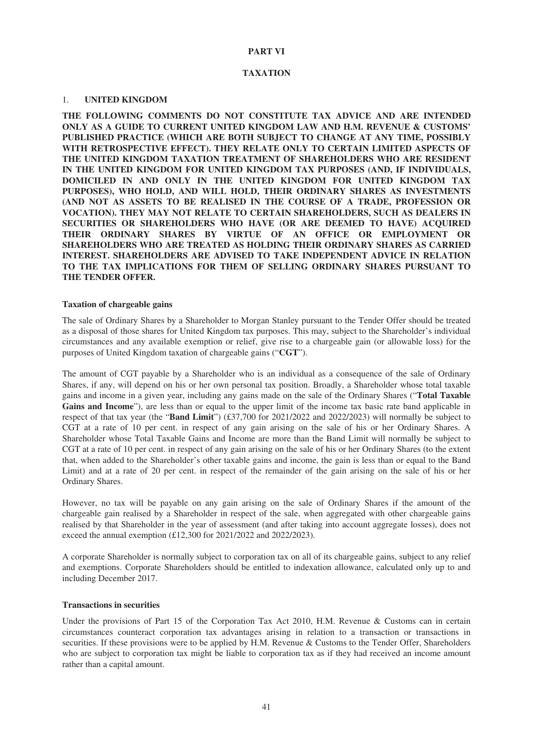## PART VI

## TAXATION

### 1. UNITED KINGDOM

**THE FOLLOWING COMMENTS DO NOT CONSTITUTE TAX ADVICE AND ARE INTENDED ONLY AS A GUIDE TO CURRENT UNITED KINGDOM LAW AND H.M. REVENUE & CUSTOMS' PUBLISHED PRACTICE (WHICH ARE BOTH SUBJECT TO CHANGE AT ANY TIME, POSSIBLY WITH RETROSPECTIVE EFFECT). THEY RELATE ONLY TO CERTAIN LIMITED ASPECTS OF THE UNITED KINGDOM TAXATION TREATMENT OF SHAREHOLDERS WHO ARE RESIDENT IN THE UNITED KINGDOM FOR UNITED KINGDOM TAX PURPOSES (AND, IF INDIVIDUALS, DOMICILED IN AND ONLY IN THE UNITED KINGDOM FOR UNITED KINGDOM TAX PURPOSES), WHO HOLD, AND WILL HOLD, THEIR ORDINARY SHARES AS INVESTMENTS (AND NOT AS ASSETS TO BE REALISED IN THE COURSE OF A TRADE, PROFESSION OR VOCATION). THEY MAY NOT RELATE TO CERTAIN SHAREHOLDERS, SUCH AS DEALERS IN SECURITIES OR SHAREHOLDERS WHO HAVE (OR ARE DEEMED TO HAVE) ACQUIRED THEIR ORDINARY SHARES BY VIRTUE OF AN OFFICE OR EMPLOYMENT OR SHAREHOLDERS WHO ARE TREATED AS HOLDING THEIR ORDINARY SHARES AS CARRIED INTEREST. SHAREHOLDERS ARE ADVISED TO TAKE INDEPENDENT ADVICE IN RELATION TO THE TAX IMPLICATIONS FOR THEM OF SELLING ORDINARY SHARES PURSUANT TO THE TENDER OFFER.**

**Taxation of chargeable gains**

The sale of Ordinary Shares by a Shareholder to Morgan Stanley pursuant to the Tender Offer should be treated as a disposal of those shares for United Kingdom tax purposes. This may, subject to the Shareholder's individual circumstances and any available exemption or relief, give rise to a chargeable gain (or allowable loss) for the purposes of United Kingdom taxation of chargeable gains ("**CGT**").

The amount of CGT payable by a Shareholder who is an individual as a consequence of the sale of Ordinary Shares, if any, will depend on his or her own personal tax position. Broadly, a Shareholder whose total taxable gains and income in a given year, including any gains made on the sale of the Ordinary Shares ("**Total Taxable Gains and Income**"), are less than or equal to the upper limit of the income tax basic rate band applicable in respect of that tax year (the "**Band Limit**") (£37,700 for 2021/2022 and 2022/2023) will normally be subject to CGT at a rate of 10 per cent. in respect of any gain arising on the sale of his or her Ordinary Shares. A Shareholder whose Total Taxable Gains and Income are more than the Band Limit will normally be subject to CGT at a rate of 10 per cent. in respect of any gain arising on the sale of his or her Ordinary Shares (to the extent that, when added to the Shareholder's other taxable gains and income, the gain is less than or equal to the Band Limit) and at a rate of 20 per cent. in respect of the remainder of the gain arising on the sale of his or her Ordinary Shares.

However, no tax will be payable on any gain arising on the sale of Ordinary Shares if the amount of the chargeable gain realised by a Shareholder in respect of the sale, when aggregated with other chargeable gains realised by that Shareholder in the year of assessment (and after taking into account aggregate losses), does not exceed the annual exemption (£12,300 for 2021/2022 and 2022/2023).

A corporate Shareholder is normally subject to corporation tax on all of its chargeable gains, subject to any relief and exemptions. Corporate Shareholders should be entitled to indexation allowance, calculated only up to and including December 2017.

**Transactions in securities**

Under the provisions of Part 15 of the Corporation Tax Act 2010, H.M. Revenue & Customs can in certain circumstances counteract corporation tax advantages arising in relation to a transaction or transactions in securities. If these provisions were to be applied by H.M. Revenue & Customs to the Tender Offer, Shareholders who are subject to corporation tax might be liable to corporation tax as if they had received an income amount rather than a capital amount.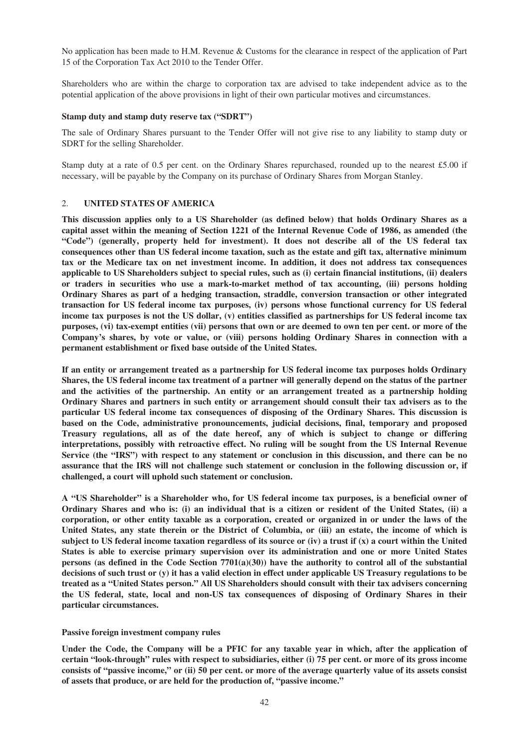No application has been made to H.M. Revenue & Customs for the clearance in respect of the application of Part 15 of the Corporation Tax Act 2010 to the Tender Offer.

Shareholders who are within the charge to corporation tax are advised to take independent advice as to the potential application of the above provisions in light of their own particular motives and circumstances.

**Stamp duty and stamp duty reserve tax ("SDRT")**

The sale of Ordinary Shares pursuant to the Tender Offer will not give rise to any liability to stamp duty or SDRT for the selling Shareholder.

Stamp duty at a rate of 0.5 per cent. on the Ordinary Shares repurchased, rounded up to the nearest £5.00 if necessary, will be payable by the Company on its purchase of Ordinary Shares from Morgan Stanley.

## 2. UNITED STATES OF AMERICA

**This discussion applies only to a US Shareholder (as defined below) that holds Ordinary Shares as a capital asset within the meaning of Section 1221 of the Internal Revenue Code of 1986, as amended (the "Code") (generally, property held for investment). It does not describe all of the US federal tax consequences other than US federal income taxation, such as the estate and gift tax, alternative minimum tax or the Medicare tax on net investment income. In addition, it does not address tax consequences applicable to US Shareholders subject to special rules, such as (i) certain financial institutions, (ii) dealers or traders in securities who use a mark-to-market method of tax accounting, (iii) persons holding Ordinary Shares as part of a hedging transaction, straddle, conversion transaction or other integrated transaction for US federal income tax purposes, (iv) persons whose functional currency for US federal income tax purposes is not the US dollar, (v) entities classified as partnerships for US federal income tax purposes, (vi) tax-exempt entities (vii) persons that own or are deemed to own ten per cent. or more of the Company's shares, by vote or value, or (viii) persons holding Ordinary Shares in connection with a permanent establishment or fixed base outside of the United States.**

**If an entity or arrangement treated as a partnership for US federal income tax purposes holds Ordinary Shares, the US federal income tax treatment of a partner will generally depend on the status of the partner and the activities of the partnership. An entity or an arrangement treated as a partnership holding Ordinary Shares and partners in such entity or arrangement should consult their tax advisers as to the particular US federal income tax consequences of disposing of the Ordinary Shares. This discussion is based on the Code, administrative pronouncements, judicial decisions, final, temporary and proposed Treasury regulations, all as of the date hereof, any of which is subject to change or differing interpretations, possibly with retroactive effect. No ruling will be sought from the US Internal Revenue Service (the "IRS") with respect to any statement or conclusion in this discussion, and there can be no assurance that the IRS will not challenge such statement or conclusion in the following discussion or, if challenged, a court will uphold such statement or conclusion.**

**A "US Shareholder" is a Shareholder who, for US federal income tax purposes, is a beneficial owner of Ordinary Shares and who is: (i) an individual that is a citizen or resident of the United States, (ii) a corporation, or other entity taxable as a corporation, created or organized in or under the laws of the United States, any state therein or the District of Columbia, or (iii) an estate, the income of which is subject to US federal income taxation regardless of its source or (iv) a trust if (x) a court within the United States is able to exercise primary supervision over its administration and one or more United States persons (as defined in the Code Section 7701(a)(30)) have the authority to control all of the substantial decisions of such trust or (y) it has a valid election in effect under applicable US Treasury regulations to be treated as a "United States person." All US Shareholders should consult with their tax advisers concerning the US federal, state, local and non-US tax consequences of disposing of Ordinary Shares in their particular circumstances.**

**Passive foreign investment company rules**

**Under the Code, the Company will be a PFIC for any taxable year in which, after the application of certain "look-through" rules with respect to subsidiaries, either (i) 75 per cent. or more of its gross income consists of "passive income," or (ii) 50 per cent. or more of the average quarterly value of its assets consist of assets that produce, or are held for the production of, "passive income."**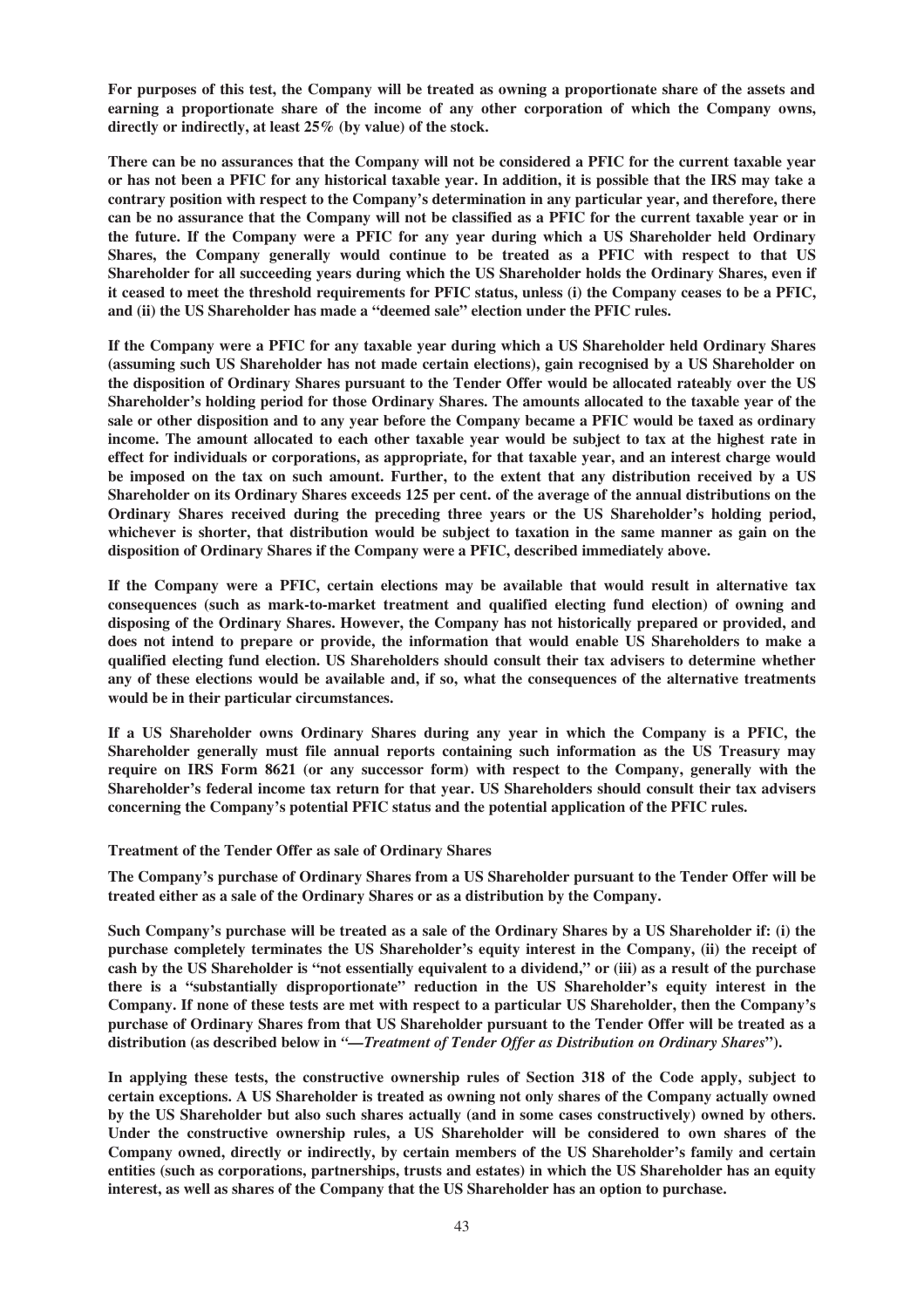**For purposes of this test, the Company will be treated as owning a proportionate share of the assets and earning a proportionate share of the income of any other corporation of which the Company owns, directly or indirectly, at least 25% (by value) of the stock.**

**There can be no assurances that the Company will not be considered a PFIC for the current taxable year or has not been a PFIC for any historical taxable year. In addition, it is possible that the IRS may take a contrary position with respect to the Company's determination in any particular year, and therefore, there can be no assurance that the Company will not be classified as a PFIC for the current taxable year or in the future. If the Company were a PFIC for any year during which a US Shareholder held Ordinary Shares, the Company generally would continue to be treated as a PFIC with respect to that US Shareholder for all succeeding years during which the US Shareholder holds the Ordinary Shares, even if it ceased to meet the threshold requirements for PFIC status, unless (i) the Company ceases to be a PFIC, and (ii) the US Shareholder has made a "deemed sale" election under the PFIC rules.**

**If the Company were a PFIC for any taxable year during which a US Shareholder held Ordinary Shares (assuming such US Shareholder has not made certain elections), gain recognised by a US Shareholder on the disposition of Ordinary Shares pursuant to the Tender Offer would be allocated rateably over the US Shareholder's holding period for those Ordinary Shares. The amounts allocated to the taxable year of the sale or other disposition and to any year before the Company became a PFIC would be taxed as ordinary income. The amount allocated to each other taxable year would be subject to tax at the highest rate in effect for individuals or corporations, as appropriate, for that taxable year, and an interest charge would be imposed on the tax on such amount. Further, to the extent that any distribution received by a US Shareholder on its Ordinary Shares exceeds 125 per cent. of the average of the annual distributions on the Ordinary Shares received during the preceding three years or the US Shareholder's holding period, whichever is shorter, that distribution would be subject to taxation in the same manner as gain on the disposition of Ordinary Shares if the Company were a PFIC, described immediately above.**

**If the Company were a PFIC, certain elections may be available that would result in alternative tax consequences (such as mark-to-market treatment and qualified electing fund election) of owning and disposing of the Ordinary Shares. However, the Company has not historically prepared or provided, and does not intend to prepare or provide, the information that would enable US Shareholders to make a qualified electing fund election. US Shareholders should consult their tax advisers to determine whether any of these elections would be available and, if so, what the consequences of the alternative treatments would be in their particular circumstances.**

**If a US Shareholder owns Ordinary Shares during any year in which the Company is a PFIC, the Shareholder generally must file annual reports containing such information as the US Treasury may require on IRS Form 8621 (or any successor form) with respect to the Company, generally with the Shareholder's federal income tax return for that year. US Shareholders should consult their tax advisers concerning the Company's potential PFIC status and the potential application of the PFIC rules.**

**Treatment of the Tender Offer as sale of Ordinary Shares**

**The Company's purchase of Ordinary Shares from a US Shareholder pursuant to the Tender Offer will be treated either as a sale of the Ordinary Shares or as a distribution by the Company.**

**Such Company's purchase will be treated as a sale of the Ordinary Shares by a US Shareholder if: (i) the purchase completely terminates the US Shareholder's equity interest in the Company, (ii) the receipt of cash by the US Shareholder is "not essentially equivalent to a dividend," or (iii) as a result of the purchase there is a "substantially disproportionate" reduction in the US Shareholder's equity interest in the Company. If none of these tests are met with respect to a particular US Shareholder, then the Company's purchase of Ordinary Shares from that US Shareholder pursuant to the Tender Offer will be treated as a distribution (as described below in "—*Treatment of Tender Offer as Distribution on Ordinary Shares*").**

**In applying these tests, the constructive ownership rules of Section 318 of the Code apply, subject to certain exceptions. A US Shareholder is treated as owning not only shares of the Company actually owned by the US Shareholder but also such shares actually (and in some cases constructively) owned by others. Under the constructive ownership rules, a US Shareholder will be considered to own shares of the Company owned, directly or indirectly, by certain members of the US Shareholder's family and certain entities (such as corporations, partnerships, trusts and estates) in which the US Shareholder has an equity interest, as well as shares of the Company that the US Shareholder has an option to purchase.**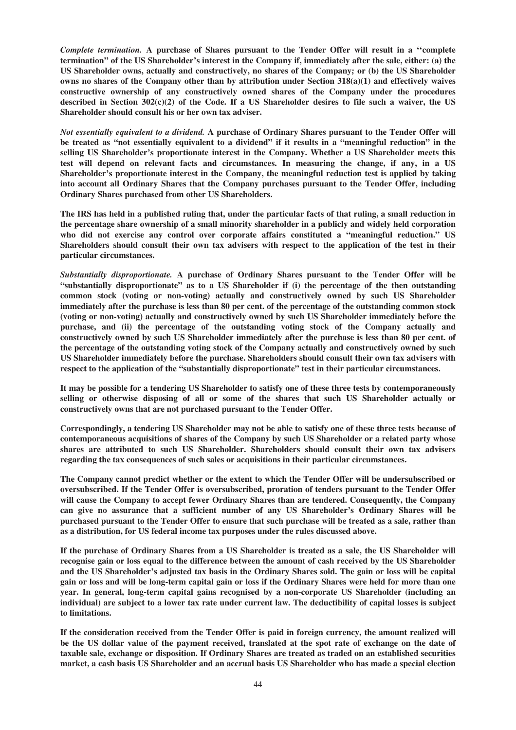*Complete termination.* **A purchase of Shares pursuant to the Tender Offer will result in a ''complete termination" of the US Shareholder's interest in the Company if, immediately after the sale, either: (a) the US Shareholder owns, actually and constructively, no shares of the Company; or (b) the US Shareholder owns no shares of the Company other than by attribution under Section 318(a)(1) and effectively waives constructive ownership of any constructively owned shares of the Company under the procedures described in Section 302(c)(2) of the Code. If a US Shareholder desires to file such a waiver, the US Shareholder should consult his or her own tax adviser.**

*Not essentially equivalent to a dividend.* **A purchase of Ordinary Shares pursuant to the Tender Offer will be treated as "not essentially equivalent to a dividend" if it results in a "meaningful reduction" in the selling US Shareholder's proportionate interest in the Company. Whether a US Shareholder meets this test will depend on relevant facts and circumstances. In measuring the change, if any, in a US Shareholder's proportionate interest in the Company, the meaningful reduction test is applied by taking into account all Ordinary Shares that the Company purchases pursuant to the Tender Offer, including Ordinary Shares purchased from other US Shareholders.**

**The IRS has held in a published ruling that, under the particular facts of that ruling, a small reduction in the percentage share ownership of a small minority shareholder in a publicly and widely held corporation who did not exercise any control over corporate affairs constituted a "meaningful reduction." US Shareholders should consult their own tax advisers with respect to the application of the test in their particular circumstances.**

*Substantially disproportionate.* **A purchase of Ordinary Shares pursuant to the Tender Offer will be "substantially disproportionate" as to a US Shareholder if (i) the percentage of the then outstanding common stock (voting or non-voting) actually and constructively owned by such US Shareholder immediately after the purchase is less than 80 per cent. of the percentage of the outstanding common stock (voting or non-voting) actually and constructively owned by such US Shareholder immediately before the purchase, and (ii) the percentage of the outstanding voting stock of the Company actually and constructively owned by such US Shareholder immediately after the purchase is less than 80 per cent. of the percentage of the outstanding voting stock of the Company actually and constructively owned by such US Shareholder immediately before the purchase. Shareholders should consult their own tax advisers with respect to the application of the "substantially disproportionate" test in their particular circumstances.**

**It may be possible for a tendering US Shareholder to satisfy one of these three tests by contemporaneously selling or otherwise disposing of all or some of the shares that such US Shareholder actually or constructively owns that are not purchased pursuant to the Tender Offer.**

**Correspondingly, a tendering US Shareholder may not be able to satisfy one of these three tests because of contemporaneous acquisitions of shares of the Company by such US Shareholder or a related party whose shares are attributed to such US Shareholder. Shareholders should consult their own tax advisers regarding the tax consequences of such sales or acquisitions in their particular circumstances.**

**The Company cannot predict whether or the extent to which the Tender Offer will be undersubscribed or oversubscribed. If the Tender Offer is oversubscribed, proration of tenders pursuant to the Tender Offer will cause the Company to accept fewer Ordinary Shares than are tendered. Consequently, the Company can give no assurance that a sufficient number of any US Shareholder's Ordinary Shares will be purchased pursuant to the Tender Offer to ensure that such purchase will be treated as a sale, rather than as a distribution, for US federal income tax purposes under the rules discussed above.**

**If the purchase of Ordinary Shares from a US Shareholder is treated as a sale, the US Shareholder will recognise gain or loss equal to the difference between the amount of cash received by the US Shareholder and the US Shareholder's adjusted tax basis in the Ordinary Shares sold. The gain or loss will be capital gain or loss and will be long-term capital gain or loss if the Ordinary Shares were held for more than one year. In general, long-term capital gains recognised by a non-corporate US Shareholder (including an individual) are subject to a lower tax rate under current law. The deductibility of capital losses is subject to limitations.**

**If the consideration received from the Tender Offer is paid in foreign currency, the amount realized will be the US dollar value of the payment received, translated at the spot rate of exchange on the date of taxable sale, exchange or disposition. If Ordinary Shares are treated as traded on an established securities market, a cash basis US Shareholder and an accrual basis US Shareholder who has made a special election**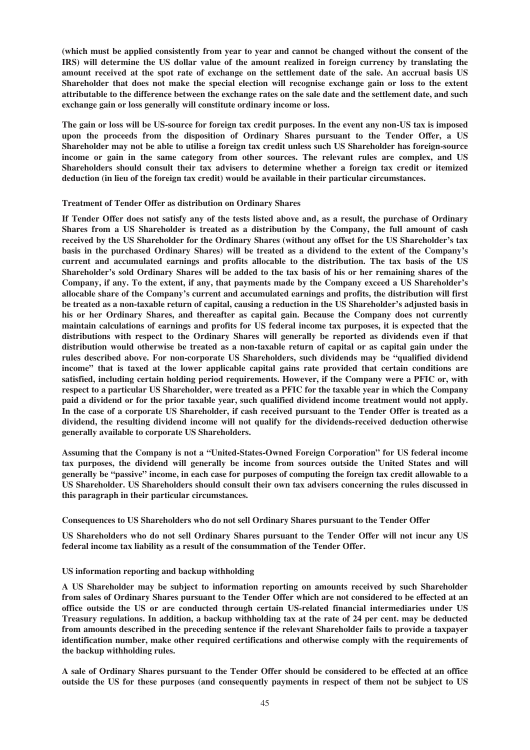**(which must be applied consistently from year to year and cannot be changed without the consent of the IRS) will determine the US dollar value of the amount realized in foreign currency by translating the amount received at the spot rate of exchange on the settlement date of the sale. An accrual basis US Shareholder that does not make the special election will recognise exchange gain or loss to the extent attributable to the difference between the exchange rates on the sale date and the settlement date, and such exchange gain or loss generally will constitute ordinary income or loss.**

**The gain or loss will be US-source for foreign tax credit purposes. In the event any non-US tax is imposed upon the proceeds from the disposition of Ordinary Shares pursuant to the Tender Offer, a US Shareholder may not be able to utilise a foreign tax credit unless such US Shareholder has foreign-source income or gain in the same category from other sources. The relevant rules are complex, and US Shareholders should consult their tax advisers to determine whether a foreign tax credit or itemized deduction (in lieu of the foreign tax credit) would be available in their particular circumstances.**

**Treatment of Tender Offer as distribution on Ordinary Shares**

**If Tender Offer does not satisfy any of the tests listed above and, as a result, the purchase of Ordinary Shares from a US Shareholder is treated as a distribution by the Company, the full amount of cash received by the US Shareholder for the Ordinary Shares (without any offset for the US Shareholder's tax basis in the purchased Ordinary Shares) will be treated as a dividend to the extent of the Company's current and accumulated earnings and profits allocable to the distribution. The tax basis of the US Shareholder's sold Ordinary Shares will be added to the tax basis of his or her remaining shares of the Company, if any. To the extent, if any, that payments made by the Company exceed a US Shareholder's allocable share of the Company's current and accumulated earnings and profits, the distribution will first be treated as a non-taxable return of capital, causing a reduction in the US Shareholder's adjusted basis in his or her Ordinary Shares, and thereafter as capital gain. Because the Company does not currently maintain calculations of earnings and profits for US federal income tax purposes, it is expected that the distributions with respect to the Ordinary Shares will generally be reported as dividends even if that distribution would otherwise be treated as a non-taxable return of capital or as capital gain under the rules described above. For non-corporate US Shareholders, such dividends may be "qualified dividend income" that is taxed at the lower applicable capital gains rate provided that certain conditions are satisfied, including certain holding period requirements. However, if the Company were a PFIC or, with respect to a particular US Shareholder, were treated as a PFIC for the taxable year in which the Company paid a dividend or for the prior taxable year, such qualified dividend income treatment would not apply. In the case of a corporate US Shareholder, if cash received pursuant to the Tender Offer is treated as a dividend, the resulting dividend income will not qualify for the dividends-received deduction otherwise generally available to corporate US Shareholders.**

**Assuming that the Company is not a "United-States-Owned Foreign Corporation" for US federal income tax purposes, the dividend will generally be income from sources outside the United States and will generally be "passive" income, in each case for purposes of computing the foreign tax credit allowable to a US Shareholder. US Shareholders should consult their own tax advisers concerning the rules discussed in this paragraph in their particular circumstances.**

**Consequences to US Shareholders who do not sell Ordinary Shares pursuant to the Tender Offer**

**US Shareholders who do not sell Ordinary Shares pursuant to the Tender Offer will not incur any US federal income tax liability as a result of the consummation of the Tender Offer.**

**US information reporting and backup withholding**

**A US Shareholder may be subject to information reporting on amounts received by such Shareholder from sales of Ordinary Shares pursuant to the Tender Offer which are not considered to be effected at an office outside the US or are conducted through certain US-related financial intermediaries under US Treasury regulations. In addition, a backup withholding tax at the rate of 24 per cent. may be deducted from amounts described in the preceding sentence if the relevant Shareholder fails to provide a taxpayer identification number, make other required certifications and otherwise comply with the requirements of the backup withholding rules.**

**A sale of Ordinary Shares pursuant to the Tender Offer should be considered to be effected at an office outside the US for these purposes (and consequently payments in respect of them not be subject to US**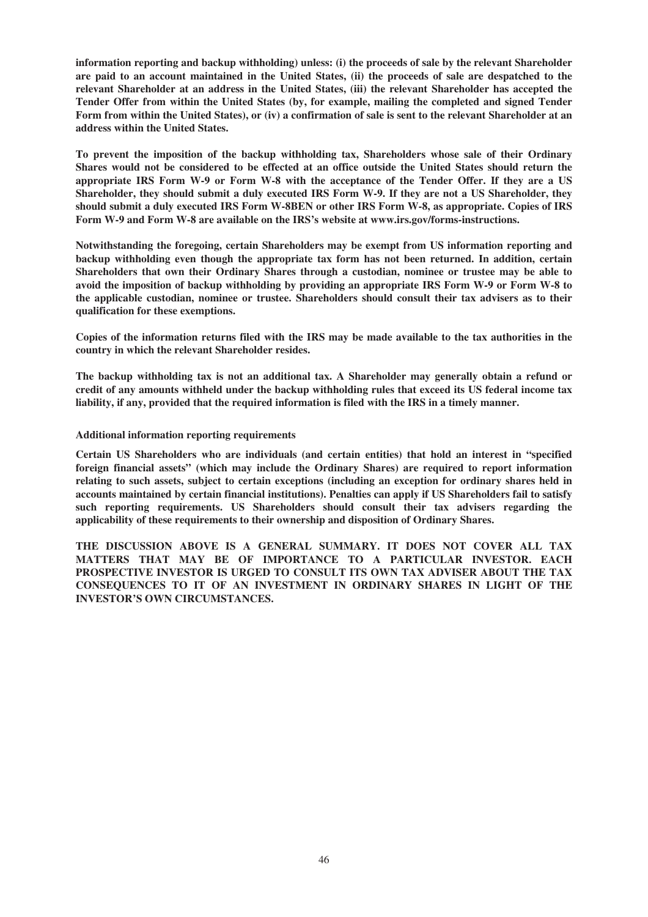**information reporting and backup withholding) unless: (i) the proceeds of sale by the relevant Shareholder are paid to an account maintained in the United States, (ii) the proceeds of sale are despatched to the relevant Shareholder at an address in the United States, (iii) the relevant Shareholder has accepted the Tender Offer from within the United States (by, for example, mailing the completed and signed Tender Form from within the United States), or (iv) a confirmation of sale is sent to the relevant Shareholder at an address within the United States.**

**To prevent the imposition of the backup withholding tax, Shareholders whose sale of their Ordinary Shares would not be considered to be effected at an office outside the United States should return the appropriate IRS Form W-9 or Form W-8 with the acceptance of the Tender Offer. If they are a US Shareholder, they should submit a duly executed IRS Form W-9. If they are not a US Shareholder, they should submit a duly executed IRS Form W-8BEN or other IRS Form W-8, as appropriate. Copies of IRS Form W-9 and Form W-8 are available on the IRS's website at www.irs.gov/forms-instructions.**

**Notwithstanding the foregoing, certain Shareholders may be exempt from US information reporting and backup withholding even though the appropriate tax form has not been returned. In addition, certain Shareholders that own their Ordinary Shares through a custodian, nominee or trustee may be able to avoid the imposition of backup withholding by providing an appropriate IRS Form W-9 or Form W-8 to the applicable custodian, nominee or trustee. Shareholders should consult their tax advisers as to their qualification for these exemptions.**

**Copies of the information returns filed with the IRS may be made available to the tax authorities in the country in which the relevant Shareholder resides.**

**The backup withholding tax is not an additional tax. A Shareholder may generally obtain a refund or credit of any amounts withheld under the backup withholding rules that exceed its US federal income tax liability, if any, provided that the required information is filed with the IRS in a timely manner.**

**Additional information reporting requirements**

**Certain US Shareholders who are individuals (and certain entities) that hold an interest in "specified foreign financial assets" (which may include the Ordinary Shares) are required to report information relating to such assets, subject to certain exceptions (including an exception for ordinary shares held in accounts maintained by certain financial institutions). Penalties can apply if US Shareholders fail to satisfy such reporting requirements. US Shareholders should consult their tax advisers regarding the applicability of these requirements to their ownership and disposition of Ordinary Shares.**

**THE DISCUSSION ABOVE IS A GENERAL SUMMARY. IT DOES NOT COVER ALL TAX MATTERS THAT MAY BE OF IMPORTANCE TO A PARTICULAR INVESTOR. EACH PROSPECTIVE INVESTOR IS URGED TO CONSULT ITS OWN TAX ADVISER ABOUT THE TAX CONSEQUENCES TO IT OF AN INVESTMENT IN ORDINARY SHARES IN LIGHT OF THE INVESTOR'S OWN CIRCUMSTANCES.**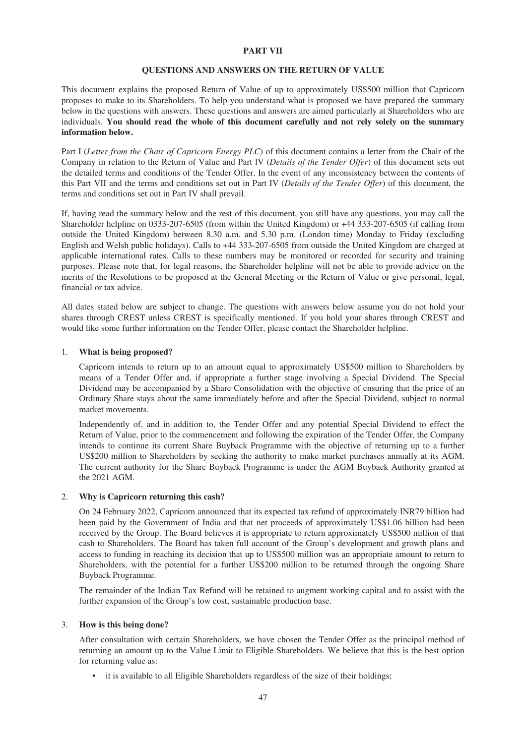# PART VII

## QUESTIONS AND ANSWERS ON THE RETURN OF VALUE

This document explains the proposed Return of Value of up to approximately US$500 million that Capricorn proposes to make to its Shareholders. To help you understand what is proposed we have prepared the summary below in the questions with answers. These questions and answers are aimed particularly at Shareholders who are individuals. **You should read the whole of this document carefully and not rely solely on the summary information below.**

Part I (*Letter from the Chair of Capricorn Energy PLC*) of this document contains a letter from the Chair of the Company in relation to the Return of Value and Part IV (*Details of the Tender Offer*) of this document sets out the detailed terms and conditions of the Tender Offer. In the event of any inconsistency between the contents of this Part VII and the terms and conditions set out in Part IV (*Details of the Tender Offer*) of this document, the terms and conditions set out in Part IV shall prevail.

If, having read the summary below and the rest of this document, you still have any questions, you may call the Shareholder helpline on 0333-207-6505 (from within the United Kingdom) or +44 333-207-6505 (if calling from outside the United Kingdom) between 8.30 a.m. and 5.30 p.m. (London time) Monday to Friday (excluding English and Welsh public holidays). Calls to +44 333-207-6505 from outside the United Kingdom are charged at applicable international rates. Calls to these numbers may be monitored or recorded for security and training purposes. Please note that, for legal reasons, the Shareholder helpline will not be able to provide advice on the merits of the Resolutions to be proposed at the General Meeting or the Return of Value or give personal, legal, financial or tax advice.

All dates stated below are subject to change. The questions with answers below assume you do not hold your shares through CREST unless CREST is specifically mentioned. If you hold your shares through CREST and would like some further information on the Tender Offer, please contact the Shareholder helpline.

1. **What is being proposed?**

   Capricorn intends to return up to an amount equal to approximately US$500 million to Shareholders by means of a Tender Offer and, if appropriate a further stage involving a Special Dividend. The Special Dividend may be accompanied by a Share Consolidation with the objective of ensuring that the price of an Ordinary Share stays about the same immediately before and after the Special Dividend, subject to normal market movements.

   Independently of, and in addition to, the Tender Offer and any potential Special Dividend to effect the Return of Value, prior to the commencement and following the expiration of the Tender Offer, the Company intends to continue its current Share Buyback Programme with the objective of returning up to a further US$200 million to Shareholders by seeking the authority to make market purchases annually at its AGM. The current authority for the Share Buyback Programme is under the AGM Buyback Authority granted at the 2021 AGM.

2. **Why is Capricorn returning this cash?**

   On 24 February 2022, Capricorn announced that its expected tax refund of approximately INR79 billion had been paid by the Government of India and that net proceeds of approximately US$1.06 billion had been received by the Group. The Board believes it is appropriate to return approximately US$500 million of that cash to Shareholders. The Board has taken full account of the Group's development and growth plans and access to funding in reaching its decision that up to US$500 million was an appropriate amount to return to Shareholders, with the potential for a further US$200 million to be returned through the ongoing Share Buyback Programme.

   The remainder of the Indian Tax Refund will be retained to augment working capital and to assist with the further expansion of the Group's low cost, sustainable production base.

3. **How is this being done?**

   After consultation with certain Shareholders, we have chosen the Tender Offer as the principal method of returning an amount up to the Value Limit to Eligible Shareholders. We believe that this is the best option for returning value as:

   - it is available to all Eligible Shareholders regardless of the size of their holdings;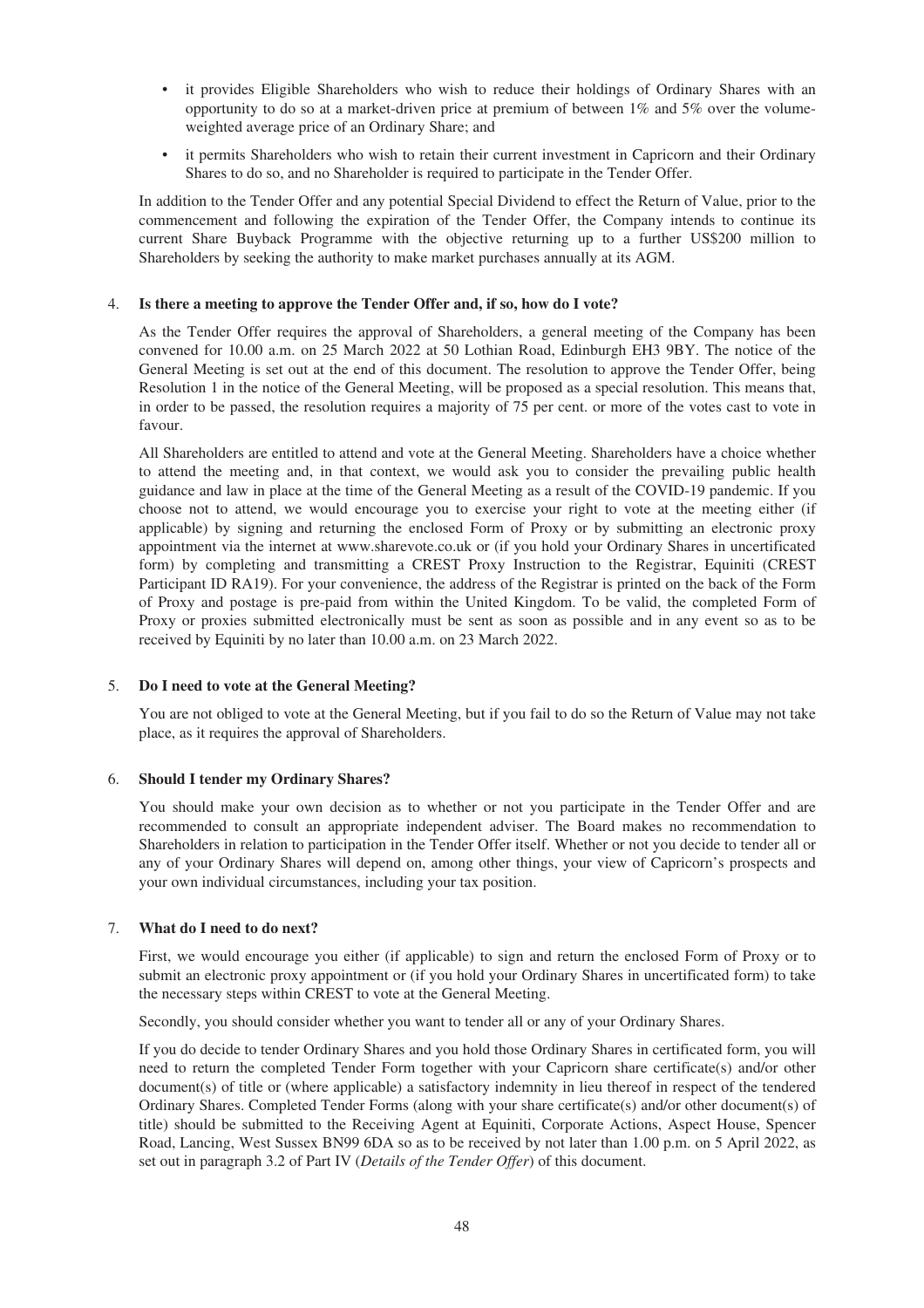- it provides Eligible Shareholders who wish to reduce their holdings of Ordinary Shares with an opportunity to do so at a market-driven price at premium of between 1% and 5% over the volume-weighted average price of an Ordinary Share; and
- it permits Shareholders who wish to retain their current investment in Capricorn and their Ordinary Shares to do so, and no Shareholder is required to participate in the Tender Offer.

In addition to the Tender Offer and any potential Special Dividend to effect the Return of Value, prior to the commencement and following the expiration of the Tender Offer, the Company intends to continue its current Share Buyback Programme with the objective returning up to a further US$200 million to Shareholders by seeking the authority to make market purchases annually at its AGM.

4. **Is there a meeting to approve the Tender Offer and, if so, how do I vote?**

As the Tender Offer requires the approval of Shareholders, a general meeting of the Company has been convened for 10.00 a.m. on 25 March 2022 at 50 Lothian Road, Edinburgh EH3 9BY. The notice of the General Meeting is set out at the end of this document. The resolution to approve the Tender Offer, being Resolution 1 in the notice of the General Meeting, will be proposed as a special resolution. This means that, in order to be passed, the resolution requires a majority of 75 per cent. or more of the votes cast to vote in favour.

All Shareholders are entitled to attend and vote at the General Meeting. Shareholders have a choice whether to attend the meeting and, in that context, we would ask you to consider the prevailing public health guidance and law in place at the time of the General Meeting as a result of the COVID-19 pandemic. If you choose not to attend, we would encourage you to exercise your right to vote at the meeting either (if applicable) by signing and returning the enclosed Form of Proxy or by submitting an electronic proxy appointment via the internet at www.sharevote.co.uk or (if you hold your Ordinary Shares in uncertificated form) by completing and transmitting a CREST Proxy Instruction to the Registrar, Equiniti (CREST Participant ID RA19). For your convenience, the address of the Registrar is printed on the back of the Form of Proxy and postage is pre-paid from within the United Kingdom. To be valid, the completed Form of Proxy or proxies submitted electronically must be sent as soon as possible and in any event so as to be received by Equiniti by no later than 10.00 a.m. on 23 March 2022.

5. **Do I need to vote at the General Meeting?**

You are not obliged to vote at the General Meeting, but if you fail to do so the Return of Value may not take place, as it requires the approval of Shareholders.

6. **Should I tender my Ordinary Shares?**

You should make your own decision as to whether or not you participate in the Tender Offer and are recommended to consult an appropriate independent adviser. The Board makes no recommendation to Shareholders in relation to participation in the Tender Offer itself. Whether or not you decide to tender all or any of your Ordinary Shares will depend on, among other things, your view of Capricorn's prospects and your own individual circumstances, including your tax position.

7. **What do I need to do next?**

First, we would encourage you either (if applicable) to sign and return the enclosed Form of Proxy or to submit an electronic proxy appointment or (if you hold your Ordinary Shares in uncertificated form) to take the necessary steps within CREST to vote at the General Meeting.

Secondly, you should consider whether you want to tender all or any of your Ordinary Shares.

If you do decide to tender Ordinary Shares and you hold those Ordinary Shares in certificated form, you will need to return the completed Tender Form together with your Capricorn share certificate(s) and/or other document(s) of title or (where applicable) a satisfactory indemnity in lieu thereof in respect of the tendered Ordinary Shares. Completed Tender Forms (along with your share certificate(s) and/or other document(s) of title) should be submitted to the Receiving Agent at Equiniti, Corporate Actions, Aspect House, Spencer Road, Lancing, West Sussex BN99 6DA so as to be received by not later than 1.00 p.m. on 5 April 2022, as set out in paragraph 3.2 of Part IV (*Details of the Tender Offer*) of this document.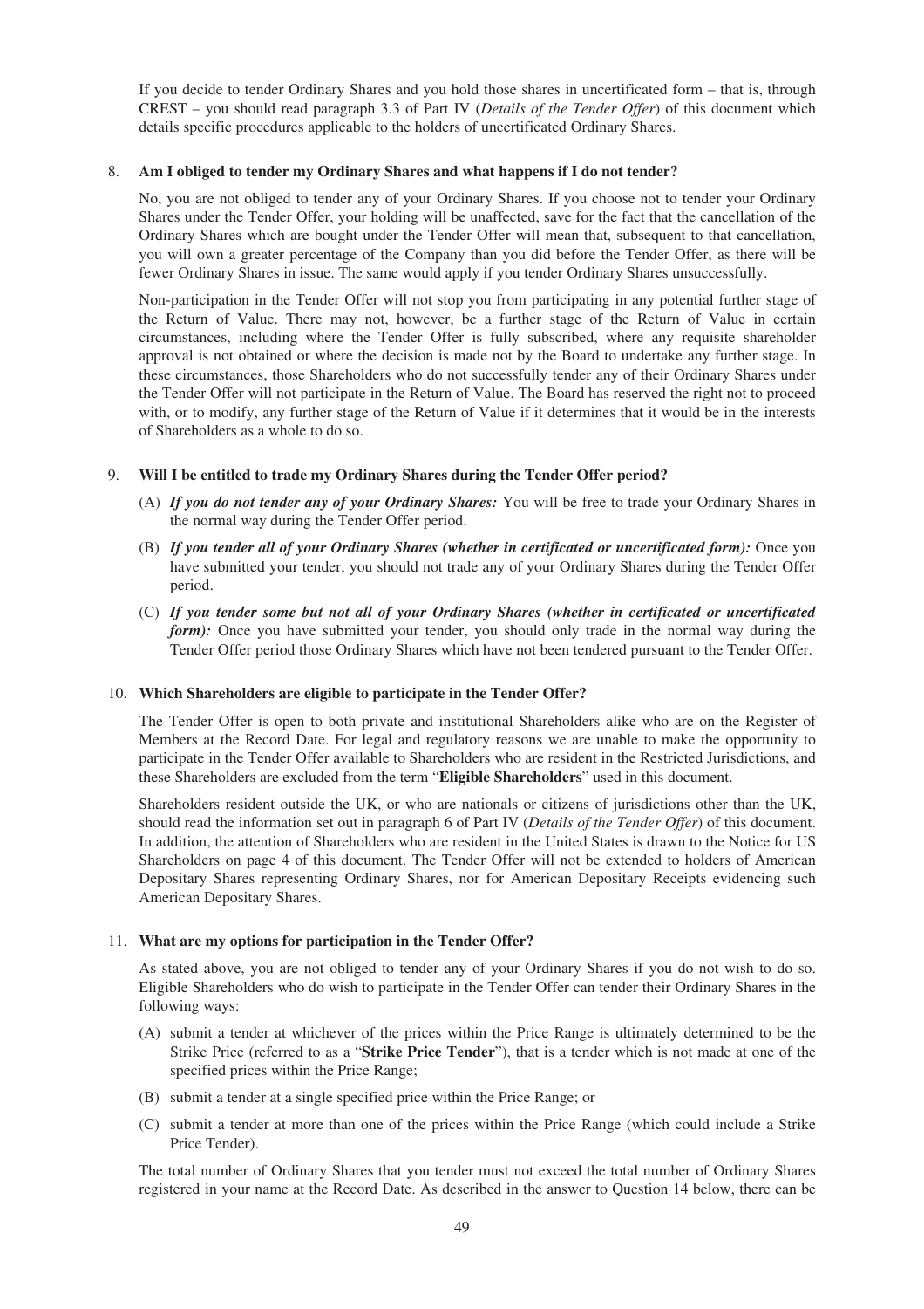If you decide to tender Ordinary Shares and you hold those shares in uncertificated form – that is, through CREST – you should read paragraph 3.3 of Part IV (*Details of the Tender Offer*) of this document which details specific procedures applicable to the holders of uncertificated Ordinary Shares.

8. **Am I obliged to tender my Ordinary Shares and what happens if I do not tender?**

   No, you are not obliged to tender any of your Ordinary Shares. If you choose not to tender your Ordinary Shares under the Tender Offer, your holding will be unaffected, save for the fact that the cancellation of the Ordinary Shares which are bought under the Tender Offer will mean that, subsequent to that cancellation, you will own a greater percentage of the Company than you did before the Tender Offer, as there will be fewer Ordinary Shares in issue. The same would apply if you tender Ordinary Shares unsuccessfully.

   Non-participation in the Tender Offer will not stop you from participating in any potential further stage of the Return of Value. There may not, however, be a further stage of the Return of Value in certain circumstances, including where the Tender Offer is fully subscribed, where any requisite shareholder approval is not obtained or where the decision is made not by the Board to undertake any further stage. In these circumstances, those Shareholders who do not successfully tender any of their Ordinary Shares under the Tender Offer will not participate in the Return of Value. The Board has reserved the right not to proceed with, or to modify, any further stage of the Return of Value if it determines that it would be in the interests of Shareholders as a whole to do so.

9. **Will I be entitled to trade my Ordinary Shares during the Tender Offer period?**

   (A) ***If you do not tender any of your Ordinary Shares:*** You will be free to trade your Ordinary Shares in the normal way during the Tender Offer period.

   (B) ***If you tender all of your Ordinary Shares (whether in certificated or uncertificated form):*** Once you have submitted your tender, you should not trade any of your Ordinary Shares during the Tender Offer period.

   (C) ***If you tender some but not all of your Ordinary Shares (whether in certificated or uncertificated form):*** Once you have submitted your tender, you should only trade in the normal way during the Tender Offer period those Ordinary Shares which have not been tendered pursuant to the Tender Offer.

10. **Which Shareholders are eligible to participate in the Tender Offer?**

    The Tender Offer is open to both private and institutional Shareholders alike who are on the Register of Members at the Record Date. For legal and regulatory reasons we are unable to make the opportunity to participate in the Tender Offer available to Shareholders who are resident in the Restricted Jurisdictions, and these Shareholders are excluded from the term "**Eligible Shareholders**" used in this document.

    Shareholders resident outside the UK, or who are nationals or citizens of jurisdictions other than the UK, should read the information set out in paragraph 6 of Part IV (*Details of the Tender Offer*) of this document. In addition, the attention of Shareholders who are resident in the United States is drawn to the Notice for US Shareholders on page 4 of this document. The Tender Offer will not be extended to holders of American Depositary Shares representing Ordinary Shares, nor for American Depositary Receipts evidencing such American Depositary Shares.

11. **What are my options for participation in the Tender Offer?**

    As stated above, you are not obliged to tender any of your Ordinary Shares if you do not wish to do so. Eligible Shareholders who do wish to participate in the Tender Offer can tender their Ordinary Shares in the following ways:

    (A) submit a tender at whichever of the prices within the Price Range is ultimately determined to be the Strike Price (referred to as a "**Strike Price Tender**"), that is a tender which is not made at one of the specified prices within the Price Range;

    (B) submit a tender at a single specified price within the Price Range; or

    (C) submit a tender at more than one of the prices within the Price Range (which could include a Strike Price Tender).

    The total number of Ordinary Shares that you tender must not exceed the total number of Ordinary Shares registered in your name at the Record Date. As described in the answer to Question 14 below, there can be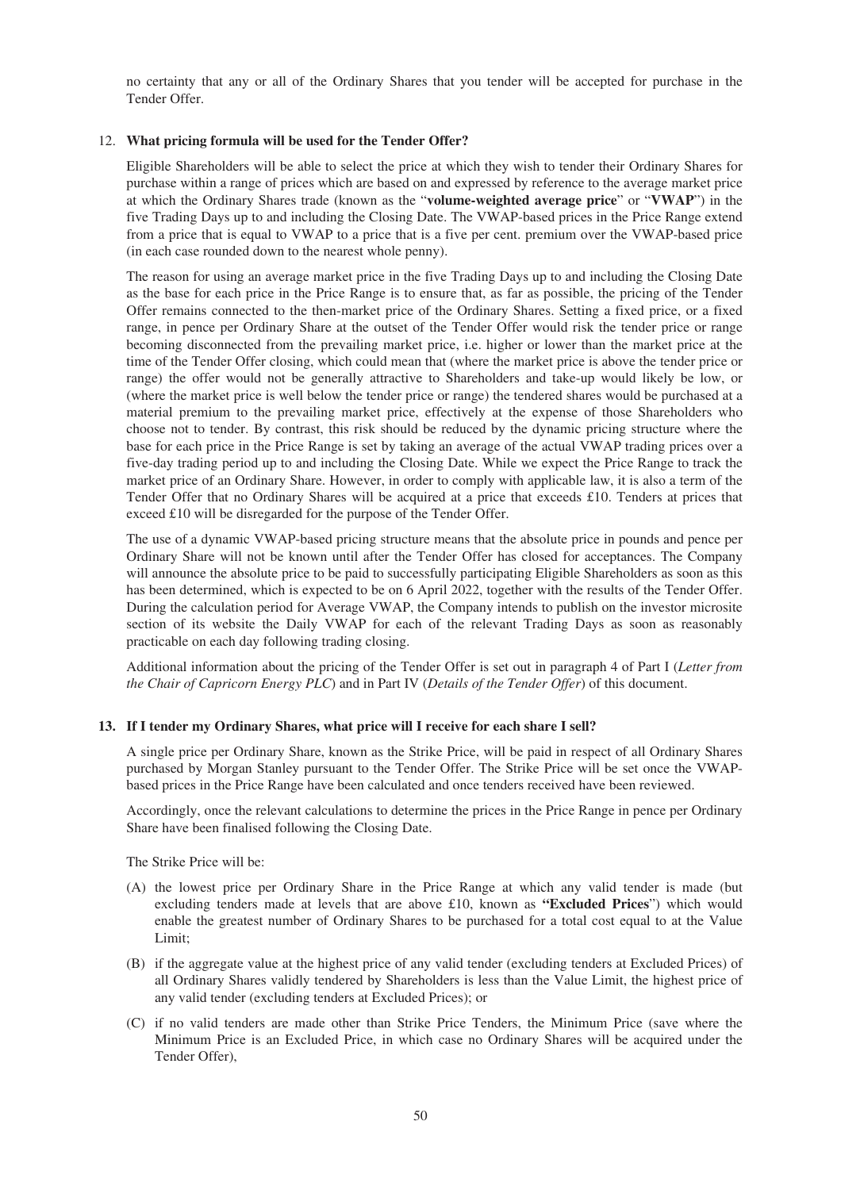no certainty that any or all of the Ordinary Shares that you tender will be accepted for purchase in the Tender Offer.

12. **What pricing formula will be used for the Tender Offer?**

Eligible Shareholders will be able to select the price at which they wish to tender their Ordinary Shares for purchase within a range of prices which are based on and expressed by reference to the average market price at which the Ordinary Shares trade (known as the "**volume-weighted average price**" or "**VWAP**") in the five Trading Days up to and including the Closing Date. The VWAP-based prices in the Price Range extend from a price that is equal to VWAP to a price that is a five per cent. premium over the VWAP-based price (in each case rounded down to the nearest whole penny).

The reason for using an average market price in the five Trading Days up to and including the Closing Date as the base for each price in the Price Range is to ensure that, as far as possible, the pricing of the Tender Offer remains connected to the then-market price of the Ordinary Shares. Setting a fixed price, or a fixed range, in pence per Ordinary Share at the outset of the Tender Offer would risk the tender price or range becoming disconnected from the prevailing market price, i.e. higher or lower than the market price at the time of the Tender Offer closing, which could mean that (where the market price is above the tender price or range) the offer would not be generally attractive to Shareholders and take-up would likely be low, or (where the market price is well below the tender price or range) the tendered shares would be purchased at a material premium to the prevailing market price, effectively at the expense of those Shareholders who choose not to tender. By contrast, this risk should be reduced by the dynamic pricing structure where the base for each price in the Price Range is set by taking an average of the actual VWAP trading prices over a five-day trading period up to and including the Closing Date. While we expect the Price Range to track the market price of an Ordinary Share. However, in order to comply with applicable law, it is also a term of the Tender Offer that no Ordinary Shares will be acquired at a price that exceeds £10. Tenders at prices that exceed £10 will be disregarded for the purpose of the Tender Offer.

The use of a dynamic VWAP-based pricing structure means that the absolute price in pounds and pence per Ordinary Share will not be known until after the Tender Offer has closed for acceptances. The Company will announce the absolute price to be paid to successfully participating Eligible Shareholders as soon as this has been determined, which is expected to be on 6 April 2022, together with the results of the Tender Offer. During the calculation period for Average VWAP, the Company intends to publish on the investor microsite section of its website the Daily VWAP for each of the relevant Trading Days as soon as reasonably practicable on each day following trading closing.

Additional information about the pricing of the Tender Offer is set out in paragraph 4 of Part I (*Letter from the Chair of Capricorn Energy PLC*) and in Part IV (*Details of the Tender Offer*) of this document.

13. **If I tender my Ordinary Shares, what price will I receive for each share I sell?**

A single price per Ordinary Share, known as the Strike Price, will be paid in respect of all Ordinary Shares purchased by Morgan Stanley pursuant to the Tender Offer. The Strike Price will be set once the VWAP-based prices in the Price Range have been calculated and once tenders received have been reviewed.

Accordingly, once the relevant calculations to determine the prices in the Price Range in pence per Ordinary Share have been finalised following the Closing Date.

The Strike Price will be:

(A) the lowest price per Ordinary Share in the Price Range at which any valid tender is made (but excluding tenders made at levels that are above £10, known as "**Excluded Prices**") which would enable the greatest number of Ordinary Shares to be purchased for a total cost equal to at the Value Limit;

(B) if the aggregate value at the highest price of any valid tender (excluding tenders at Excluded Prices) of all Ordinary Shares validly tendered by Shareholders is less than the Value Limit, the highest price of any valid tender (excluding tenders at Excluded Prices); or

(C) if no valid tenders are made other than Strike Price Tenders, the Minimum Price (save where the Minimum Price is an Excluded Price, in which case no Ordinary Shares will be acquired under the Tender Offer),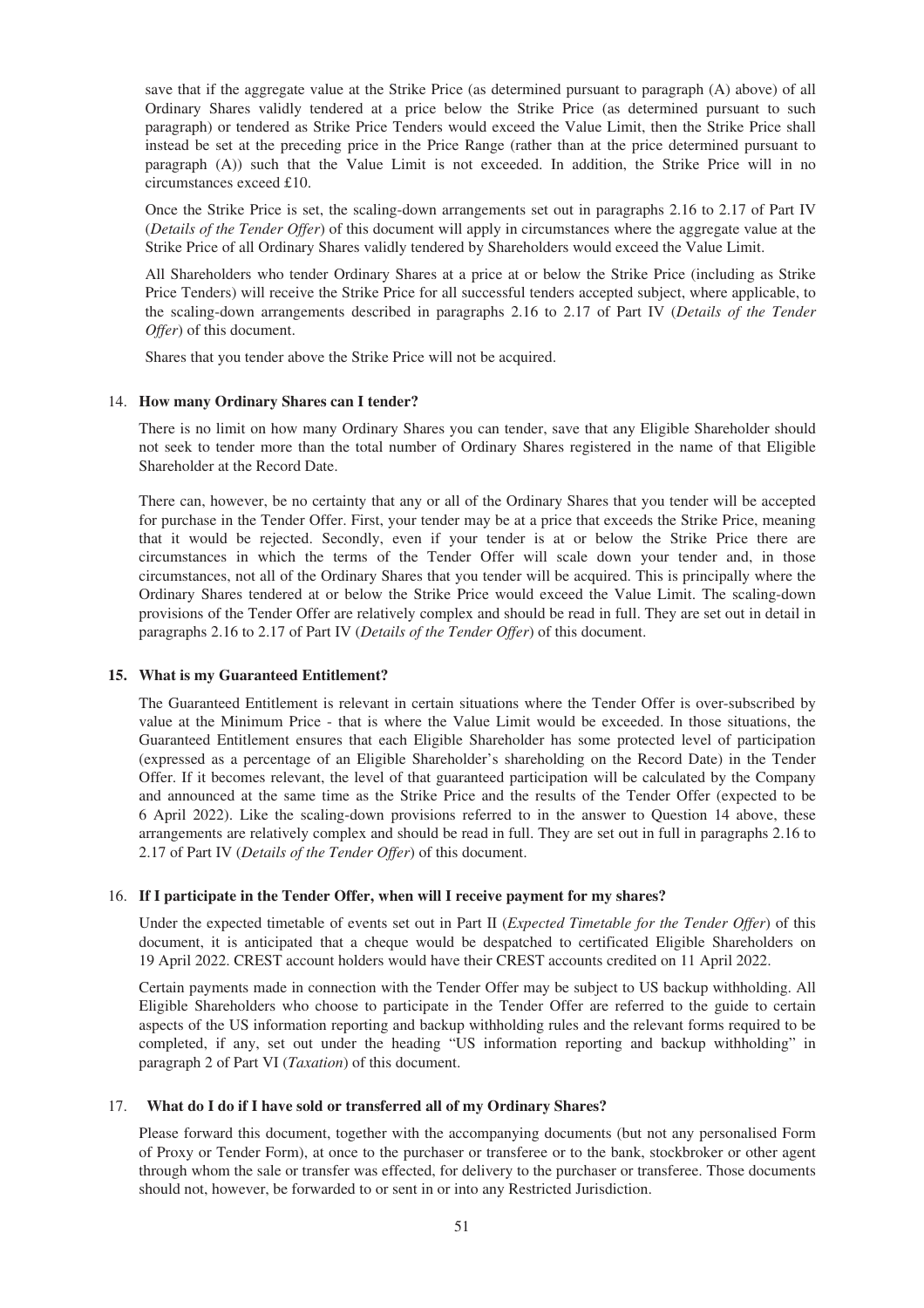save that if the aggregate value at the Strike Price (as determined pursuant to paragraph (A) above) of all Ordinary Shares validly tendered at a price below the Strike Price (as determined pursuant to such paragraph) or tendered as Strike Price Tenders would exceed the Value Limit, then the Strike Price shall instead be set at the preceding price in the Price Range (rather than at the price determined pursuant to paragraph (A)) such that the Value Limit is not exceeded. In addition, the Strike Price will in no circumstances exceed £10.

Once the Strike Price is set, the scaling-down arrangements set out in paragraphs 2.16 to 2.17 of Part IV (*Details of the Tender Offer*) of this document will apply in circumstances where the aggregate value at the Strike Price of all Ordinary Shares validly tendered by Shareholders would exceed the Value Limit.

All Shareholders who tender Ordinary Shares at a price at or below the Strike Price (including as Strike Price Tenders) will receive the Strike Price for all successful tenders accepted subject, where applicable, to the scaling-down arrangements described in paragraphs 2.16 to 2.17 of Part IV (*Details of the Tender Offer*) of this document.

Shares that you tender above the Strike Price will not be acquired.

### 14. How many Ordinary Shares can I tender?

There is no limit on how many Ordinary Shares you can tender, save that any Eligible Shareholder should not seek to tender more than the total number of Ordinary Shares registered in the name of that Eligible Shareholder at the Record Date.

There can, however, be no certainty that any or all of the Ordinary Shares that you tender will be accepted for purchase in the Tender Offer. First, your tender may be at a price that exceeds the Strike Price, meaning that it would be rejected. Secondly, even if your tender is at or below the Strike Price there are circumstances in which the terms of the Tender Offer will scale down your tender and, in those circumstances, not all of the Ordinary Shares that you tender will be acquired. This is principally where the Ordinary Shares tendered at or below the Strike Price would exceed the Value Limit. The scaling-down provisions of the Tender Offer are relatively complex and should be read in full. They are set out in detail in paragraphs 2.16 to 2.17 of Part IV (*Details of the Tender Offer*) of this document.

### 15. What is my Guaranteed Entitlement?

The Guaranteed Entitlement is relevant in certain situations where the Tender Offer is over-subscribed by value at the Minimum Price - that is where the Value Limit would be exceeded. In those situations, the Guaranteed Entitlement ensures that each Eligible Shareholder has some protected level of participation (expressed as a percentage of an Eligible Shareholder's shareholding on the Record Date) in the Tender Offer. If it becomes relevant, the level of that guaranteed participation will be calculated by the Company and announced at the same time as the Strike Price and the results of the Tender Offer (expected to be 6 April 2022). Like the scaling-down provisions referred to in the answer to Question 14 above, these arrangements are relatively complex and should be read in full. They are set out in full in paragraphs 2.16 to 2.17 of Part IV (*Details of the Tender Offer*) of this document.

### 16. If I participate in the Tender Offer, when will I receive payment for my shares?

Under the expected timetable of events set out in Part II (*Expected Timetable for the Tender Offer*) of this document, it is anticipated that a cheque would be despatched to certificated Eligible Shareholders on 19 April 2022. CREST account holders would have their CREST accounts credited on 11 April 2022.

Certain payments made in connection with the Tender Offer may be subject to US backup withholding. All Eligible Shareholders who choose to participate in the Tender Offer are referred to the guide to certain aspects of the US information reporting and backup withholding rules and the relevant forms required to be completed, if any, set out under the heading "US information reporting and backup withholding" in paragraph 2 of Part VI (*Taxation*) of this document.

### 17. What do I do if I have sold or transferred all of my Ordinary Shares?

Please forward this document, together with the accompanying documents (but not any personalised Form of Proxy or Tender Form), at once to the purchaser or transferee or to the bank, stockbroker or other agent through whom the sale or transfer was effected, for delivery to the purchaser or transferee. Those documents should not, however, be forwarded to or sent in or into any Restricted Jurisdiction.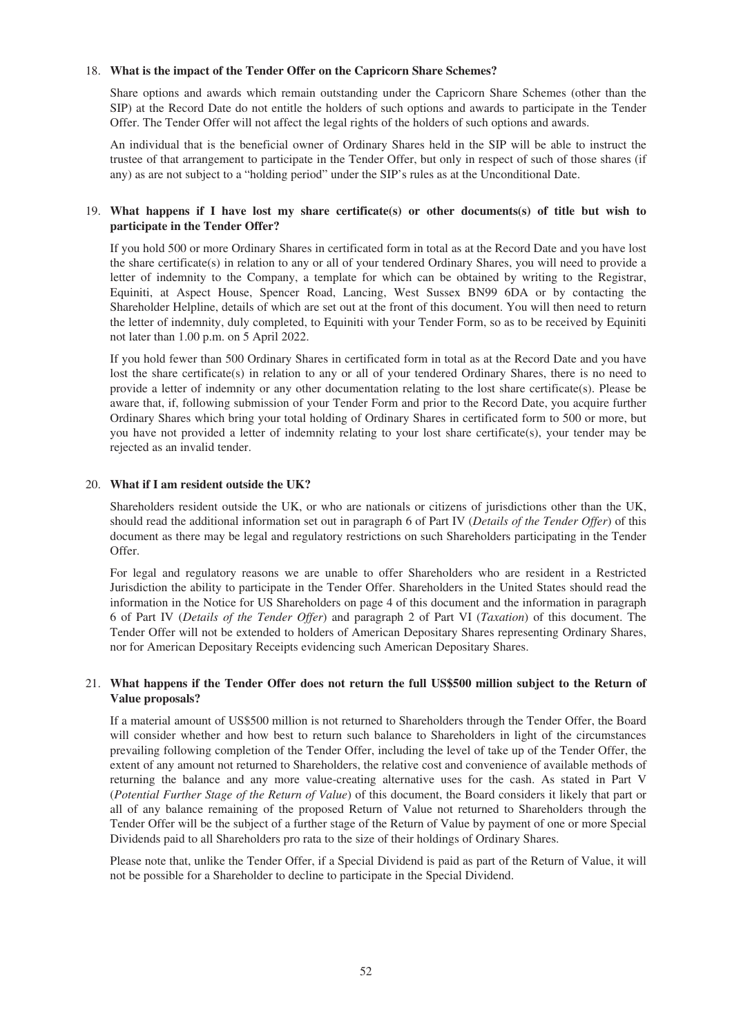18. **What is the impact of the Tender Offer on the Capricorn Share Schemes?**

    Share options and awards which remain outstanding under the Capricorn Share Schemes (other than the SIP) at the Record Date do not entitle the holders of such options and awards to participate in the Tender Offer. The Tender Offer will not affect the legal rights of the holders of such options and awards.

    An individual that is the beneficial owner of Ordinary Shares held in the SIP will be able to instruct the trustee of that arrangement to participate in the Tender Offer, but only in respect of such of those shares (if any) as are not subject to a "holding period" under the SIP's rules as at the Unconditional Date.

19. **What happens if I have lost my share certificate(s) or other documents(s) of title but wish to participate in the Tender Offer?**

    If you hold 500 or more Ordinary Shares in certificated form in total as at the Record Date and you have lost the share certificate(s) in relation to any or all of your tendered Ordinary Shares, you will need to provide a letter of indemnity to the Company, a template for which can be obtained by writing to the Registrar, Equiniti, at Aspect House, Spencer Road, Lancing, West Sussex BN99 6DA or by contacting the Shareholder Helpline, details of which are set out at the front of this document. You will then need to return the letter of indemnity, duly completed, to Equiniti with your Tender Form, so as to be received by Equiniti not later than 1.00 p.m. on 5 April 2022.

    If you hold fewer than 500 Ordinary Shares in certificated form in total as at the Record Date and you have lost the share certificate(s) in relation to any or all of your tendered Ordinary Shares, there is no need to provide a letter of indemnity or any other documentation relating to the lost share certificate(s). Please be aware that, if, following submission of your Tender Form and prior to the Record Date, you acquire further Ordinary Shares which bring your total holding of Ordinary Shares in certificated form to 500 or more, but you have not provided a letter of indemnity relating to your lost share certificate(s), your tender may be rejected as an invalid tender.

20. **What if I am resident outside the UK?**

    Shareholders resident outside the UK, or who are nationals or citizens of jurisdictions other than the UK, should read the additional information set out in paragraph 6 of Part IV (*Details of the Tender Offer*) of this document as there may be legal and regulatory restrictions on such Shareholders participating in the Tender Offer.

    For legal and regulatory reasons we are unable to offer Shareholders who are resident in a Restricted Jurisdiction the ability to participate in the Tender Offer. Shareholders in the United States should read the information in the Notice for US Shareholders on page 4 of this document and the information in paragraph 6 of Part IV (*Details of the Tender Offer*) and paragraph 2 of Part VI (*Taxation*) of this document. The Tender Offer will not be extended to holders of American Depositary Shares representing Ordinary Shares, nor for American Depositary Receipts evidencing such American Depositary Shares.

21. **What happens if the Tender Offer does not return the full US$500 million subject to the Return of Value proposals?**

    If a material amount of US$500 million is not returned to Shareholders through the Tender Offer, the Board will consider whether and how best to return such balance to Shareholders in light of the circumstances prevailing following completion of the Tender Offer, including the level of take up of the Tender Offer, the extent of any amount not returned to Shareholders, the relative cost and convenience of available methods of returning the balance and any more value-creating alternative uses for the cash. As stated in Part V (*Potential Further Stage of the Return of Value*) of this document, the Board considers it likely that part or all of any balance remaining of the proposed Return of Value not returned to Shareholders through the Tender Offer will be the subject of a further stage of the Return of Value by payment of one or more Special Dividends paid to all Shareholders pro rata to the size of their holdings of Ordinary Shares.

    Please note that, unlike the Tender Offer, if a Special Dividend is paid as part of the Return of Value, it will not be possible for a Shareholder to decline to participate in the Special Dividend.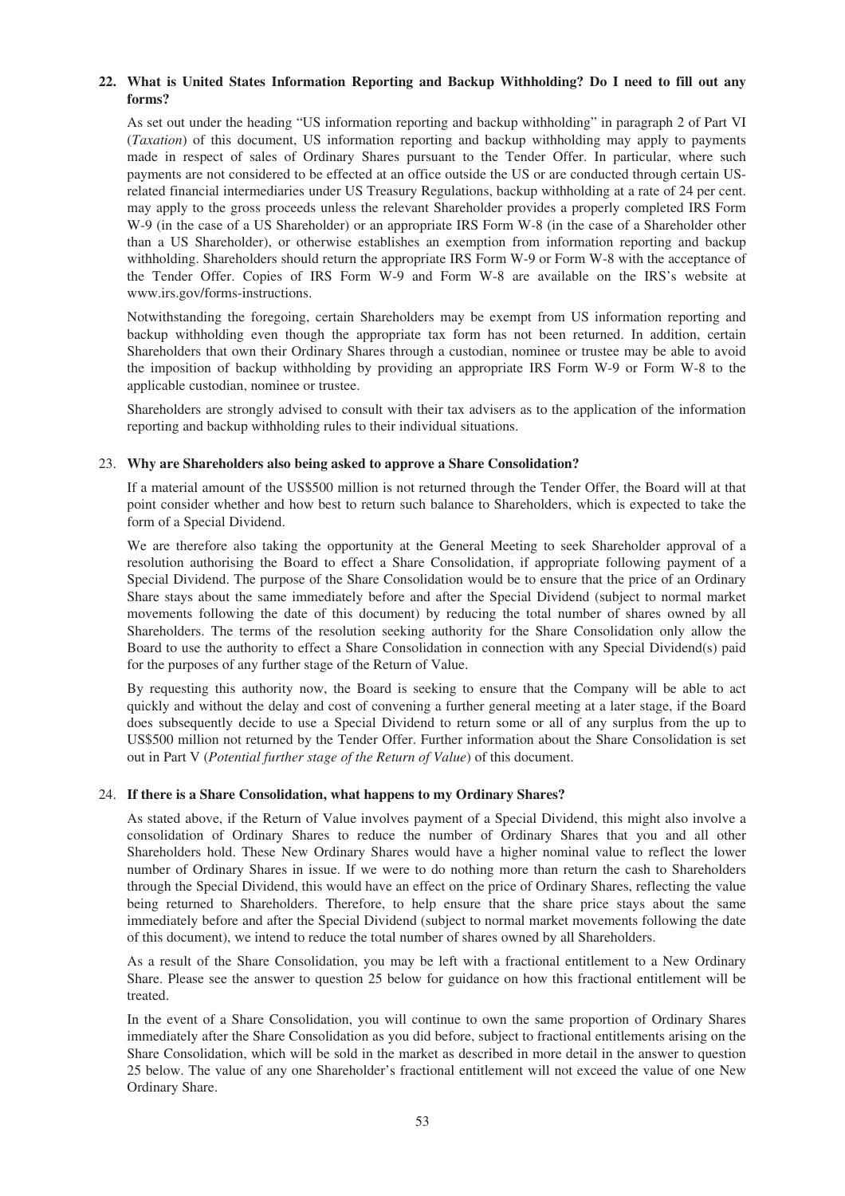**22. What is United States Information Reporting and Backup Withholding? Do I need to fill out any forms?**

As set out under the heading "US information reporting and backup withholding" in paragraph 2 of Part VI (*Taxation*) of this document, US information reporting and backup withholding may apply to payments made in respect of sales of Ordinary Shares pursuant to the Tender Offer. In particular, where such payments are not considered to be effected at an office outside the US or are conducted through certain US-related financial intermediaries under US Treasury Regulations, backup withholding at a rate of 24 per cent. may apply to the gross proceeds unless the relevant Shareholder provides a properly completed IRS Form W-9 (in the case of a US Shareholder) or an appropriate IRS Form W-8 (in the case of a Shareholder other than a US Shareholder), or otherwise establishes an exemption from information reporting and backup withholding. Shareholders should return the appropriate IRS Form W-9 or Form W-8 with the acceptance of the Tender Offer. Copies of IRS Form W-9 and Form W-8 are available on the IRS's website at www.irs.gov/forms-instructions.

Notwithstanding the foregoing, certain Shareholders may be exempt from US information reporting and backup withholding even though the appropriate tax form has not been returned. In addition, certain Shareholders that own their Ordinary Shares through a custodian, nominee or trustee may be able to avoid the imposition of backup withholding by providing an appropriate IRS Form W-9 or Form W-8 to the applicable custodian, nominee or trustee.

Shareholders are strongly advised to consult with their tax advisers as to the application of the information reporting and backup withholding rules to their individual situations.

23. **Why are Shareholders also being asked to approve a Share Consolidation?**

If a material amount of the US$500 million is not returned through the Tender Offer, the Board will at that point consider whether and how best to return such balance to Shareholders, which is expected to take the form of a Special Dividend.

We are therefore also taking the opportunity at the General Meeting to seek Shareholder approval of a resolution authorising the Board to effect a Share Consolidation, if appropriate following payment of a Special Dividend. The purpose of the Share Consolidation would be to ensure that the price of an Ordinary Share stays about the same immediately before and after the Special Dividend (subject to normal market movements following the date of this document) by reducing the total number of shares owned by all Shareholders. The terms of the resolution seeking authority for the Share Consolidation only allow the Board to use the authority to effect a Share Consolidation in connection with any Special Dividend(s) paid for the purposes of any further stage of the Return of Value.

By requesting this authority now, the Board is seeking to ensure that the Company will be able to act quickly and without the delay and cost of convening a further general meeting at a later stage, if the Board does subsequently decide to use a Special Dividend to return some or all of any surplus from the up to US$500 million not returned by the Tender Offer. Further information about the Share Consolidation is set out in Part V (*Potential further stage of the Return of Value*) of this document.

24. **If there is a Share Consolidation, what happens to my Ordinary Shares?**

As stated above, if the Return of Value involves payment of a Special Dividend, this might also involve a consolidation of Ordinary Shares to reduce the number of Ordinary Shares that you and all other Shareholders hold. These New Ordinary Shares would have a higher nominal value to reflect the lower number of Ordinary Shares in issue. If we were to do nothing more than return the cash to Shareholders through the Special Dividend, this would have an effect on the price of Ordinary Shares, reflecting the value being returned to Shareholders. Therefore, to help ensure that the share price stays about the same immediately before and after the Special Dividend (subject to normal market movements following the date of this document), we intend to reduce the total number of shares owned by all Shareholders.

As a result of the Share Consolidation, you may be left with a fractional entitlement to a New Ordinary Share. Please see the answer to question 25 below for guidance on how this fractional entitlement will be treated.

In the event of a Share Consolidation, you will continue to own the same proportion of Ordinary Shares immediately after the Share Consolidation as you did before, subject to fractional entitlements arising on the Share Consolidation, which will be sold in the market as described in more detail in the answer to question 25 below. The value of any one Shareholder's fractional entitlement will not exceed the value of one New Ordinary Share.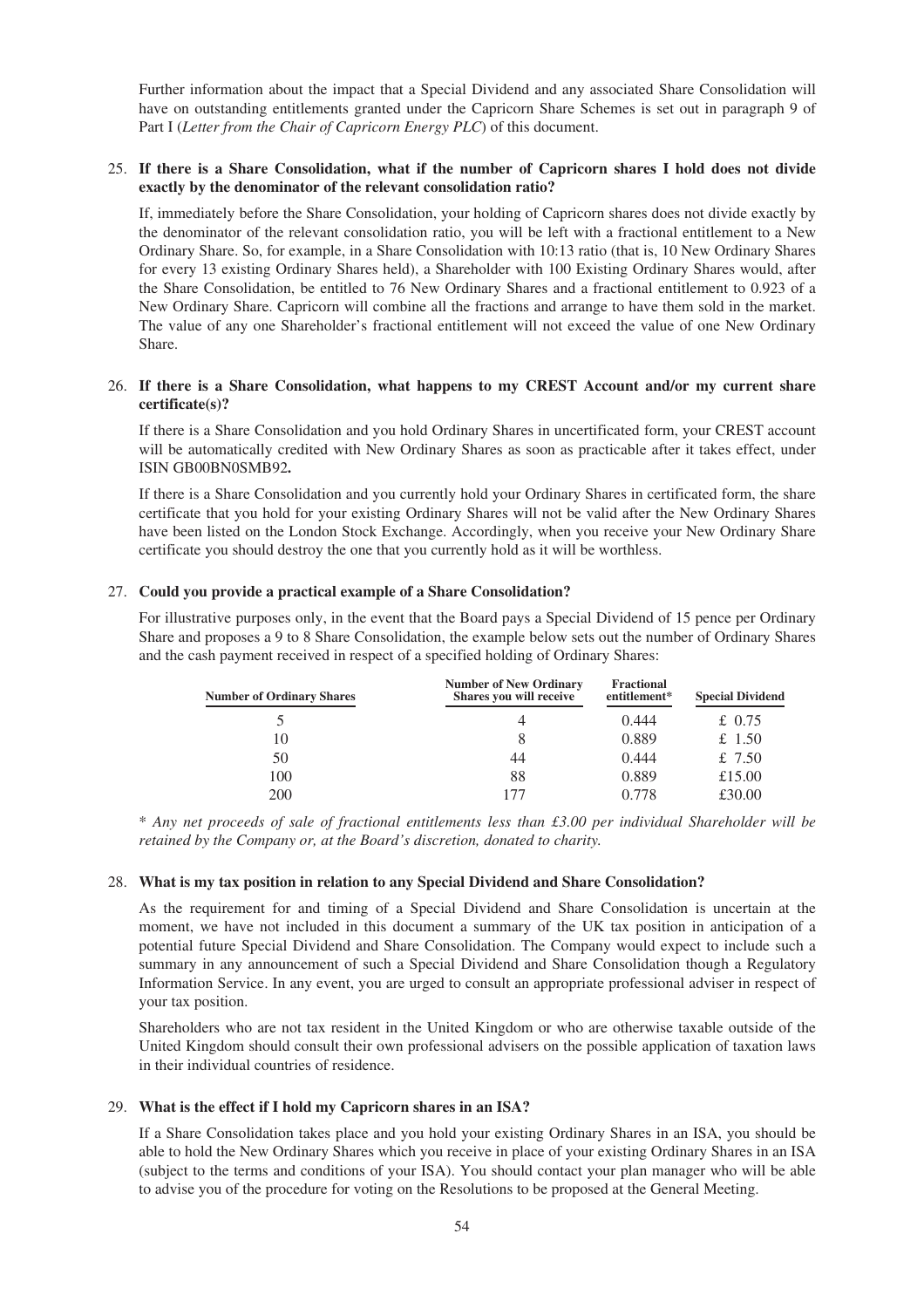Further information about the impact that a Special Dividend and any associated Share Consolidation will have on outstanding entitlements granted under the Capricorn Share Schemes is set out in paragraph 9 of Part I (*Letter from the Chair of Capricorn Energy PLC*) of this document.

25. **If there is a Share Consolidation, what if the number of Capricorn shares I hold does not divide exactly by the denominator of the relevant consolidation ratio?**

    If, immediately before the Share Consolidation, your holding of Capricorn shares does not divide exactly by the denominator of the relevant consolidation ratio, you will be left with a fractional entitlement to a New Ordinary Share. So, for example, in a Share Consolidation with 10:13 ratio (that is, 10 New Ordinary Shares for every 13 existing Ordinary Shares held), a Shareholder with 100 Existing Ordinary Shares would, after the Share Consolidation, be entitled to 76 New Ordinary Shares and a fractional entitlement to 0.923 of a New Ordinary Share. Capricorn will combine all the fractions and arrange to have them sold in the market. The value of any one Shareholder's fractional entitlement will not exceed the value of one New Ordinary Share.

26. **If there is a Share Consolidation, what happens to my CREST Account and/or my current share certificate(s)?**

    If there is a Share Consolidation and you hold Ordinary Shares in uncertificated form, your CREST account will be automatically credited with New Ordinary Shares as soon as practicable after it takes effect, under ISIN GB00BN0SMB92**.**

    If there is a Share Consolidation and you currently hold your Ordinary Shares in certificated form, the share certificate that you hold for your existing Ordinary Shares will not be valid after the New Ordinary Shares have been listed on the London Stock Exchange. Accordingly, when you receive your New Ordinary Share certificate you should destroy the one that you currently hold as it will be worthless.

27. **Could you provide a practical example of a Share Consolidation?**

    For illustrative purposes only, in the event that the Board pays a Special Dividend of 15 pence per Ordinary Share and proposes a 9 to 8 Share Consolidation, the example below sets out the number of Ordinary Shares and the cash payment received in respect of a specified holding of Ordinary Shares:

| Number of Ordinary Shares | Number of New Ordinary Shares you will receive | Fractional entitlement* | Special Dividend |
|---|---|---|---|
| 5 | 4 | 0.444 | £ 0.75 |
| 10 | 8 | 0.889 | £ 1.50 |
| 50 | 44 | 0.444 | £ 7.50 |
| 100 | 88 | 0.889 | £15.00 |
| 200 | 177 | 0.778 | £30.00 |

\* *Any net proceeds of sale of fractional entitlements less than £3.00 per individual Shareholder will be retained by the Company or, at the Board's discretion, donated to charity.*

28. **What is my tax position in relation to any Special Dividend and Share Consolidation?**

    As the requirement for and timing of a Special Dividend and Share Consolidation is uncertain at the moment, we have not included in this document a summary of the UK tax position in anticipation of a potential future Special Dividend and Share Consolidation. The Company would expect to include such a summary in any announcement of such a Special Dividend and Share Consolidation though a Regulatory Information Service. In any event, you are urged to consult an appropriate professional adviser in respect of your tax position.

    Shareholders who are not tax resident in the United Kingdom or who are otherwise taxable outside of the United Kingdom should consult their own professional advisers on the possible application of taxation laws in their individual countries of residence.

29. **What is the effect if I hold my Capricorn shares in an ISA?**

    If a Share Consolidation takes place and you hold your existing Ordinary Shares in an ISA, you should be able to hold the New Ordinary Shares which you receive in place of your existing Ordinary Shares in an ISA (subject to the terms and conditions of your ISA). You should contact your plan manager who will be able to advise you of the procedure for voting on the Resolutions to be proposed at the General Meeting.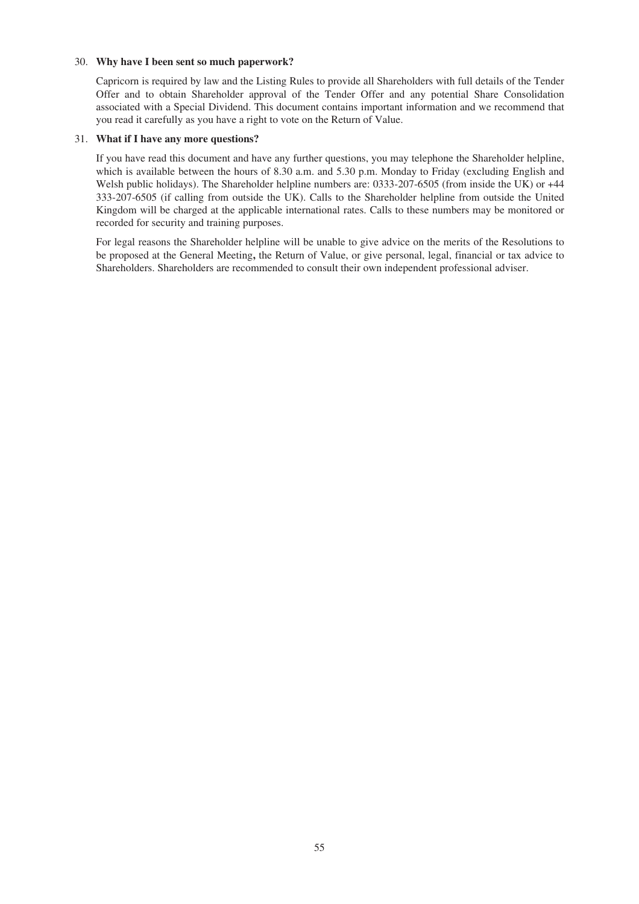30. **Why have I been sent so much paperwork?**

    Capricorn is required by law and the Listing Rules to provide all Shareholders with full details of the Tender Offer and to obtain Shareholder approval of the Tender Offer and any potential Share Consolidation associated with a Special Dividend. This document contains important information and we recommend that you read it carefully as you have a right to vote on the Return of Value.

31. **What if I have any more questions?**

    If you have read this document and have any further questions, you may telephone the Shareholder helpline, which is available between the hours of 8.30 a.m. and 5.30 p.m. Monday to Friday (excluding English and Welsh public holidays). The Shareholder helpline numbers are: 0333-207-6505 (from inside the UK) or +44 333-207-6505 (if calling from outside the UK). Calls to the Shareholder helpline from outside the United Kingdom will be charged at the applicable international rates. Calls to these numbers may be monitored or recorded for security and training purposes.

    For legal reasons the Shareholder helpline will be unable to give advice on the merits of the Resolutions to be proposed at the General Meeting**,** the Return of Value, or give personal, legal, financial or tax advice to Shareholders. Shareholders are recommended to consult their own independent professional adviser.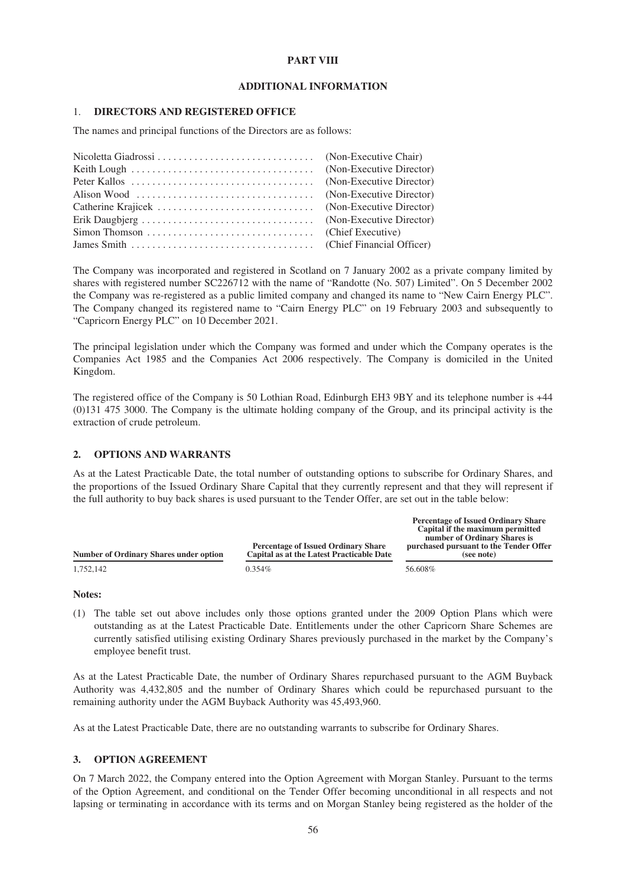# PART VIII

## ADDITIONAL INFORMATION

### 1. DIRECTORS AND REGISTERED OFFICE

The names and principal functions of the Directors are as follows:

| | |
|---|---|
| Nicoletta Giadrossi | (Non-Executive Chair) |
| Keith Lough | (Non-Executive Director) |
| Peter Kallos | (Non-Executive Director) |
| Alison Wood | (Non-Executive Director) |
| Catherine Krajicek | (Non-Executive Director) |
| Erik Daugbjerg | (Non-Executive Director) |
| Simon Thomson | (Chief Executive) |
| James Smith | (Chief Financial Officer) |

The Company was incorporated and registered in Scotland on 7 January 2002 as a private company limited by shares with registered number SC226712 with the name of "Randotte (No. 507) Limited". On 5 December 2002 the Company was re-registered as a public limited company and changed its name to "New Cairn Energy PLC". The Company changed its registered name to "Cairn Energy PLC" on 19 February 2003 and subsequently to "Capricorn Energy PLC" on 10 December 2021.

The principal legislation under which the Company was formed and under which the Company operates is the Companies Act 1985 and the Companies Act 2006 respectively. The Company is domiciled in the United Kingdom.

The registered office of the Company is 50 Lothian Road, Edinburgh EH3 9BY and its telephone number is +44 (0)131 475 3000. The Company is the ultimate holding company of the Group, and its principal activity is the extraction of crude petroleum.

### 2. OPTIONS AND WARRANTS

As at the Latest Practicable Date, the total number of outstanding options to subscribe for Ordinary Shares, and the proportions of the Issued Ordinary Share Capital that they currently represent and that they will represent if the full authority to buy back shares is used pursuant to the Tender Offer, are set out in the table below:

| Number of Ordinary Shares under option | Percentage of Issued Ordinary Share Capital as at the Latest Practicable Date | Percentage of Issued Ordinary Share Capital if the maximum permitted number of Ordinary Shares is purchased pursuant to the Tender Offer (see note) |
|---|---|---|
| 1,752,142 | 0.354% | 56.608% |

**Notes:**

(1) The table set out above includes only those options granted under the 2009 Option Plans which were outstanding as at the Latest Practicable Date. Entitlements under the other Capricorn Share Schemes are currently satisfied utilising existing Ordinary Shares previously purchased in the market by the Company's employee benefit trust.

As at the Latest Practicable Date, the number of Ordinary Shares repurchased pursuant to the AGM Buyback Authority was 4,432,805 and the number of Ordinary Shares which could be repurchased pursuant to the remaining authority under the AGM Buyback Authority was 45,493,960.

As at the Latest Practicable Date, there are no outstanding warrants to subscribe for Ordinary Shares.

### 3. OPTION AGREEMENT

On 7 March 2022, the Company entered into the Option Agreement with Morgan Stanley. Pursuant to the terms of the Option Agreement, and conditional on the Tender Offer becoming unconditional in all respects and not lapsing or terminating in accordance with its terms and on Morgan Stanley being registered as the holder of the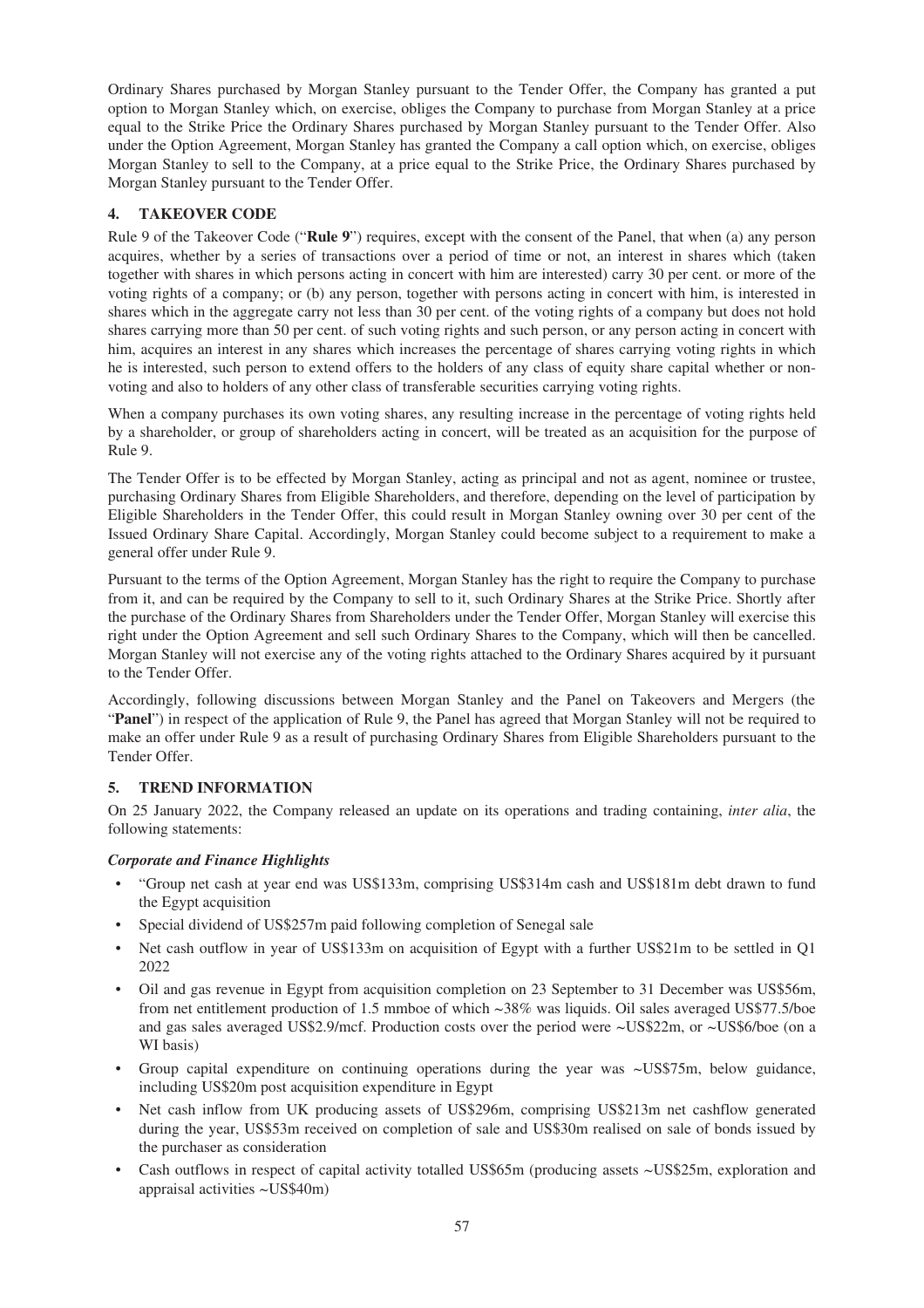Ordinary Shares purchased by Morgan Stanley pursuant to the Tender Offer, the Company has granted a put option to Morgan Stanley which, on exercise, obliges the Company to purchase from Morgan Stanley at a price equal to the Strike Price the Ordinary Shares purchased by Morgan Stanley pursuant to the Tender Offer. Also under the Option Agreement, Morgan Stanley has granted the Company a call option which, on exercise, obliges Morgan Stanley to sell to the Company, at a price equal to the Strike Price, the Ordinary Shares purchased by Morgan Stanley pursuant to the Tender Offer.

## 4. TAKEOVER CODE

Rule 9 of the Takeover Code ("**Rule 9**") requires, except with the consent of the Panel, that when (a) any person acquires, whether by a series of transactions over a period of time or not, an interest in shares which (taken together with shares in which persons acting in concert with him are interested) carry 30 per cent. or more of the voting rights of a company; or (b) any person, together with persons acting in concert with him, is interested in shares which in the aggregate carry not less than 30 per cent. of the voting rights of a company but does not hold shares carrying more than 50 per cent. of such voting rights and such person, or any person acting in concert with him, acquires an interest in any shares which increases the percentage of shares carrying voting rights in which he is interested, such person to extend offers to the holders of any class of equity share capital whether or non-voting and also to holders of any other class of transferable securities carrying voting rights.

When a company purchases its own voting shares, any resulting increase in the percentage of voting rights held by a shareholder, or group of shareholders acting in concert, will be treated as an acquisition for the purpose of Rule 9.

The Tender Offer is to be effected by Morgan Stanley, acting as principal and not as agent, nominee or trustee, purchasing Ordinary Shares from Eligible Shareholders, and therefore, depending on the level of participation by Eligible Shareholders in the Tender Offer, this could result in Morgan Stanley owning over 30 per cent of the Issued Ordinary Share Capital. Accordingly, Morgan Stanley could become subject to a requirement to make a general offer under Rule 9.

Pursuant to the terms of the Option Agreement, Morgan Stanley has the right to require the Company to purchase from it, and can be required by the Company to sell to it, such Ordinary Shares at the Strike Price. Shortly after the purchase of the Ordinary Shares from Shareholders under the Tender Offer, Morgan Stanley will exercise this right under the Option Agreement and sell such Ordinary Shares to the Company, which will then be cancelled. Morgan Stanley will not exercise any of the voting rights attached to the Ordinary Shares acquired by it pursuant to the Tender Offer.

Accordingly, following discussions between Morgan Stanley and the Panel on Takeovers and Mergers (the "**Panel**") in respect of the application of Rule 9, the Panel has agreed that Morgan Stanley will not be required to make an offer under Rule 9 as a result of purchasing Ordinary Shares from Eligible Shareholders pursuant to the Tender Offer.

## 5. TREND INFORMATION

On 25 January 2022, the Company released an update on its operations and trading containing, *inter alia*, the following statements:

***Corporate and Finance Highlights***

- "Group net cash at year end was US$133m, comprising US$314m cash and US$181m debt drawn to fund the Egypt acquisition
- Special dividend of US$257m paid following completion of Senegal sale
- Net cash outflow in year of US$133m on acquisition of Egypt with a further US$21m to be settled in Q1 2022
- Oil and gas revenue in Egypt from acquisition completion on 23 September to 31 December was US$56m, from net entitlement production of 1.5 mmboe of which ~38% was liquids. Oil sales averaged US$77.5/boe and gas sales averaged US$2.9/mcf. Production costs over the period were ~US$22m, or ~US$6/boe (on a WI basis)
- Group capital expenditure on continuing operations during the year was ~US$75m, below guidance, including US$20m post acquisition expenditure in Egypt
- Net cash inflow from UK producing assets of US$296m, comprising US$213m net cashflow generated during the year, US$53m received on completion of sale and US$30m realised on sale of bonds issued by the purchaser as consideration
- Cash outflows in respect of capital activity totalled US$65m (producing assets ~US$25m, exploration and appraisal activities ~US$40m)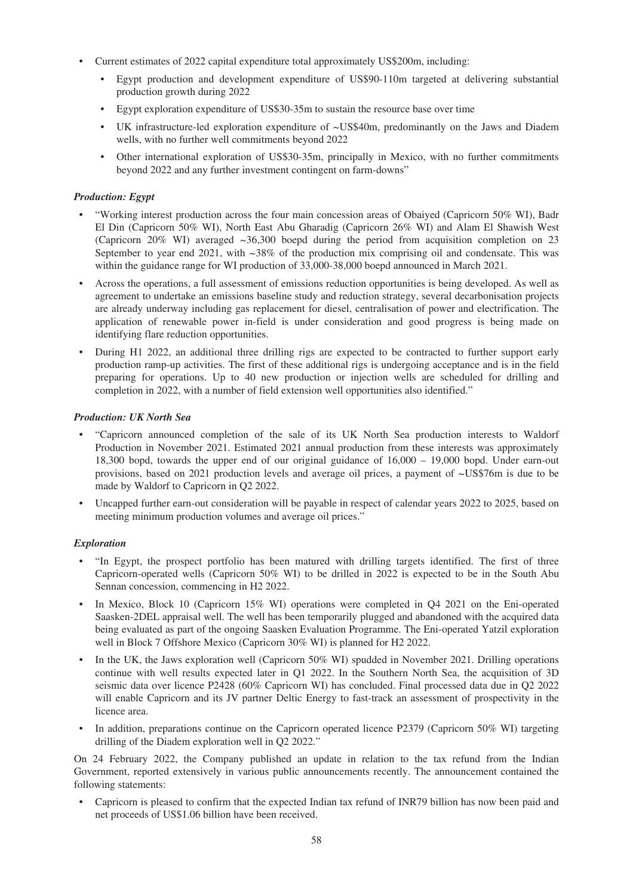- Current estimates of 2022 capital expenditure total approximately US$200m, including:
  - Egypt production and development expenditure of US$90-110m targeted at delivering substantial production growth during 2022
  - Egypt exploration expenditure of US$30-35m to sustain the resource base over time
  - UK infrastructure-led exploration expenditure of ~US$40m, predominantly on the Jaws and Diadem wells, with no further well commitments beyond 2022
  - Other international exploration of US$30-35m, principally in Mexico, with no further commitments beyond 2022 and any further investment contingent on farm-downs"

***Production: Egypt***

- "Working interest production across the four main concession areas of Obaiyed (Capricorn 50% WI), Badr El Din (Capricorn 50% WI), North East Abu Gharadig (Capricorn 26% WI) and Alam El Shawish West (Capricorn 20% WI) averaged ~36,300 boepd during the period from acquisition completion on 23 September to year end 2021, with ~38% of the production mix comprising oil and condensate. This was within the guidance range for WI production of 33,000-38,000 boepd announced in March 2021.
- Across the operations, a full assessment of emissions reduction opportunities is being developed. As well as agreement to undertake an emissions baseline study and reduction strategy, several decarbonisation projects are already underway including gas replacement for diesel, centralisation of power and electrification. The application of renewable power in-field is under consideration and good progress is being made on identifying flare reduction opportunities.
- During H1 2022, an additional three drilling rigs are expected to be contracted to further support early production ramp-up activities. The first of these additional rigs is undergoing acceptance and is in the field preparing for operations. Up to 40 new production or injection wells are scheduled for drilling and completion in 2022, with a number of field extension well opportunities also identified."

***Production: UK North Sea***

- "Capricorn announced completion of the sale of its UK North Sea production interests to Waldorf Production in November 2021. Estimated 2021 annual production from these interests was approximately 18,300 bopd, towards the upper end of our original guidance of 16,000 – 19,000 bopd. Under earn-out provisions, based on 2021 production levels and average oil prices, a payment of ~US$76m is due to be made by Waldorf to Capricorn in Q2 2022.
- Uncapped further earn-out consideration will be payable in respect of calendar years 2022 to 2025, based on meeting minimum production volumes and average oil prices."

***Exploration***

- "In Egypt, the prospect portfolio has been matured with drilling targets identified. The first of three Capricorn-operated wells (Capricorn 50% WI) to be drilled in 2022 is expected to be in the South Abu Sennan concession, commencing in H2 2022.
- In Mexico, Block 10 (Capricorn 15% WI) operations were completed in Q4 2021 on the Eni-operated Saasken-2DEL appraisal well. The well has been temporarily plugged and abandoned with the acquired data being evaluated as part of the ongoing Saasken Evaluation Programme. The Eni-operated Yatzil exploration well in Block 7 Offshore Mexico (Capricorn 30% WI) is planned for H2 2022.
- In the UK, the Jaws exploration well (Capricorn 50% WI) spudded in November 2021. Drilling operations continue with well results expected later in Q1 2022. In the Southern North Sea, the acquisition of 3D seismic data over licence P2428 (60% Capricorn WI) has concluded. Final processed data due in Q2 2022 will enable Capricorn and its JV partner Deltic Energy to fast-track an assessment of prospectivity in the licence area.
- In addition, preparations continue on the Capricorn operated licence P2379 (Capricorn 50% WI) targeting drilling of the Diadem exploration well in Q2 2022."

On 24 February 2022, the Company published an update in relation to the tax refund from the Indian Government, reported extensively in various public announcements recently. The announcement contained the following statements:

- Capricorn is pleased to confirm that the expected Indian tax refund of INR79 billion has now been paid and net proceeds of US$1.06 billion have been received.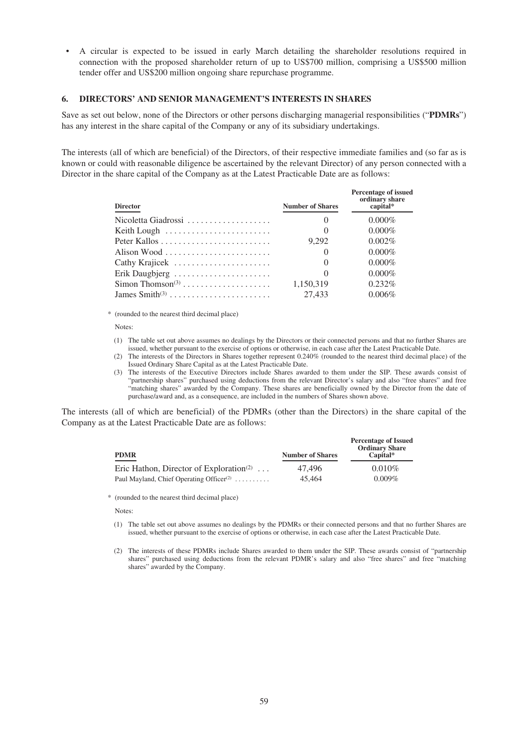- A circular is expected to be issued in early March detailing the shareholder resolutions required in connection with the proposed shareholder return of up to US$700 million, comprising a US$500 million tender offer and US$200 million ongoing share repurchase programme.

## 6. DIRECTORS' AND SENIOR MANAGEMENT'S INTERESTS IN SHARES

Save as set out below, none of the Directors or other persons discharging managerial responsibilities ("**PDMRs**") has any interest in the share capital of the Company or any of its subsidiary undertakings.

The interests (all of which are beneficial) of the Directors, of their respective immediate families and (so far as is known or could with reasonable diligence be ascertained by the relevant Director) of any person connected with a Director in the share capital of the Company as at the Latest Practicable Date are as follows:

| Director | Number of Shares | Percentage of issued ordinary share capital* |
|---|---|---|
| Nicoletta Giadrossi | 0 | 0.000% |
| Keith Lough | 0 | 0.000% |
| Peter Kallos | 9,292 | 0.002% |
| Alison Wood | 0 | 0.000% |
| Cathy Krajicek | 0 | 0.000% |
| Erik Daugbjerg | 0 | 0.000% |
| Simon Thomson(3) | 1,150,319 | 0.232% |
| James Smith(3) | 27,433 | 0.006% |

\* (rounded to the nearest third decimal place)

Notes:

(1) The table set out above assumes no dealings by the Directors or their connected persons and that no further Shares are issued, whether pursuant to the exercise of options or otherwise, in each case after the Latest Practicable Date.

(2) The interests of the Directors in Shares together represent 0.240% (rounded to the nearest third decimal place) of the Issued Ordinary Share Capital as at the Latest Practicable Date.

(3) The interests of the Executive Directors include Shares awarded to them under the SIP. These awards consist of "partnership shares" purchased using deductions from the relevant Director's salary and also "free shares" and free "matching shares" awarded by the Company. These shares are beneficially owned by the Director from the date of purchase/award and, as a consequence, are included in the numbers of Shares shown above.

The interests (all of which are beneficial) of the PDMRs (other than the Directors) in the share capital of the Company as at the Latest Practicable Date are as follows:

| PDMR | Number of Shares | Percentage of Issued Ordinary Share Capital* |
|---|---|---|
| Eric Hathon, Director of Exploration(2) | 47,496 | 0.010% |
| Paul Mayland, Chief Operating Officer(2) | 45,464 | 0.009% |

\* (rounded to the nearest third decimal place)

Notes:

(1) The table set out above assumes no dealings by the PDMRs or their connected persons and that no further Shares are issued, whether pursuant to the exercise of options or otherwise, in each case after the Latest Practicable Date.

(2) The interests of these PDMRs include Shares awarded to them under the SIP. These awards consist of "partnership shares" purchased using deductions from the relevant PDMR's salary and also "free shares" and free "matching shares" awarded by the Company.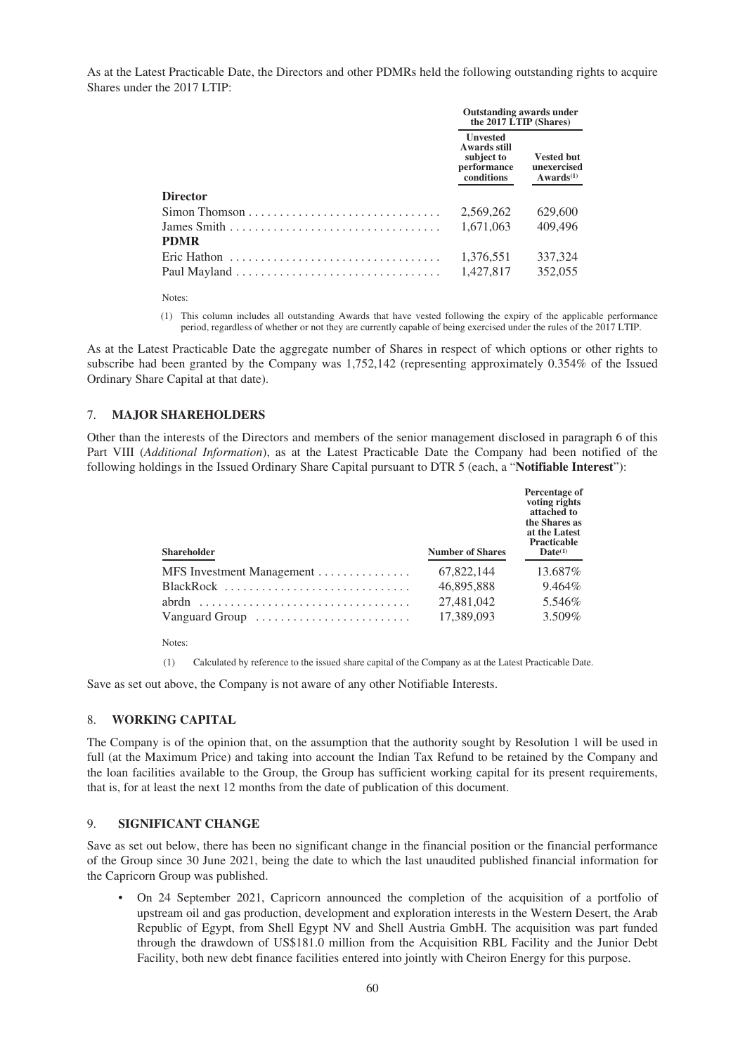As at the Latest Practicable Date, the Directors and other PDMRs held the following outstanding rights to acquire Shares under the 2017 LTIP:

| | Outstanding awards under the 2017 LTIP (Shares) | |
|---|---|---|
| | Unvested Awards still subject to performance conditions | Vested but unexercised Awards[(1)] |
| **Director** | | |
| Simon Thomson | 2,569,262 | 629,600 |
| James Smith | 1,671,063 | 409,496 |
| **PDMR** | | |
| Eric Hathon | 1,376,551 | 337,324 |
| Paul Mayland | 1,427,817 | 352,055 |

Notes:

(1) This column includes all outstanding Awards that have vested following the expiry of the applicable performance period, regardless of whether or not they are currently capable of being exercised under the rules of the 2017 LTIP.

As at the Latest Practicable Date the aggregate number of Shares in respect of which options or other rights to subscribe had been granted by the Company was 1,752,142 (representing approximately 0.354% of the Issued Ordinary Share Capital at that date).

## 7. MAJOR SHAREHOLDERS

Other than the interests of the Directors and members of the senior management disclosed in paragraph 6 of this Part VIII (*Additional Information*), as at the Latest Practicable Date the Company had been notified of the following holdings in the Issued Ordinary Share Capital pursuant to DTR 5 (each, a "**Notifiable Interest**"):

| Shareholder | Number of Shares | Percentage of voting rights attached to the Shares as at the Latest Practicable Date[(1)] |
|---|---|---|
| MFS Investment Management | 67,822,144 | 13.687% |
| BlackRock | 46,895,888 | 9.464% |
| abrdn | 27,481,042 | 5.546% |
| Vanguard Group | 17,389,093 | 3.509% |

Notes:

(1) Calculated by reference to the issued share capital of the Company as at the Latest Practicable Date.

Save as set out above, the Company is not aware of any other Notifiable Interests.

## 8. WORKING CAPITAL

The Company is of the opinion that, on the assumption that the authority sought by Resolution 1 will be used in full (at the Maximum Price) and taking into account the Indian Tax Refund to be retained by the Company and the loan facilities available to the Group, the Group has sufficient working capital for its present requirements, that is, for at least the next 12 months from the date of publication of this document.

## 9. SIGNIFICANT CHANGE

Save as set out below, there has been no significant change in the financial position or the financial performance of the Group since 30 June 2021, being the date to which the last unaudited published financial information for the Capricorn Group was published.

- On 24 September 2021, Capricorn announced the completion of the acquisition of a portfolio of upstream oil and gas production, development and exploration interests in the Western Desert, the Arab Republic of Egypt, from Shell Egypt NV and Shell Austria GmbH. The acquisition was part funded through the drawdown of US$181.0 million from the Acquisition RBL Facility and the Junior Debt Facility, both new debt finance facilities entered into jointly with Cheiron Energy for this purpose.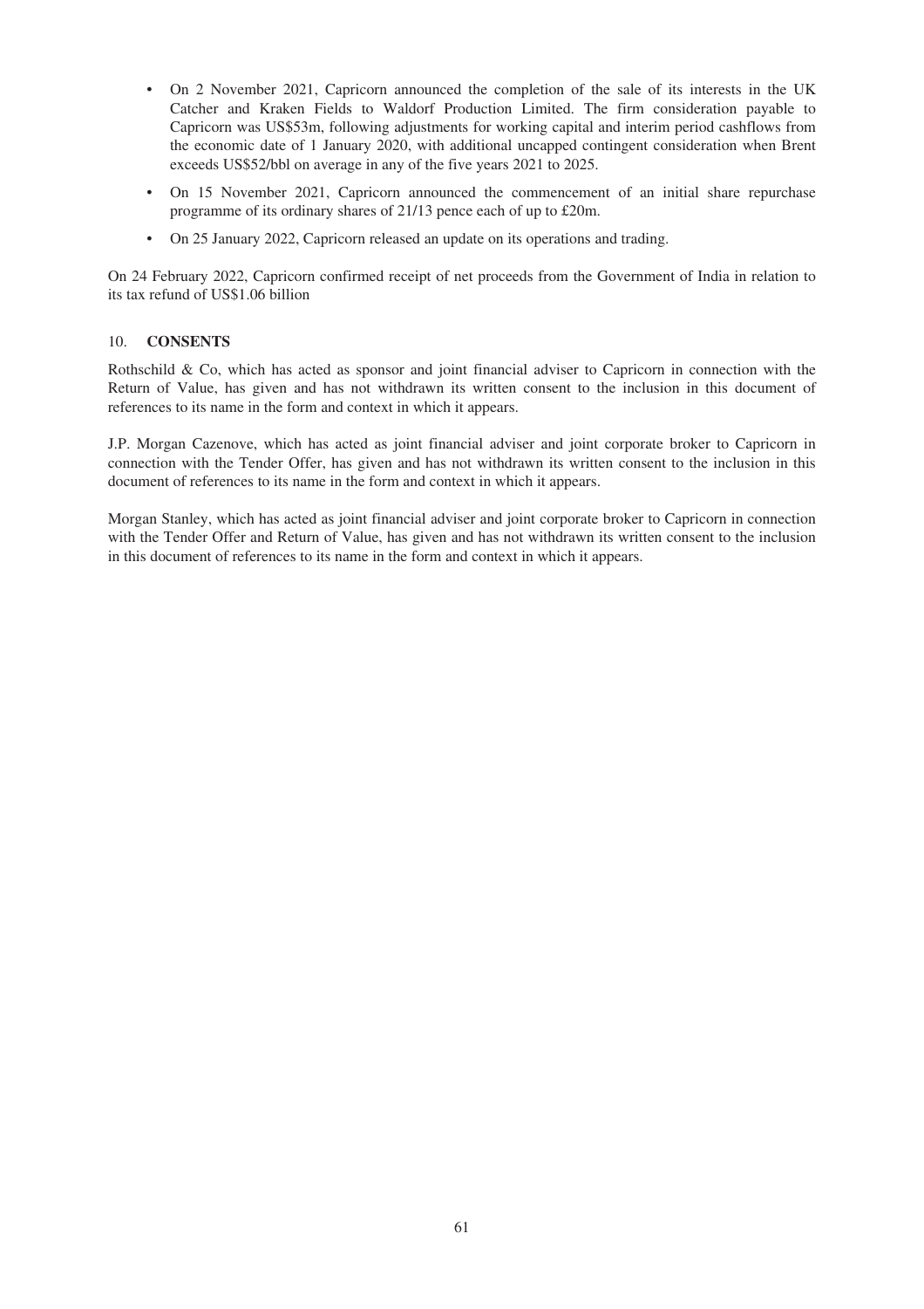- On 2 November 2021, Capricorn announced the completion of the sale of its interests in the UK Catcher and Kraken Fields to Waldorf Production Limited. The firm consideration payable to Capricorn was US$53m, following adjustments for working capital and interim period cashflows from the economic date of 1 January 2020, with additional uncapped contingent consideration when Brent exceeds US$52/bbl on average in any of the five years 2021 to 2025.
- On 15 November 2021, Capricorn announced the commencement of an initial share repurchase programme of its ordinary shares of 21/13 pence each of up to £20m.
- On 25 January 2022, Capricorn released an update on its operations and trading.

On 24 February 2022, Capricorn confirmed receipt of net proceeds from the Government of India in relation to its tax refund of US$1.06 billion

## 10. CONSENTS

Rothschild & Co, which has acted as sponsor and joint financial adviser to Capricorn in connection with the Return of Value, has given and has not withdrawn its written consent to the inclusion in this document of references to its name in the form and context in which it appears.

J.P. Morgan Cazenove, which has acted as joint financial adviser and joint corporate broker to Capricorn in connection with the Tender Offer, has given and has not withdrawn its written consent to the inclusion in this document of references to its name in the form and context in which it appears.

Morgan Stanley, which has acted as joint financial adviser and joint corporate broker to Capricorn in connection with the Tender Offer and Return of Value, has given and has not withdrawn its written consent to the inclusion in this document of references to its name in the form and context in which it appears.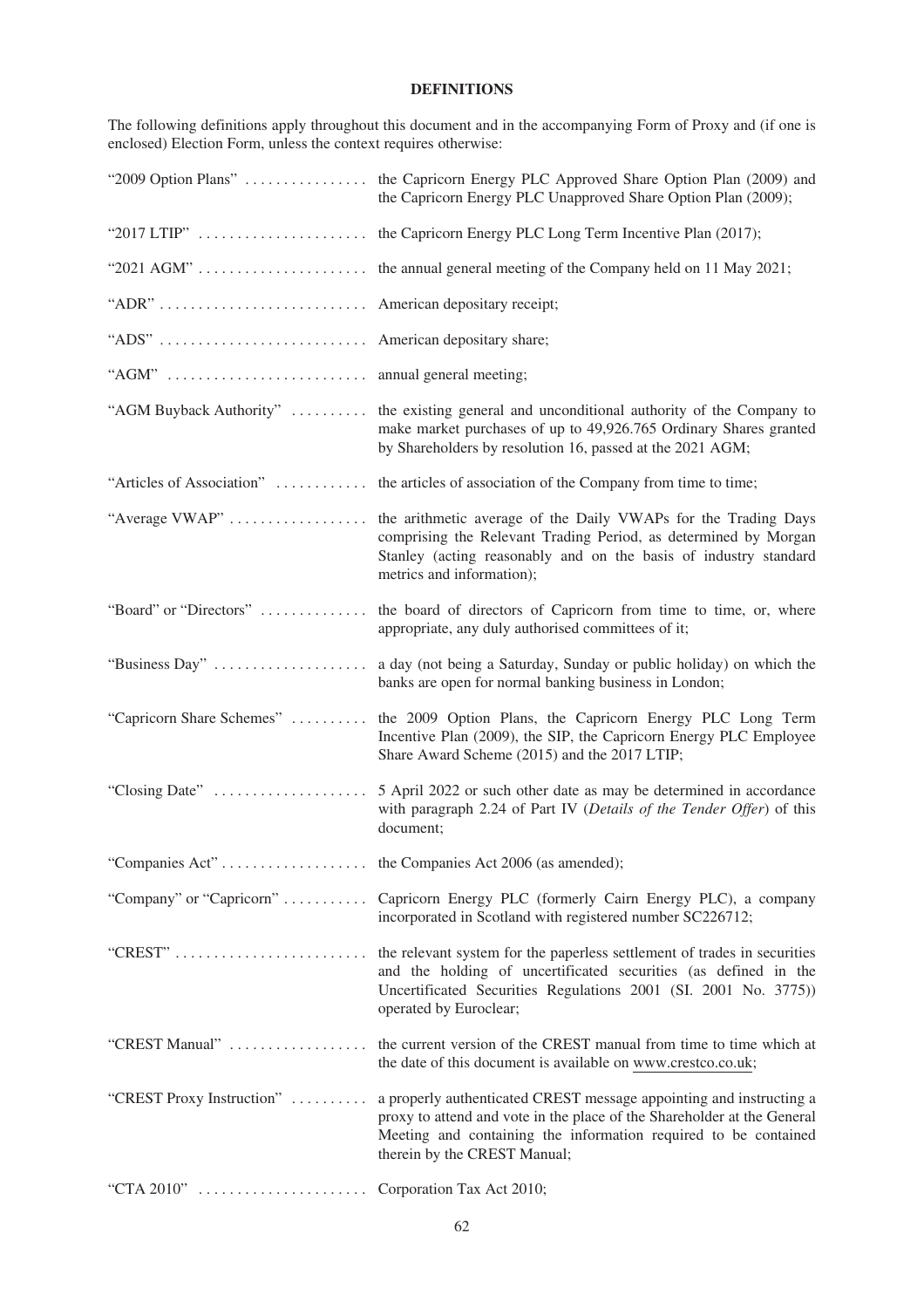## DEFINITIONS

The following definitions apply throughout this document and in the accompanying Form of Proxy and (if one is enclosed) Election Form, unless the context requires otherwise:

| | |
|---|---|
| "2009 Option Plans" | the Capricorn Energy PLC Approved Share Option Plan (2009) and the Capricorn Energy PLC Unapproved Share Option Plan (2009); |
| "2017 LTIP" | the Capricorn Energy PLC Long Term Incentive Plan (2017); |
| "2021 AGM" | the annual general meeting of the Company held on 11 May 2021; |
| "ADR" | American depositary receipt; |
| "ADS" | American depositary share; |
| "AGM" | annual general meeting; |
| "AGM Buyback Authority" | the existing general and unconditional authority of the Company to make market purchases of up to 49,926.765 Ordinary Shares granted by Shareholders by resolution 16, passed at the 2021 AGM; |
| "Articles of Association" | the articles of association of the Company from time to time; |
| "Average VWAP" | the arithmetic average of the Daily VWAPs for the Trading Days comprising the Relevant Trading Period, as determined by Morgan Stanley (acting reasonably and on the basis of industry standard metrics and information); |
| "Board" or "Directors" | the board of directors of Capricorn from time to time, or, where appropriate, any duly authorised committees of it; |
| "Business Day" | a day (not being a Saturday, Sunday or public holiday) on which the banks are open for normal banking business in London; |
| "Capricorn Share Schemes" | the 2009 Option Plans, the Capricorn Energy PLC Long Term Incentive Plan (2009), the SIP, the Capricorn Energy PLC Employee Share Award Scheme (2015) and the 2017 LTIP; |
| "Closing Date" | 5 April 2022 or such other date as may be determined in accordance with paragraph 2.24 of Part IV (*Details of the Tender Offer*) of this document; |
| "Companies Act" | the Companies Act 2006 (as amended); |
| "Company" or "Capricorn" | Capricorn Energy PLC (formerly Cairn Energy PLC), a company incorporated in Scotland with registered number SC226712; |
| "CREST" | the relevant system for the paperless settlement of trades in securities and the holding of uncertificated securities (as defined in the Uncertificated Securities Regulations 2001 (SI. 2001 No. 3775)) operated by Euroclear; |
| "CREST Manual" | the current version of the CREST manual from time to time which at the date of this document is available on www.crestco.co.uk; |
| "CREST Proxy Instruction" | a properly authenticated CREST message appointing and instructing a proxy to attend and vote in the place of the Shareholder at the General Meeting and containing the information required to be contained therein by the CREST Manual; |
| "CTA 2010" | Corporation Tax Act 2010; |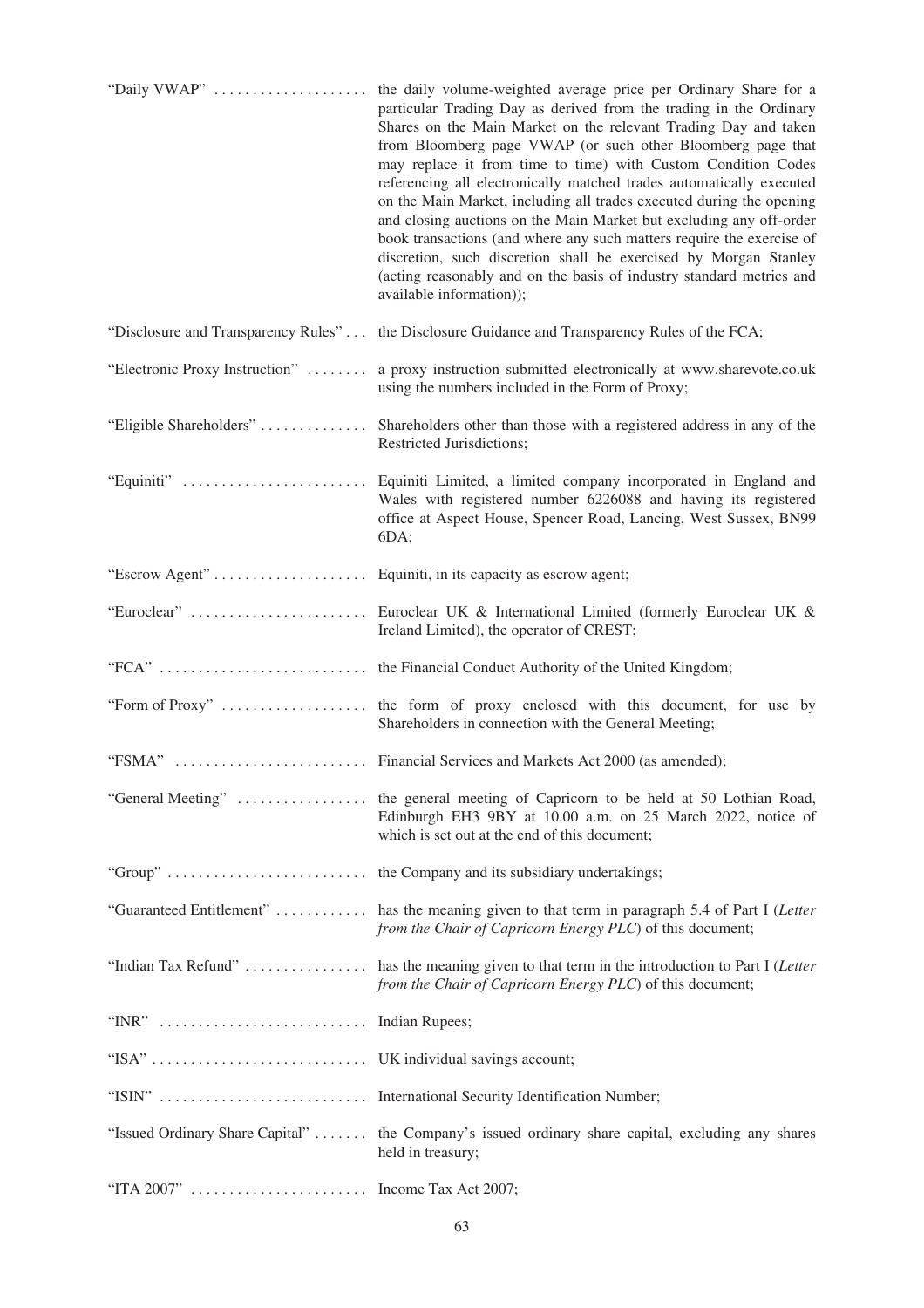"Daily VWAP" — the daily volume-weighted average price per Ordinary Share for a particular Trading Day as derived from the trading in the Ordinary Shares on the Main Market on the relevant Trading Day and taken from Bloomberg page VWAP (or such other Bloomberg page that may replace it from time to time) with Custom Condition Codes referencing all electronically matched trades automatically executed on the Main Market, including all trades executed during the opening and closing auctions on the Main Market but excluding any off-order book transactions (and where any such matters require the exercise of discretion, such discretion shall be exercised by Morgan Stanley (acting reasonably and on the basis of industry standard metrics and available information));

"Disclosure and Transparency Rules" — the Disclosure Guidance and Transparency Rules of the FCA;

"Electronic Proxy Instruction" — a proxy instruction submitted electronically at www.sharevote.co.uk using the numbers included in the Form of Proxy;

"Eligible Shareholders" — Shareholders other than those with a registered address in any of the Restricted Jurisdictions;

"Equiniti" — Equiniti Limited, a limited company incorporated in England and Wales with registered number 6226088 and having its registered office at Aspect House, Spencer Road, Lancing, West Sussex, BN99 6DA;

"Escrow Agent" — Equiniti, in its capacity as escrow agent;

"Euroclear" — Euroclear UK & International Limited (formerly Euroclear UK & Ireland Limited), the operator of CREST;

"FCA" — the Financial Conduct Authority of the United Kingdom;

"Form of Proxy" — the form of proxy enclosed with this document, for use by Shareholders in connection with the General Meeting;

"FSMA" — Financial Services and Markets Act 2000 (as amended);

"General Meeting" — the general meeting of Capricorn to be held at 50 Lothian Road, Edinburgh EH3 9BY at 10.00 a.m. on 25 March 2022, notice of which is set out at the end of this document;

"Group" — the Company and its subsidiary undertakings;

"Guaranteed Entitlement" — has the meaning given to that term in paragraph 5.4 of Part I (*Letter from the Chair of Capricorn Energy PLC*) of this document;

"Indian Tax Refund" — has the meaning given to that term in the introduction to Part I (*Letter from the Chair of Capricorn Energy PLC*) of this document;

"INR" — Indian Rupees;

"ISA" — UK individual savings account;

"ISIN" — International Security Identification Number;

"Issued Ordinary Share Capital" — the Company's issued ordinary share capital, excluding any shares held in treasury;

"ITA 2007" — Income Tax Act 2007;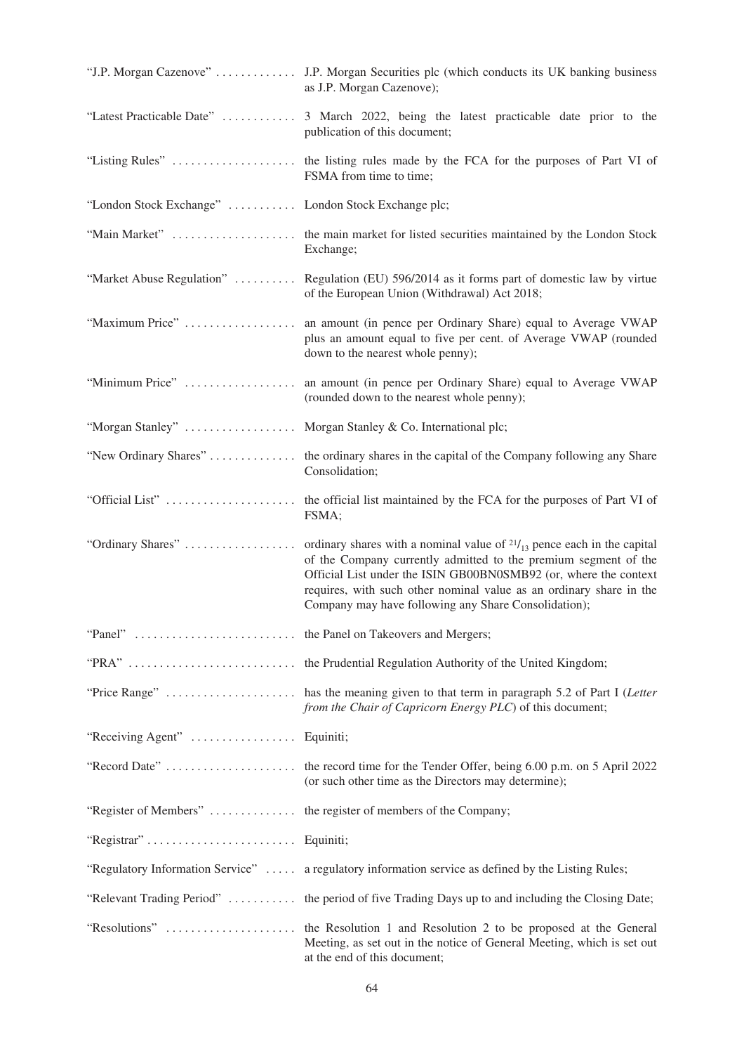| | |
|---|---|
| "J.P. Morgan Cazenove" | J.P. Morgan Securities plc (which conducts its UK banking business as J.P. Morgan Cazenove); |
| "Latest Practicable Date" | 3 March 2022, being the latest practicable date prior to the publication of this document; |
| "Listing Rules" | the listing rules made by the FCA for the purposes of Part VI of FSMA from time to time; |
| "London Stock Exchange" | London Stock Exchange plc; |
| "Main Market" | the main market for listed securities maintained by the London Stock Exchange; |
| "Market Abuse Regulation" | Regulation (EU) 596/2014 as it forms part of domestic law by virtue of the European Union (Withdrawal) Act 2018; |
| "Maximum Price" | an amount (in pence per Ordinary Share) equal to Average VWAP plus an amount equal to five per cent. of Average VWAP (rounded down to the nearest whole penny); |
| "Minimum Price" | an amount (in pence per Ordinary Share) equal to Average VWAP (rounded down to the nearest whole penny); |
| "Morgan Stanley" | Morgan Stanley & Co. International plc; |
| "New Ordinary Shares" | the ordinary shares in the capital of the Company following any Share Consolidation; |
| "Official List" | the official list maintained by the FCA for the purposes of Part VI of FSMA; |
| "Ordinary Shares" | ordinary shares with a nominal value of $^{21}/_{13}$ pence each in the capital of the Company currently admitted to the premium segment of the Official List under the ISIN GB00BN0SMB92 (or, where the context requires, with such other nominal value as an ordinary share in the Company may have following any Share Consolidation); |
| "Panel" | the Panel on Takeovers and Mergers; |
| "PRA" | the Prudential Regulation Authority of the United Kingdom; |
| "Price Range" | has the meaning given to that term in paragraph 5.2 of Part I (*Letter from the Chair of Capricorn Energy PLC*) of this document; |
| "Receiving Agent" | Equiniti; |
| "Record Date" | the record time for the Tender Offer, being 6.00 p.m. on 5 April 2022 (or such other time as the Directors may determine); |
| "Register of Members" | the register of members of the Company; |
| "Registrar" | Equiniti; |
| "Regulatory Information Service" | a regulatory information service as defined by the Listing Rules; |
| "Relevant Trading Period" | the period of five Trading Days up to and including the Closing Date; |
| "Resolutions" | the Resolution 1 and Resolution 2 to be proposed at the General Meeting, as set out in the notice of General Meeting, which is set out at the end of this document; |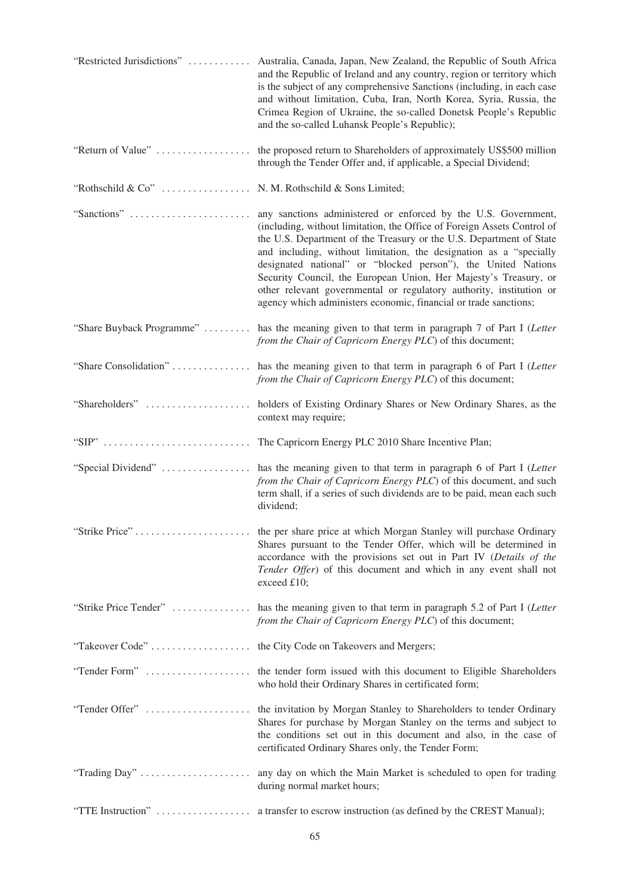| | |
|---|---|
| "Restricted Jurisdictions" | Australia, Canada, Japan, New Zealand, the Republic of South Africa and the Republic of Ireland and any country, region or territory which is the subject of any comprehensive Sanctions (including, in each case and without limitation, Cuba, Iran, North Korea, Syria, Russia, the Crimea Region of Ukraine, the so-called Donetsk People's Republic and the so-called Luhansk People's Republic); |
| "Return of Value" | the proposed return to Shareholders of approximately US$500 million through the Tender Offer and, if applicable, a Special Dividend; |
| "Rothschild & Co" | N. M. Rothschild & Sons Limited; |
| "Sanctions" | any sanctions administered or enforced by the U.S. Government, (including, without limitation, the Office of Foreign Assets Control of the U.S. Department of the Treasury or the U.S. Department of State and including, without limitation, the designation as a "specially designated national" or "blocked person"), the United Nations Security Council, the European Union, Her Majesty's Treasury, or other relevant governmental or regulatory authority, institution or agency which administers economic, financial or trade sanctions; |
| "Share Buyback Programme" | has the meaning given to that term in paragraph 7 of Part I (*Letter from the Chair of Capricorn Energy PLC*) of this document; |
| "Share Consolidation" | has the meaning given to that term in paragraph 6 of Part I (*Letter from the Chair of Capricorn Energy PLC*) of this document; |
| "Shareholders" | holders of Existing Ordinary Shares or New Ordinary Shares, as the context may require; |
| "SIP" | The Capricorn Energy PLC 2010 Share Incentive Plan; |
| "Special Dividend" | has the meaning given to that term in paragraph 6 of Part I (*Letter from the Chair of Capricorn Energy PLC*) of this document, and such term shall, if a series of such dividends are to be paid, mean each such dividend; |
| "Strike Price" | the per share price at which Morgan Stanley will purchase Ordinary Shares pursuant to the Tender Offer, which will be determined in accordance with the provisions set out in Part IV (*Details of the Tender Offer*) of this document and which in any event shall not exceed £10; |
| "Strike Price Tender" | has the meaning given to that term in paragraph 5.2 of Part I (*Letter from the Chair of Capricorn Energy PLC*) of this document; |
| "Takeover Code" | the City Code on Takeovers and Mergers; |
| "Tender Form" | the tender form issued with this document to Eligible Shareholders who hold their Ordinary Shares in certificated form; |
| "Tender Offer" | the invitation by Morgan Stanley to Shareholders to tender Ordinary Shares for purchase by Morgan Stanley on the terms and subject to the conditions set out in this document and also, in the case of certificated Ordinary Shares only, the Tender Form; |
| "Trading Day" | any day on which the Main Market is scheduled to open for trading during normal market hours; |
| "TTE Instruction" | a transfer to escrow instruction (as defined by the CREST Manual); |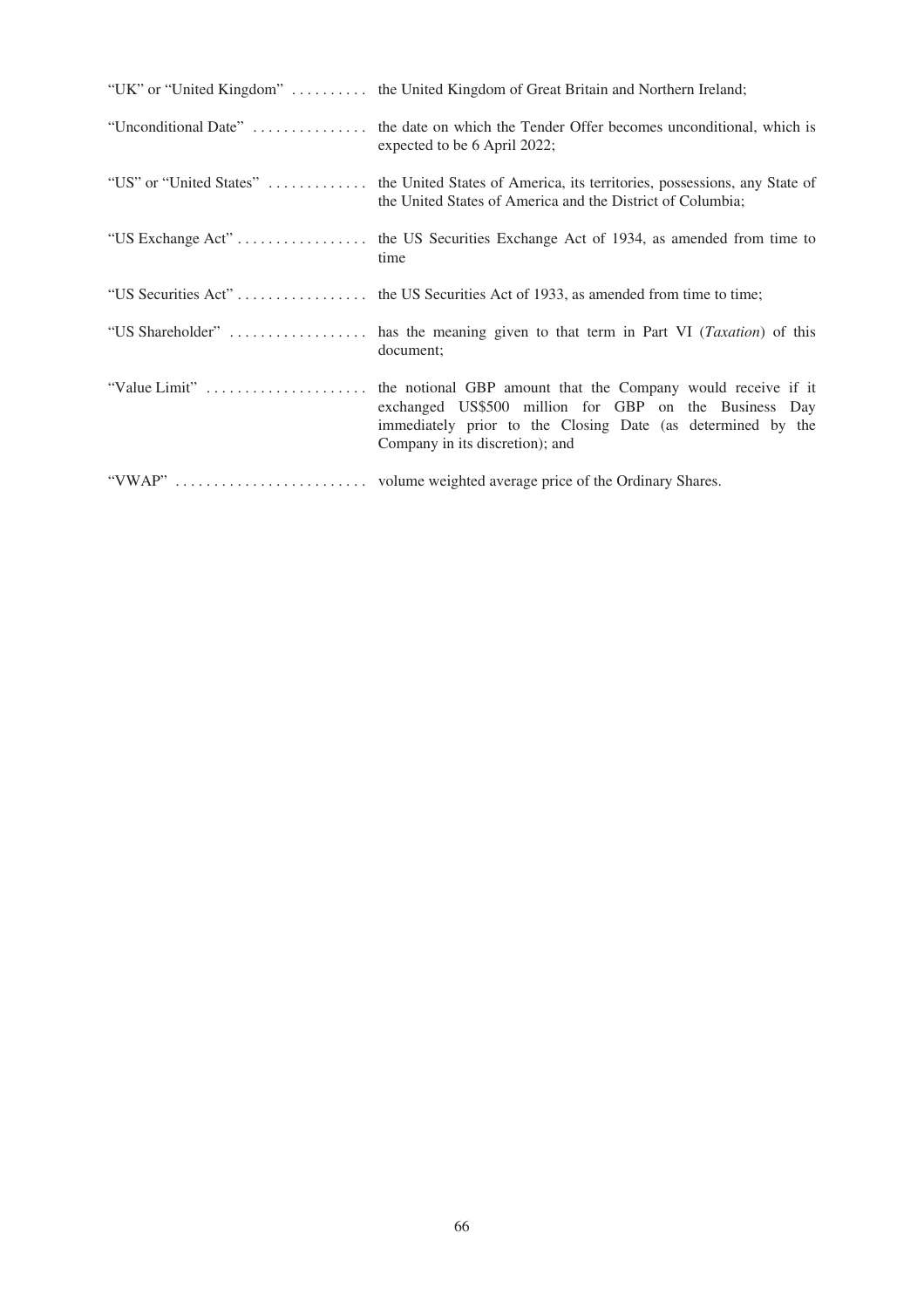| | |
|---|---|
| "UK" or "United Kingdom" | the United Kingdom of Great Britain and Northern Ireland; |
| "Unconditional Date" | the date on which the Tender Offer becomes unconditional, which is expected to be 6 April 2022; |
| "US" or "United States" | the United States of America, its territories, possessions, any State of the United States of America and the District of Columbia; |
| "US Exchange Act" | the US Securities Exchange Act of 1934, as amended from time to time |
| "US Securities Act" | the US Securities Act of 1933, as amended from time to time; |
| "US Shareholder" | has the meaning given to that term in Part VI (*Taxation*) of this document; |
| "Value Limit" | the notional GBP amount that the Company would receive if it exchanged US$500 million for GBP on the Business Day immediately prior to the Closing Date (as determined by the Company in its discretion); and |
| "VWAP" | volume weighted average price of the Ordinary Shares. |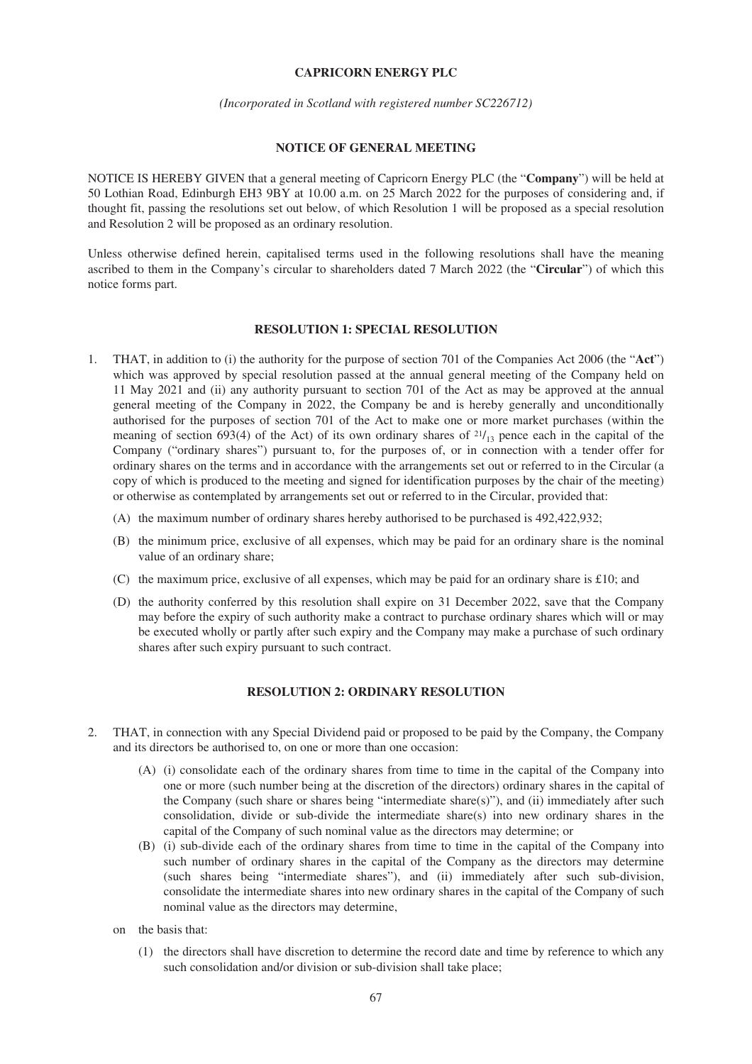**CAPRICORN ENERGY PLC**

*(Incorporated in Scotland with registered number SC226712)*

**NOTICE OF GENERAL MEETING**

NOTICE IS HEREBY GIVEN that a general meeting of Capricorn Energy PLC (the "**Company**") will be held at 50 Lothian Road, Edinburgh EH3 9BY at 10.00 a.m. on 25 March 2022 for the purposes of considering and, if thought fit, passing the resolutions set out below, of which Resolution 1 will be proposed as a special resolution and Resolution 2 will be proposed as an ordinary resolution.

Unless otherwise defined herein, capitalised terms used in the following resolutions shall have the meaning ascribed to them in the Company's circular to shareholders dated 7 March 2022 (the "**Circular**") of which this notice forms part.

**RESOLUTION 1: SPECIAL RESOLUTION**

1. THAT, in addition to (i) the authority for the purpose of section 701 of the Companies Act 2006 (the "**Act**") which was approved by special resolution passed at the annual general meeting of the Company held on 11 May 2021 and (ii) any authority pursuant to section 701 of the Act as may be approved at the annual general meeting of the Company in 2022, the Company be and is hereby generally and unconditionally authorised for the purposes of section 701 of the Act to make one or more market purchases (within the meaning of section 693(4) of the Act) of its own ordinary shares of $^{21}/_{13}$ pence each in the capital of the Company ("ordinary shares") pursuant to, for the purposes of, or in connection with a tender offer for ordinary shares on the terms and in accordance with the arrangements set out or referred to in the Circular (a copy of which is produced to the meeting and signed for identification purposes by the chair of the meeting) or otherwise as contemplated by arrangements set out or referred to in the Circular, provided that:

   (A) the maximum number of ordinary shares hereby authorised to be purchased is 492,422,932;

   (B) the minimum price, exclusive of all expenses, which may be paid for an ordinary share is the nominal value of an ordinary share;

   (C) the maximum price, exclusive of all expenses, which may be paid for an ordinary share is £10; and

   (D) the authority conferred by this resolution shall expire on 31 December 2022, save that the Company may before the expiry of such authority make a contract to purchase ordinary shares which will or may be executed wholly or partly after such expiry and the Company may make a purchase of such ordinary shares after such expiry pursuant to such contract.

**RESOLUTION 2: ORDINARY RESOLUTION**

2. THAT, in connection with any Special Dividend paid or proposed to be paid by the Company, the Company and its directors be authorised to, on one or more than one occasion:

   (A) (i) consolidate each of the ordinary shares from time to time in the capital of the Company into one or more (such number being at the discretion of the directors) ordinary shares in the capital of the Company (such share or shares being "intermediate share(s)"), and (ii) immediately after such consolidation, divide or sub-divide the intermediate share(s) into new ordinary shares in the capital of the Company of such nominal value as the directors may determine; or

   (B) (i) sub-divide each of the ordinary shares from time to time in the capital of the Company into such number of ordinary shares in the capital of the Company as the directors may determine (such shares being "intermediate shares"), and (ii) immediately after such sub-division, consolidate the intermediate shares into new ordinary shares in the capital of the Company of such nominal value as the directors may determine,

   on the basis that:

   (1) the directors shall have discretion to determine the record date and time by reference to which any such consolidation and/or division or sub-division shall take place;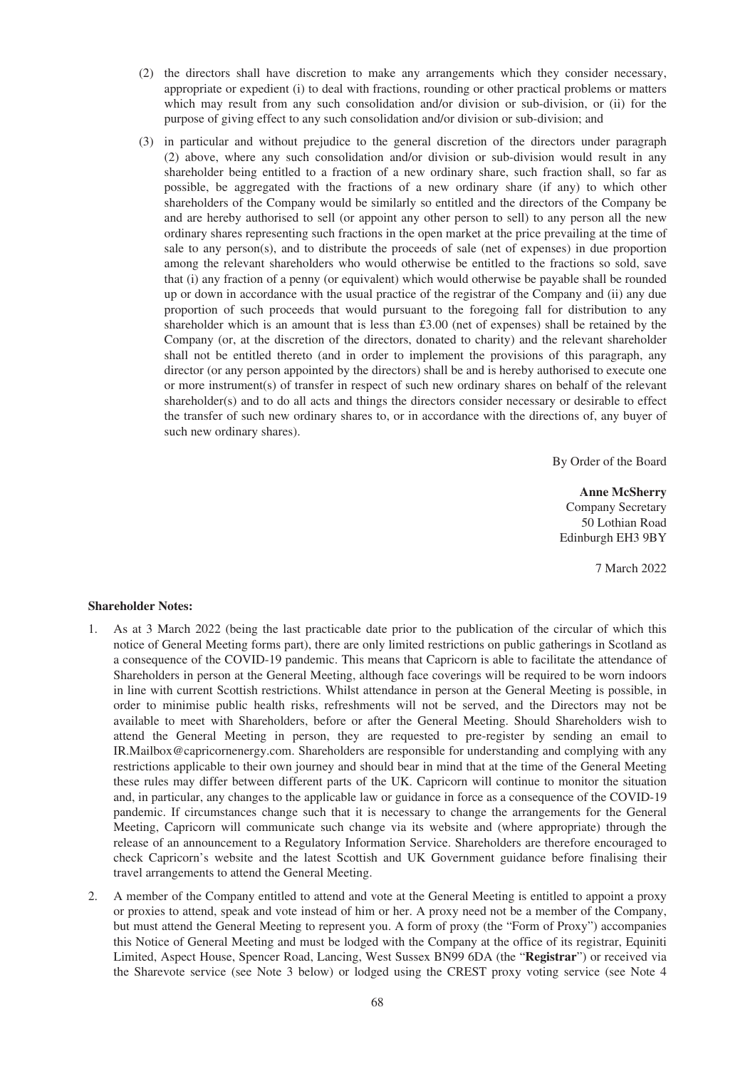(2) the directors shall have discretion to make any arrangements which they consider necessary, appropriate or expedient (i) to deal with fractions, rounding or other practical problems or matters which may result from any such consolidation and/or division or sub-division, or (ii) for the purpose of giving effect to any such consolidation and/or division or sub-division; and

(3) in particular and without prejudice to the general discretion of the directors under paragraph (2) above, where any such consolidation and/or division or sub-division would result in any shareholder being entitled to a fraction of a new ordinary share, such fraction shall, so far as possible, be aggregated with the fractions of a new ordinary share (if any) to which other shareholders of the Company would be similarly so entitled and the directors of the Company be and are hereby authorised to sell (or appoint any other person to sell) to any person all the new ordinary shares representing such fractions in the open market at the price prevailing at the time of sale to any person(s), and to distribute the proceeds of sale (net of expenses) in due proportion among the relevant shareholders who would otherwise be entitled to the fractions so sold, save that (i) any fraction of a penny (or equivalent) which would otherwise be payable shall be rounded up or down in accordance with the usual practice of the registrar of the Company and (ii) any due proportion of such proceeds that would pursuant to the foregoing fall for distribution to any shareholder which is an amount that is less than £3.00 (net of expenses) shall be retained by the Company (or, at the discretion of the directors, donated to charity) and the relevant shareholder shall not be entitled thereto (and in order to implement the provisions of this paragraph, any director (or any person appointed by the directors) shall be and is hereby authorised to execute one or more instrument(s) of transfer in respect of such new ordinary shares on behalf of the relevant shareholder(s) and to do all acts and things the directors consider necessary or desirable to effect the transfer of such new ordinary shares to, or in accordance with the directions of, any buyer of such new ordinary shares).

By Order of the Board

**Anne McSherry**
Company Secretary
50 Lothian Road
Edinburgh EH3 9BY

7 March 2022

**Shareholder Notes:**

1. As at 3 March 2022 (being the last practicable date prior to the publication of the circular of which this notice of General Meeting forms part), there are only limited restrictions on public gatherings in Scotland as a consequence of the COVID-19 pandemic. This means that Capricorn is able to facilitate the attendance of Shareholders in person at the General Meeting, although face coverings will be required to be worn indoors in line with current Scottish restrictions. Whilst attendance in person at the General Meeting is possible, in order to minimise public health risks, refreshments will not be served, and the Directors may not be available to meet with Shareholders, before or after the General Meeting. Should Shareholders wish to attend the General Meeting in person, they are requested to pre-register by sending an email to IR.Mailbox@capricornenergy.com. Shareholders are responsible for understanding and complying with any restrictions applicable to their own journey and should bear in mind that at the time of the General Meeting these rules may differ between different parts of the UK. Capricorn will continue to monitor the situation and, in particular, any changes to the applicable law or guidance in force as a consequence of the COVID-19 pandemic. If circumstances change such that it is necessary to change the arrangements for the General Meeting, Capricorn will communicate such change via its website and (where appropriate) through the release of an announcement to a Regulatory Information Service. Shareholders are therefore encouraged to check Capricorn's website and the latest Scottish and UK Government guidance before finalising their travel arrangements to attend the General Meeting.

2. A member of the Company entitled to attend and vote at the General Meeting is entitled to appoint a proxy or proxies to attend, speak and vote instead of him or her. A proxy need not be a member of the Company, but must attend the General Meeting to represent you. A form of proxy (the "Form of Proxy") accompanies this Notice of General Meeting and must be lodged with the Company at the office of its registrar, Equiniti Limited, Aspect House, Spencer Road, Lancing, West Sussex BN99 6DA (the "**Registrar**") or received via the Sharevote service (see Note 3 below) or lodged using the CREST proxy voting service (see Note 4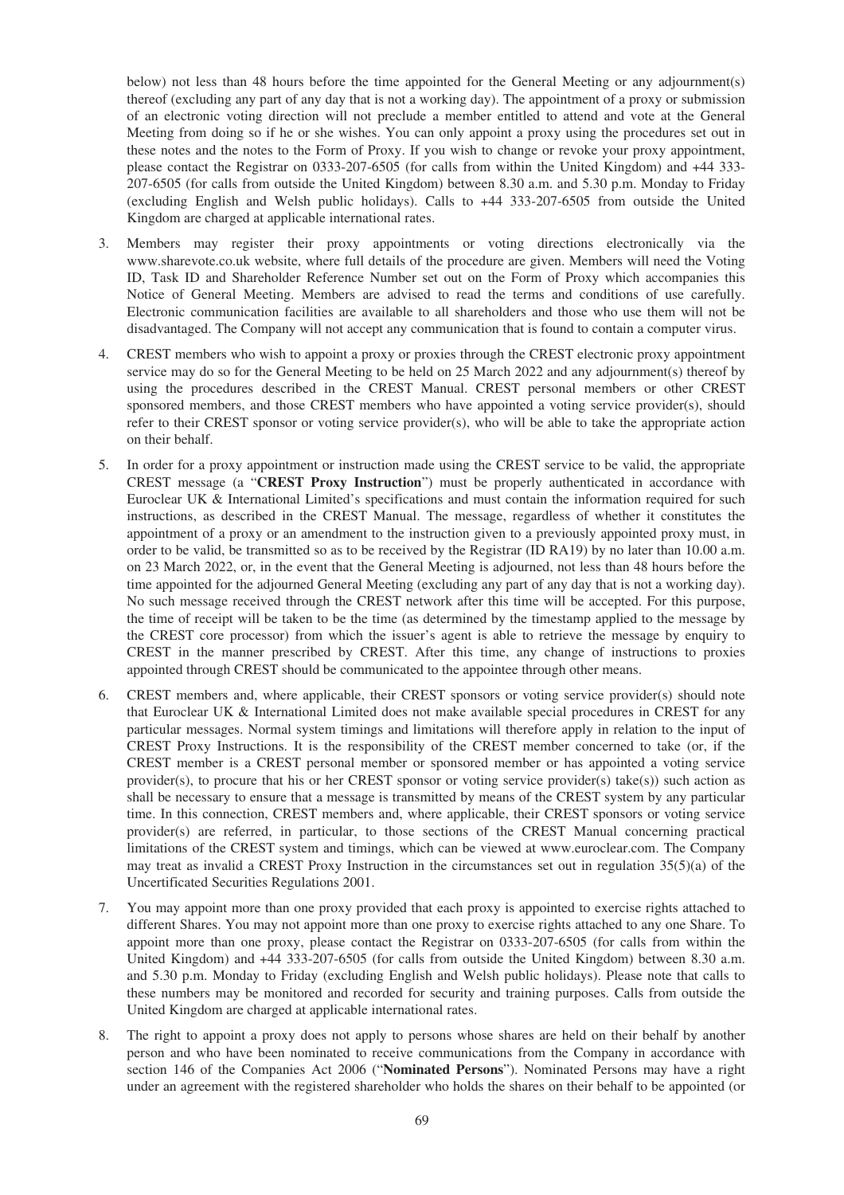below) not less than 48 hours before the time appointed for the General Meeting or any adjournment(s) thereof (excluding any part of any day that is not a working day). The appointment of a proxy or submission of an electronic voting direction will not preclude a member entitled to attend and vote at the General Meeting from doing so if he or she wishes. You can only appoint a proxy using the procedures set out in these notes and the notes to the Form of Proxy. If you wish to change or revoke your proxy appointment, please contact the Registrar on 0333-207-6505 (for calls from within the United Kingdom) and +44 333-207-6505 (for calls from outside the United Kingdom) between 8.30 a.m. and 5.30 p.m. Monday to Friday (excluding English and Welsh public holidays). Calls to +44 333-207-6505 from outside the United Kingdom are charged at applicable international rates.

3. Members may register their proxy appointments or voting directions electronically via the www.sharevote.co.uk website, where full details of the procedure are given. Members will need the Voting ID, Task ID and Shareholder Reference Number set out on the Form of Proxy which accompanies this Notice of General Meeting. Members are advised to read the terms and conditions of use carefully. Electronic communication facilities are available to all shareholders and those who use them will not be disadvantaged. The Company will not accept any communication that is found to contain a computer virus.

4. CREST members who wish to appoint a proxy or proxies through the CREST electronic proxy appointment service may do so for the General Meeting to be held on 25 March 2022 and any adjournment(s) thereof by using the procedures described in the CREST Manual. CREST personal members or other CREST sponsored members, and those CREST members who have appointed a voting service provider(s), should refer to their CREST sponsor or voting service provider(s), who will be able to take the appropriate action on their behalf.

5. In order for a proxy appointment or instruction made using the CREST service to be valid, the appropriate CREST message (a "**CREST Proxy Instruction**") must be properly authenticated in accordance with Euroclear UK & International Limited's specifications and must contain the information required for such instructions, as described in the CREST Manual. The message, regardless of whether it constitutes the appointment of a proxy or an amendment to the instruction given to a previously appointed proxy must, in order to be valid, be transmitted so as to be received by the Registrar (ID RA19) by no later than 10.00 a.m. on 23 March 2022, or, in the event that the General Meeting is adjourned, not less than 48 hours before the time appointed for the adjourned General Meeting (excluding any part of any day that is not a working day). No such message received through the CREST network after this time will be accepted. For this purpose, the time of receipt will be taken to be the time (as determined by the timestamp applied to the message by the CREST core processor) from which the issuer's agent is able to retrieve the message by enquiry to CREST in the manner prescribed by CREST. After this time, any change of instructions to proxies appointed through CREST should be communicated to the appointee through other means.

6. CREST members and, where applicable, their CREST sponsors or voting service provider(s) should note that Euroclear UK & International Limited does not make available special procedures in CREST for any particular messages. Normal system timings and limitations will therefore apply in relation to the input of CREST Proxy Instructions. It is the responsibility of the CREST member concerned to take (or, if the CREST member is a CREST personal member or sponsored member or has appointed a voting service provider(s), to procure that his or her CREST sponsor or voting service provider(s) take(s)) such action as shall be necessary to ensure that a message is transmitted by means of the CREST system by any particular time. In this connection, CREST members and, where applicable, their CREST sponsors or voting service provider(s) are referred, in particular, to those sections of the CREST Manual concerning practical limitations of the CREST system and timings, which can be viewed at www.euroclear.com. The Company may treat as invalid a CREST Proxy Instruction in the circumstances set out in regulation 35(5)(a) of the Uncertificated Securities Regulations 2001.

7. You may appoint more than one proxy provided that each proxy is appointed to exercise rights attached to different Shares. You may not appoint more than one proxy to exercise rights attached to any one Share. To appoint more than one proxy, please contact the Registrar on 0333-207-6505 (for calls from within the United Kingdom) and +44 333-207-6505 (for calls from outside the United Kingdom) between 8.30 a.m. and 5.30 p.m. Monday to Friday (excluding English and Welsh public holidays). Please note that calls to these numbers may be monitored and recorded for security and training purposes. Calls from outside the United Kingdom are charged at applicable international rates.

8. The right to appoint a proxy does not apply to persons whose shares are held on their behalf by another person and who have been nominated to receive communications from the Company in accordance with section 146 of the Companies Act 2006 ("**Nominated Persons**"). Nominated Persons may have a right under an agreement with the registered shareholder who holds the shares on their behalf to be appointed (or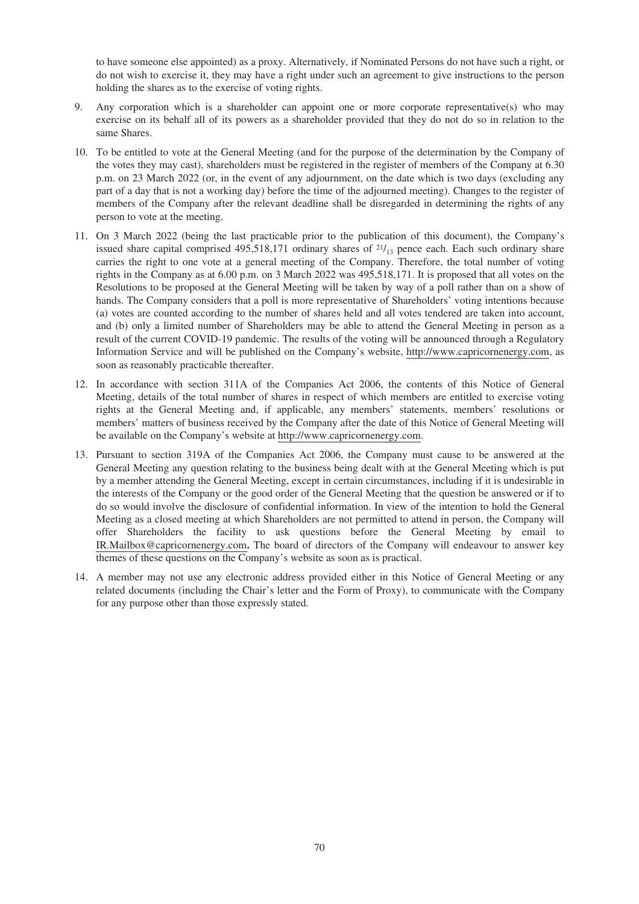to have someone else appointed) as a proxy. Alternatively, if Nominated Persons do not have such a right, or do not wish to exercise it, they may have a right under such an agreement to give instructions to the person holding the shares as to the exercise of voting rights.

9. Any corporation which is a shareholder can appoint one or more corporate representative(s) who may exercise on its behalf all of its powers as a shareholder provided that they do not do so in relation to the same Shares.

10. To be entitled to vote at the General Meeting (and for the purpose of the determination by the Company of the votes they may cast), shareholders must be registered in the register of members of the Company at 6.30 p.m. on 23 March 2022 (or, in the event of any adjournment, on the date which is two days (excluding any part of a day that is not a working day) before the time of the adjourned meeting). Changes to the register of members of the Company after the relevant deadline shall be disregarded in determining the rights of any person to vote at the meeting.

11. On 3 March 2022 (being the last practicable prior to the publication of this document), the Company's issued share capital comprised 495,518,171 ordinary shares of $^{21}/_{13}$ pence each. Each such ordinary share carries the right to one vote at a general meeting of the Company. Therefore, the total number of voting rights in the Company as at 6.00 p.m. on 3 March 2022 was 495,518,171. It is proposed that all votes on the Resolutions to be proposed at the General Meeting will be taken by way of a poll rather than on a show of hands. The Company considers that a poll is more representative of Shareholders' voting intentions because (a) votes are counted according to the number of shares held and all votes tendered are taken into account, and (b) only a limited number of Shareholders may be able to attend the General Meeting in person as a result of the current COVID-19 pandemic. The results of the voting will be announced through a Regulatory Information Service and will be published on the Company's website, http://www.capricornenergy.com, as soon as reasonably practicable thereafter.

12. In accordance with section 311A of the Companies Act 2006, the contents of this Notice of General Meeting, details of the total number of shares in respect of which members are entitled to exercise voting rights at the General Meeting and, if applicable, any members' statements, members' resolutions or members' matters of business received by the Company after the date of this Notice of General Meeting will be available on the Company's website at http://www.capricornenergy.com.

13. Pursuant to section 319A of the Companies Act 2006, the Company must cause to be answered at the General Meeting any question relating to the business being dealt with at the General Meeting which is put by a member attending the General Meeting, except in certain circumstances, including if it is undesirable in the interests of the Company or the good order of the General Meeting that the question be answered or if to do so would involve the disclosure of confidential information. In view of the intention to hold the General Meeting as a closed meeting at which Shareholders are not permitted to attend in person, the Company will offer Shareholders the facility to ask questions before the General Meeting by email to IR.Mailbox@capricornenergy.com**.** The board of directors of the Company will endeavour to answer key themes of these questions on the Company's website as soon as is practical.

14. A member may not use any electronic address provided either in this Notice of General Meeting or any related documents (including the Chair's letter and the Form of Proxy), to communicate with the Company for any purpose other than those expressly stated.